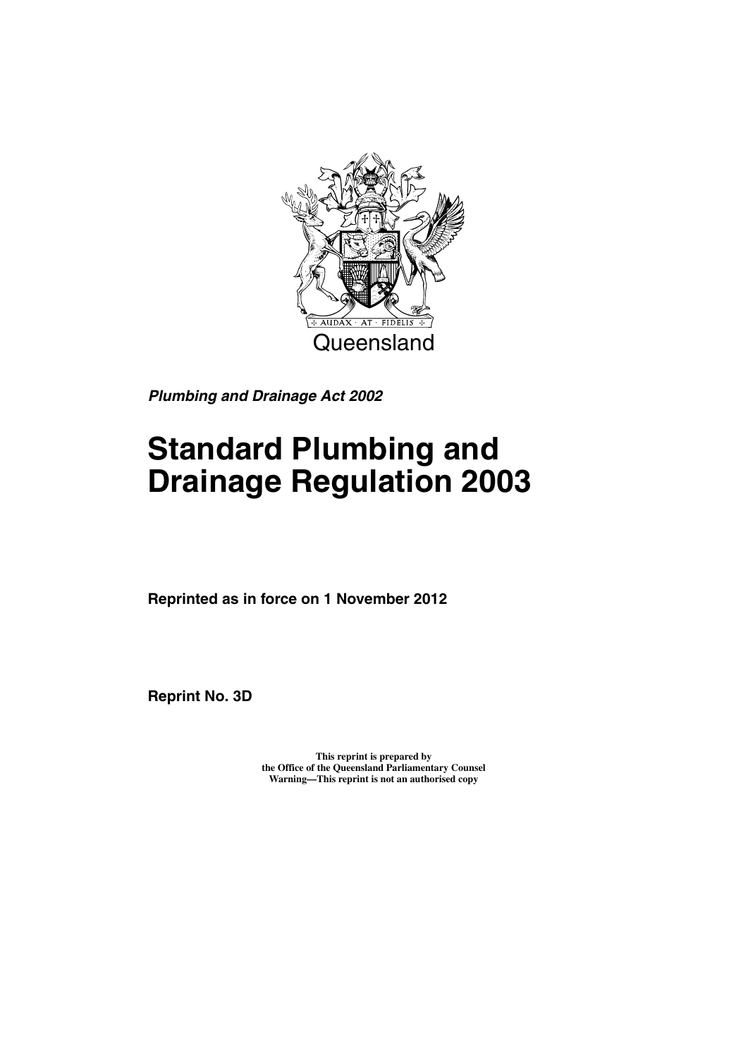Queensland

***Plumbing and Drainage Act 2002***

# Standard Plumbing and Drainage Regulation 2003

**Reprinted as in force on 1 November 2012**

**Reprint No. 3D**

**This reprint is prepared by**
**the Office of the Queensland Parliamentary Counsel**
**Warning—This reprint is not an authorised copy**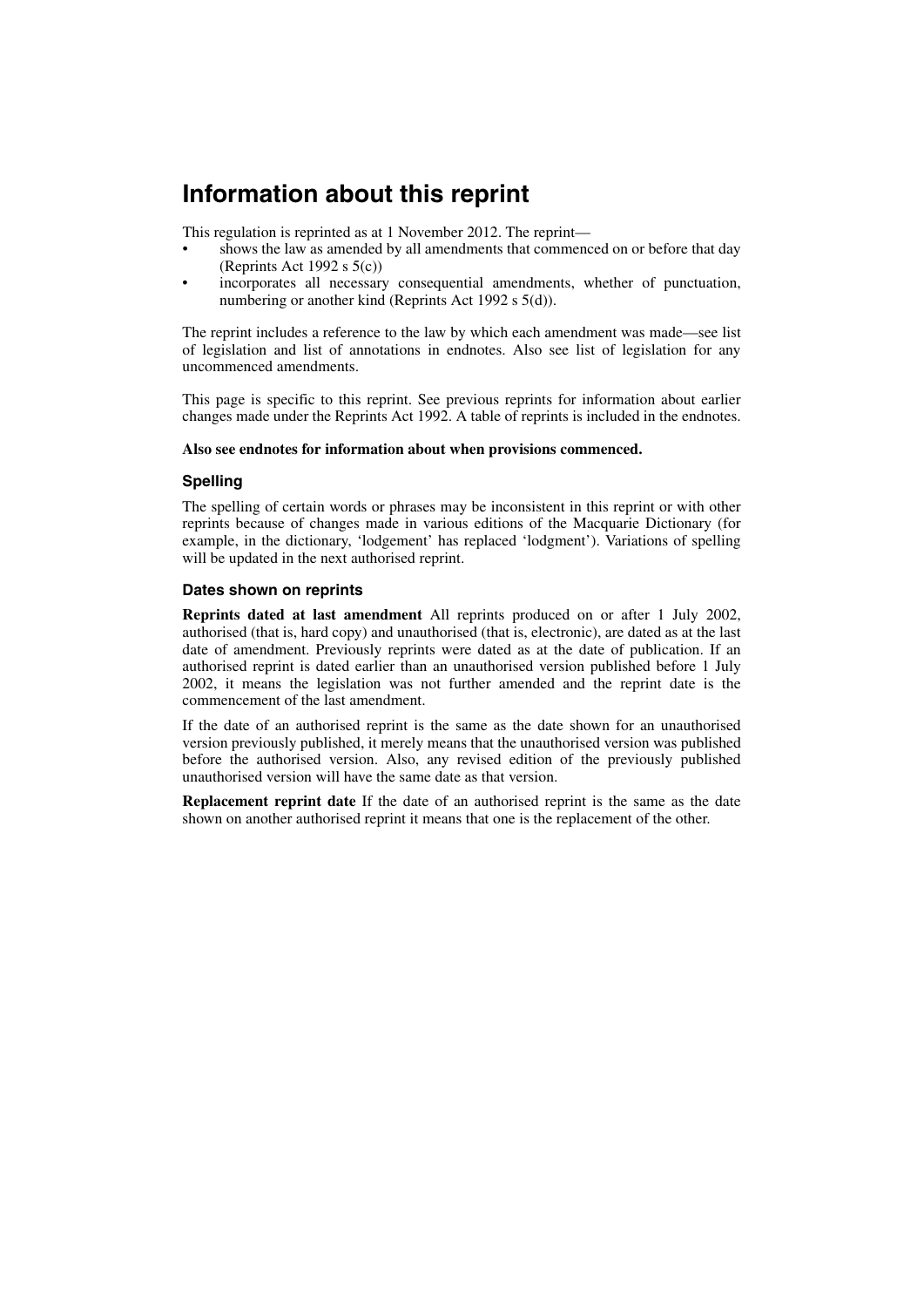# Information about this reprint

This regulation is reprinted as at 1 November 2012. The reprint—

- shows the law as amended by all amendments that commenced on or before that day (Reprints Act 1992 s 5(c))
- incorporates all necessary consequential amendments, whether of punctuation, numbering or another kind (Reprints Act 1992 s 5(d)).

The reprint includes a reference to the law by which each amendment was made—see list of legislation and list of annotations in endnotes. Also see list of legislation for any uncommenced amendments.

This page is specific to this reprint. See previous reprints for information about earlier changes made under the Reprints Act 1992. A table of reprints is included in the endnotes.

**Also see endnotes for information about when provisions commenced.**

### Spelling

The spelling of certain words or phrases may be inconsistent in this reprint or with other reprints because of changes made in various editions of the Macquarie Dictionary (for example, in the dictionary, 'lodgement' has replaced 'lodgment'). Variations of spelling will be updated in the next authorised reprint.

### Dates shown on reprints

**Reprints dated at last amendment** All reprints produced on or after 1 July 2002, authorised (that is, hard copy) and unauthorised (that is, electronic), are dated as at the last date of amendment. Previously reprints were dated as at the date of publication. If an authorised reprint is dated earlier than an unauthorised version published before 1 July 2002, it means the legislation was not further amended and the reprint date is the commencement of the last amendment.

If the date of an authorised reprint is the same as the date shown for an unauthorised version previously published, it merely means that the unauthorised version was published before the authorised version. Also, any revised edition of the previously published unauthorised version will have the same date as that version.

**Replacement reprint date** If the date of an authorised reprint is the same as the date shown on another authorised reprint it means that one is the replacement of the other.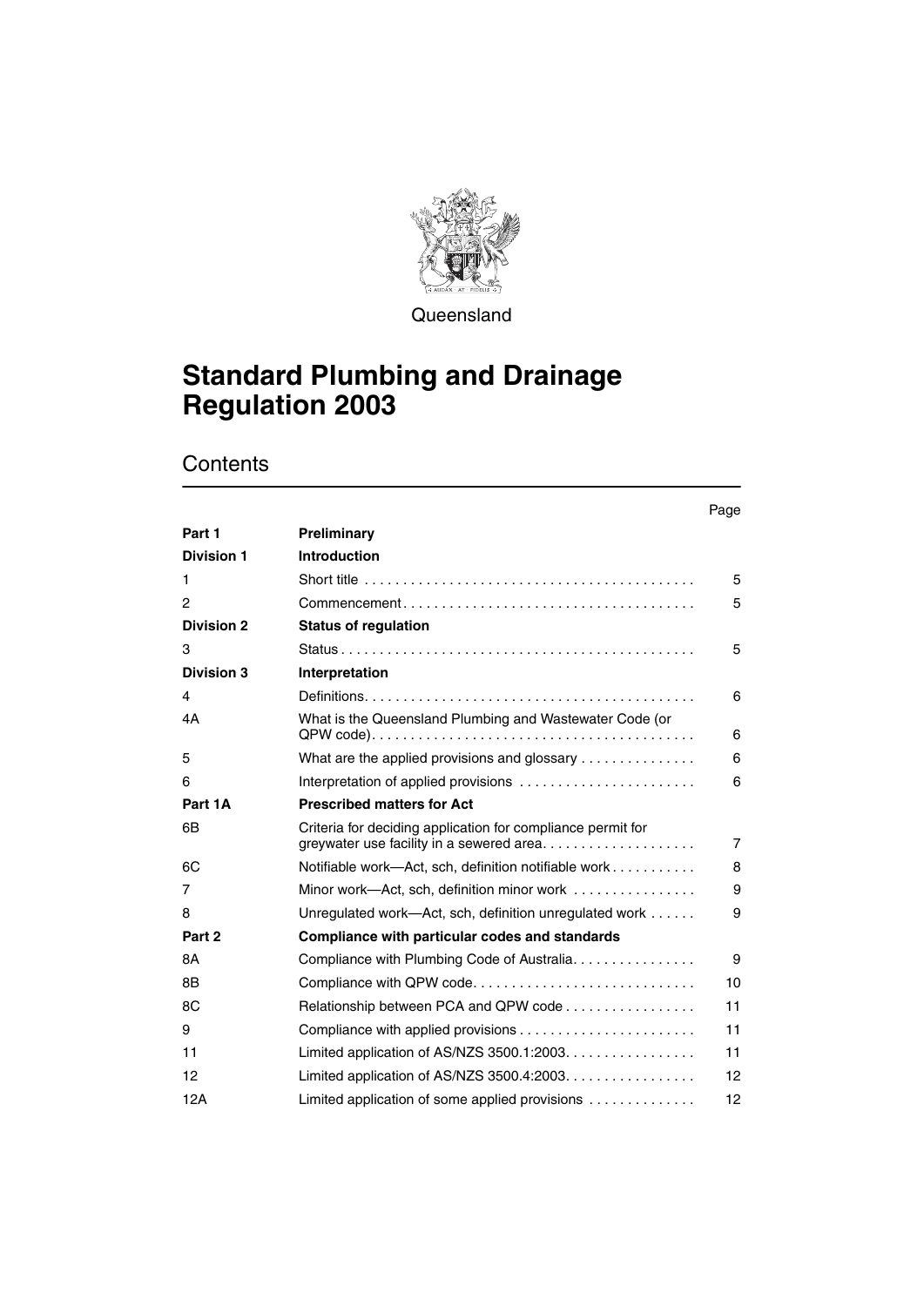Queensland

# Standard Plumbing and Drainage Regulation 2003

## Contents

| | | Page |
|---|---|---|
| **Part 1** | **Preliminary** | |
| **Division 1** | **Introduction** | |
| 1 | Short title | 5 |
| 2 | Commencement | 5 |
| **Division 2** | **Status of regulation** | |
| 3 | Status | 5 |
| **Division 3** | **Interpretation** | |
| 4 | Definitions | 6 |
| 4A | What is the Queensland Plumbing and Wastewater Code (or QPW code) | 6 |
| 5 | What are the applied provisions and glossary | 6 |
| 6 | Interpretation of applied provisions | 6 |
| **Part 1A** | **Prescribed matters for Act** | |
| 6B | Criteria for deciding application for compliance permit for greywater use facility in a sewered area | 7 |
| 6C | Notifiable work—Act, sch, definition notifiable work | 8 |
| 7 | Minor work—Act, sch, definition minor work | 9 |
| 8 | Unregulated work—Act, sch, definition unregulated work | 9 |
| **Part 2** | **Compliance with particular codes and standards** | |
| 8A | Compliance with Plumbing Code of Australia | 9 |
| 8B | Compliance with QPW code | 10 |
| 8C | Relationship between PCA and QPW code | 11 |
| 9 | Compliance with applied provisions | 11 |
| 11 | Limited application of AS/NZS 3500.1:2003 | 11 |
| 12 | Limited application of AS/NZS 3500.4:2003 | 12 |
| 12A | Limited application of some applied provisions | 12 |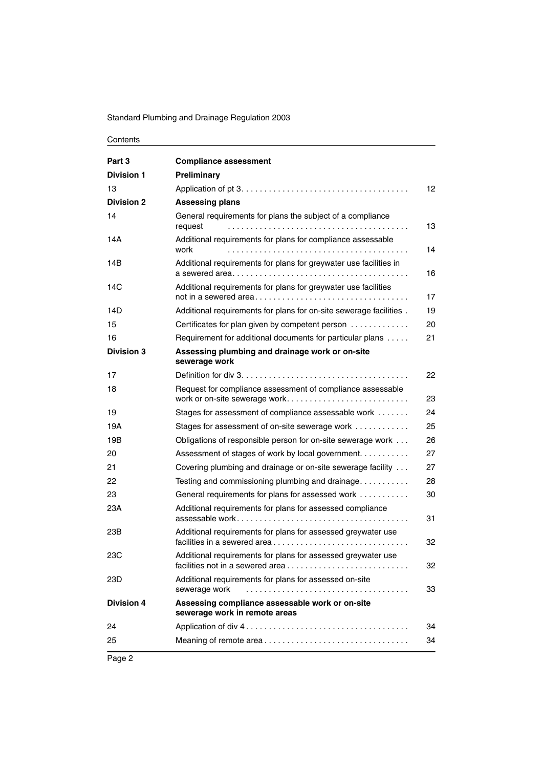| Part 3 | Compliance assessment | |
|---|---|---|
| **Division 1** | **Preliminary** | |
| 13 | Application of pt 3 | 12 |
| **Division 2** | **Assessing plans** | |
| 14 | General requirements for plans the subject of a compliance request | 13 |
| 14A | Additional requirements for plans for compliance assessable work | 14 |
| 14B | Additional requirements for plans for greywater use facilities in a sewered area | 16 |
| 14C | Additional requirements for plans for greywater use facilities not in a sewered area | 17 |
| 14D | Additional requirements for plans for on-site sewerage facilities | 19 |
| 15 | Certificates for plan given by competent person | 20 |
| 16 | Requirement for additional documents for particular plans | 21 |
| **Division 3** | **Assessing plumbing and drainage work or on-site sewerage work** | |
| 17 | Definition for div 3 | 22 |
| 18 | Request for compliance assessment of compliance assessable work or on-site sewerage work | 23 |
| 19 | Stages for assessment of compliance assessable work | 24 |
| 19A | Stages for assessment of on-site sewerage work | 25 |
| 19B | Obligations of responsible person for on-site sewerage work | 26 |
| 20 | Assessment of stages of work by local government | 27 |
| 21 | Covering plumbing and drainage or on-site sewerage facility | 27 |
| 22 | Testing and commissioning plumbing and drainage | 28 |
| 23 | General requirements for plans for assessed work | 30 |
| 23A | Additional requirements for plans for assessed compliance assessable work | 31 |
| 23B | Additional requirements for plans for assessed greywater use facilities in a sewered area | 32 |
| 23C | Additional requirements for plans for assessed greywater use facilities not in a sewered area | 32 |
| 23D | Additional requirements for plans for assessed on-site sewerage work | 33 |
| **Division 4** | **Assessing compliance assessable work or on-site sewerage work in remote areas** | |
| 24 | Application of div 4 | 34 |
| 25 | Meaning of remote area | 34 |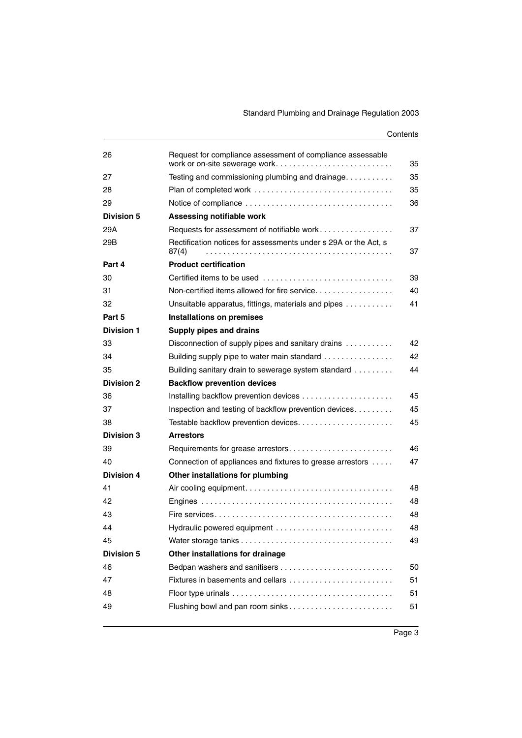| | | |
|---|---|---|
| 26 | Request for compliance assessment of compliance assessable work or on-site sewerage work | 35 |
| 27 | Testing and commissioning plumbing and drainage | 35 |
| 28 | Plan of completed work | 35 |
| 29 | Notice of compliance | 36 |
| **Division 5** | **Assessing notifiable work** | |
| 29A | Requests for assessment of notifiable work | 37 |
| 29B | Rectification notices for assessments under s 29A or the Act, s 87(4) | 37 |
| **Part 4** | **Product certification** | |
| 30 | Certified items to be used | 39 |
| 31 | Non-certified items allowed for fire service | 40 |
| 32 | Unsuitable apparatus, fittings, materials and pipes | 41 |
| **Part 5** | **Installations on premises** | |
| **Division 1** | **Supply pipes and drains** | |
| 33 | Disconnection of supply pipes and sanitary drains | 42 |
| 34 | Building supply pipe to water main standard | 42 |
| 35 | Building sanitary drain to sewerage system standard | 44 |
| **Division 2** | **Backflow prevention devices** | |
| 36 | Installing backflow prevention devices | 45 |
| 37 | Inspection and testing of backflow prevention devices | 45 |
| 38 | Testable backflow prevention devices | 45 |
| **Division 3** | **Arrestors** | |
| 39 | Requirements for grease arrestors | 46 |
| 40 | Connection of appliances and fixtures to grease arrestors | 47 |
| **Division 4** | **Other installations for plumbing** | |
| 41 | Air cooling equipment | 48 |
| 42 | Engines | 48 |
| 43 | Fire services | 48 |
| 44 | Hydraulic powered equipment | 48 |
| 45 | Water storage tanks | 49 |
| **Division 5** | **Other installations for drainage** | |
| 46 | Bedpan washers and sanitisers | 50 |
| 47 | Fixtures in basements and cellars | 51 |
| 48 | Floor type urinals | 51 |
| 49 | Flushing bowl and pan room sinks | 51 |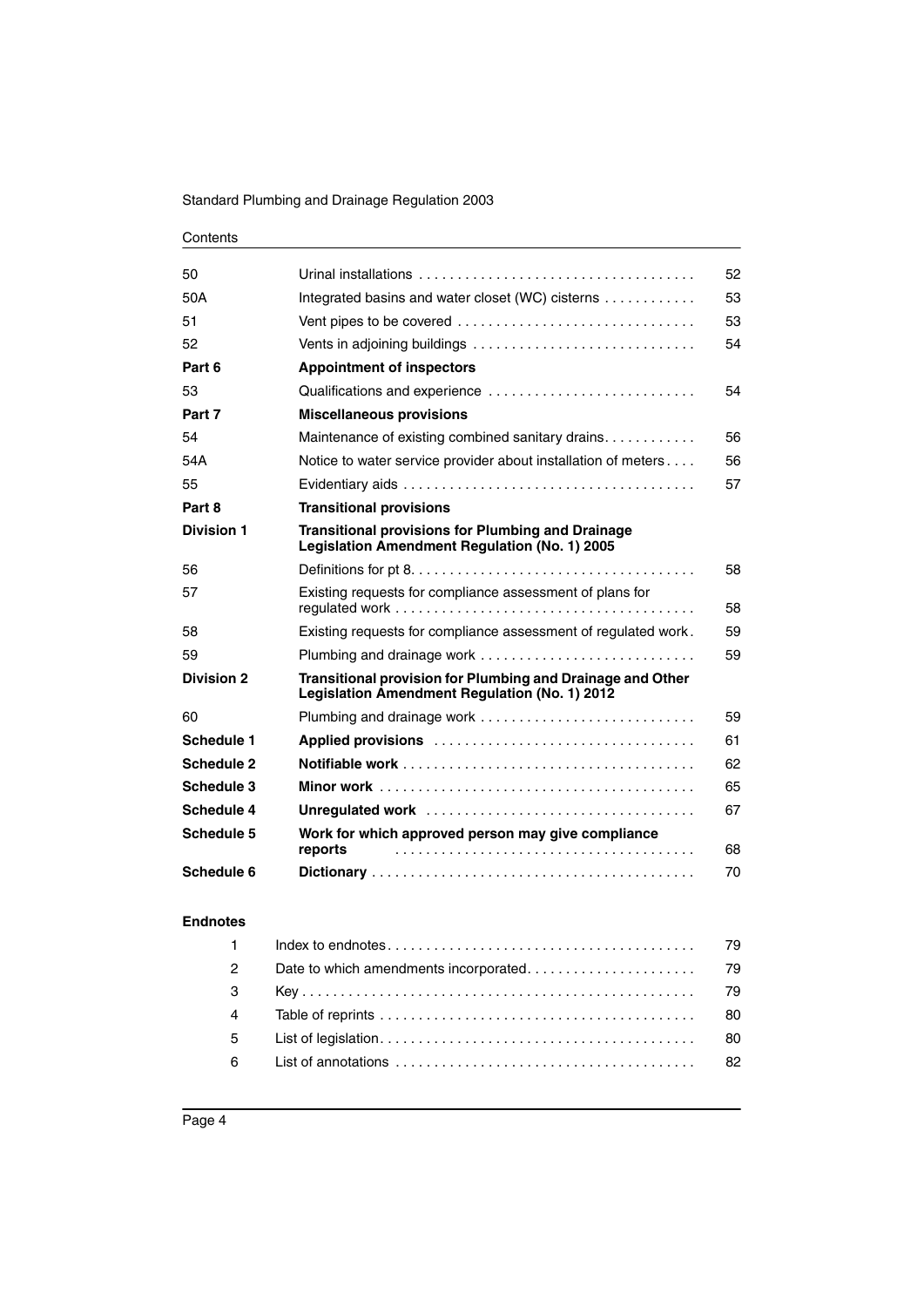Contents

| | | |
|---|---|---|
| 50 | Urinal installations | 52 |
| 50A | Integrated basins and water closet (WC) cisterns | 53 |
| 51 | Vent pipes to be covered | 53 |
| 52 | Vents in adjoining buildings | 54 |
| **Part 6** | **Appointment of inspectors** | |
| 53 | Qualifications and experience | 54 |
| **Part 7** | **Miscellaneous provisions** | |
| 54 | Maintenance of existing combined sanitary drains | 56 |
| 54A | Notice to water service provider about installation of meters | 56 |
| 55 | Evidentiary aids | 57 |
| **Part 8** | **Transitional provisions** | |
| **Division 1** | **Transitional provisions for Plumbing and Drainage Legislation Amendment Regulation (No. 1) 2005** | |
| 56 | Definitions for pt 8 | 58 |
| 57 | Existing requests for compliance assessment of plans for regulated work | 58 |
| 58 | Existing requests for compliance assessment of regulated work | 59 |
| 59 | Plumbing and drainage work | 59 |
| **Division 2** | **Transitional provision for Plumbing and Drainage and Other Legislation Amendment Regulation (No. 1) 2012** | |
| 60 | Plumbing and drainage work | 59 |
| **Schedule 1** | **Applied provisions** | 61 |
| **Schedule 2** | **Notifiable work** | 62 |
| **Schedule 3** | **Minor work** | 65 |
| **Schedule 4** | **Unregulated work** | 67 |
| **Schedule 5** | **Work for which approved person may give compliance reports** | 68 |
| **Schedule 6** | **Dictionary** | 70 |

**Endnotes**

| | | |
|---|---|---|
| 1 | Index to endnotes | 79 |
| 2 | Date to which amendments incorporated | 79 |
| 3 | Key | 79 |
| 4 | Table of reprints | 80 |
| 5 | List of legislation | 80 |
| 6 | List of annotations | 82 |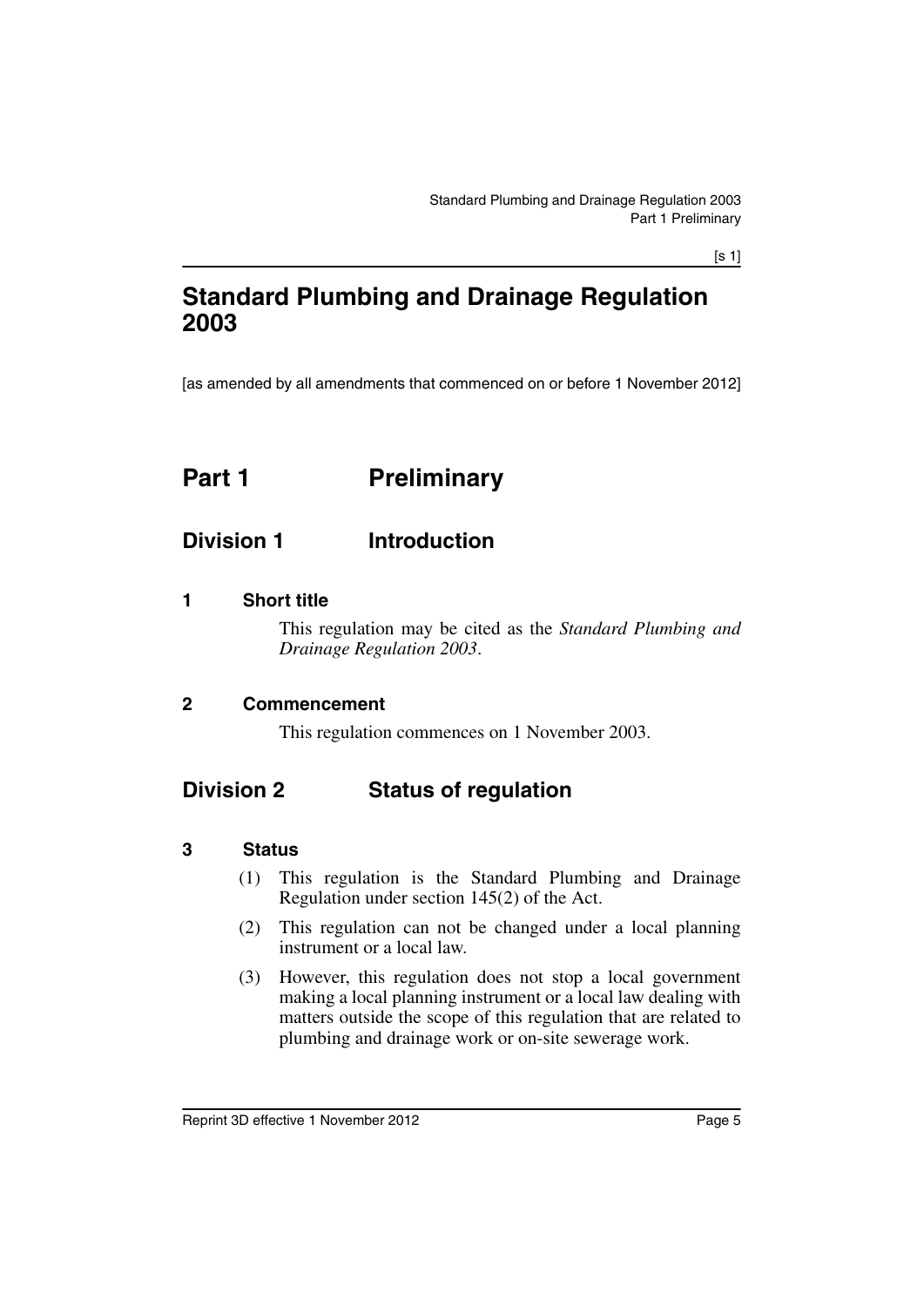# Standard Plumbing and Drainage Regulation 2003

[as amended by all amendments that commenced on or before 1 November 2012]

## Part 1 Preliminary

### Division 1 Introduction

#### 1 Short title

This regulation may be cited as the *Standard Plumbing and Drainage Regulation 2003*.

#### 2 Commencement

This regulation commences on 1 November 2003.

### Division 2 Status of regulation

#### 3 Status

(1) This regulation is the Standard Plumbing and Drainage Regulation under section 145(2) of the Act.

(2) This regulation can not be changed under a local planning instrument or a local law.

(3) However, this regulation does not stop a local government making a local planning instrument or a local law dealing with matters outside the scope of this regulation that are related to plumbing and drainage work or on-site sewerage work.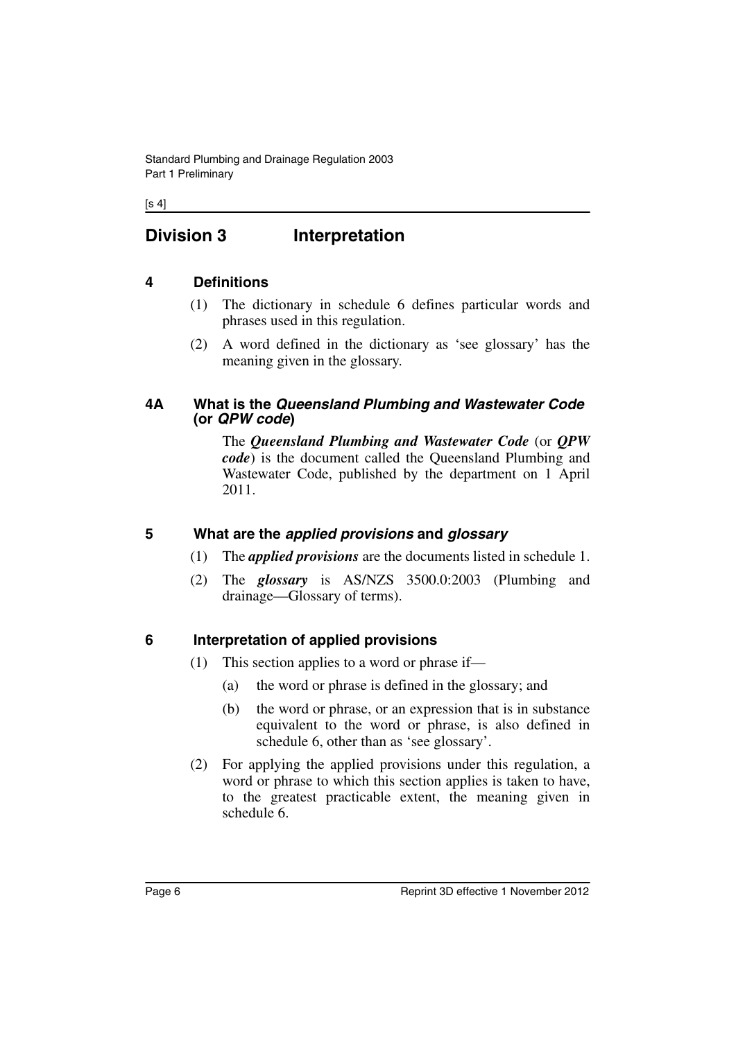## Division 3 Interpretation

### 4 Definitions

(1) The dictionary in schedule 6 defines particular words and phrases used in this regulation.

(2) A word defined in the dictionary as 'see glossary' has the meaning given in the glossary.

### 4A What is the *Queensland Plumbing and Wastewater Code* (or *QPW code*)

The ***Queensland Plumbing and Wastewater Code*** (or ***QPW code***) is the document called the Queensland Plumbing and Wastewater Code, published by the department on 1 April 2011.

### 5 What are the *applied provisions* and *glossary*

(1) The ***applied provisions*** are the documents listed in schedule 1.

(2) The ***glossary*** is AS/NZS 3500.0:2003 (Plumbing and drainage—Glossary of terms).

### 6 Interpretation of applied provisions

(1) This section applies to a word or phrase if—

(a) the word or phrase is defined in the glossary; and

(b) the word or phrase, or an expression that is in substance equivalent to the word or phrase, is also defined in schedule 6, other than as 'see glossary'.

(2) For applying the applied provisions under this regulation, a word or phrase to which this section applies is taken to have, to the greatest practicable extent, the meaning given in schedule 6.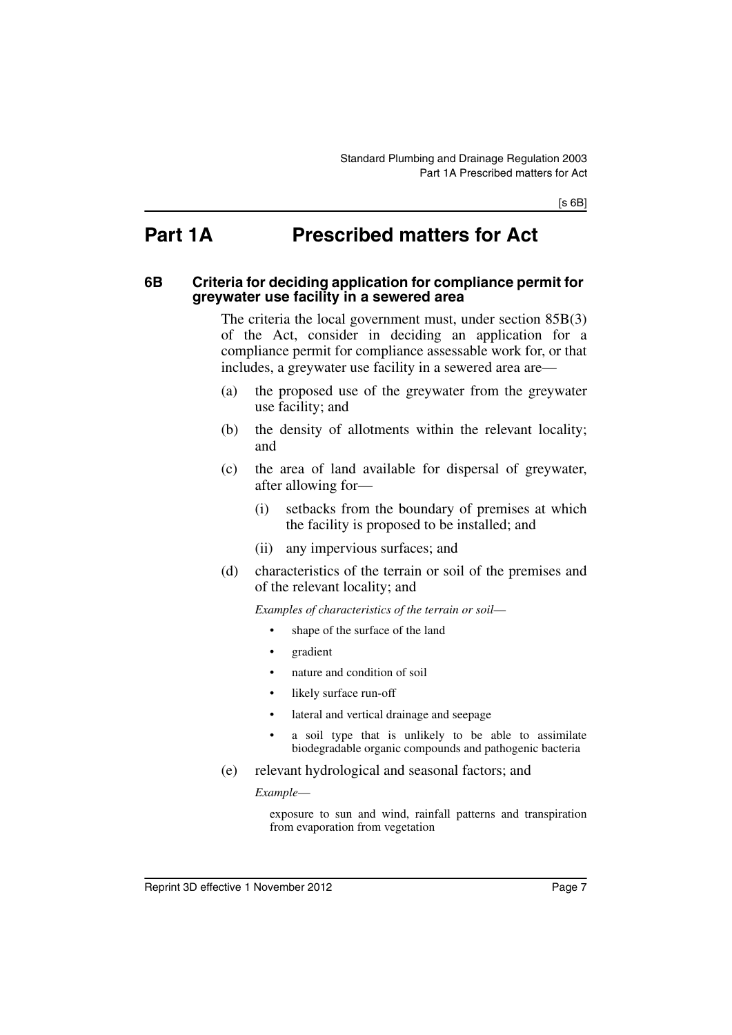# Part 1A Prescribed matters for Act

## 6B Criteria for deciding application for compliance permit for greywater use facility in a sewered area

The criteria the local government must, under section 85B(3) of the Act, consider in deciding an application for a compliance permit for compliance assessable work for, or that includes, a greywater use facility in a sewered area are—

(a) the proposed use of the greywater from the greywater use facility; and

(b) the density of allotments within the relevant locality; and

(c) the area of land available for dispersal of greywater, after allowing for—

  (i) setbacks from the boundary of premises at which the facility is proposed to be installed; and

  (ii) any impervious surfaces; and

(d) characteristics of the terrain or soil of the premises and of the relevant locality; and

*Examples of characteristics of the terrain or soil—*

- shape of the surface of the land
- gradient
- nature and condition of soil
- likely surface run-off
- lateral and vertical drainage and seepage
- a soil type that is unlikely to be able to assimilate biodegradable organic compounds and pathogenic bacteria

(e) relevant hydrological and seasonal factors; and

*Example—*

exposure to sun and wind, rainfall patterns and transpiration from evaporation from vegetation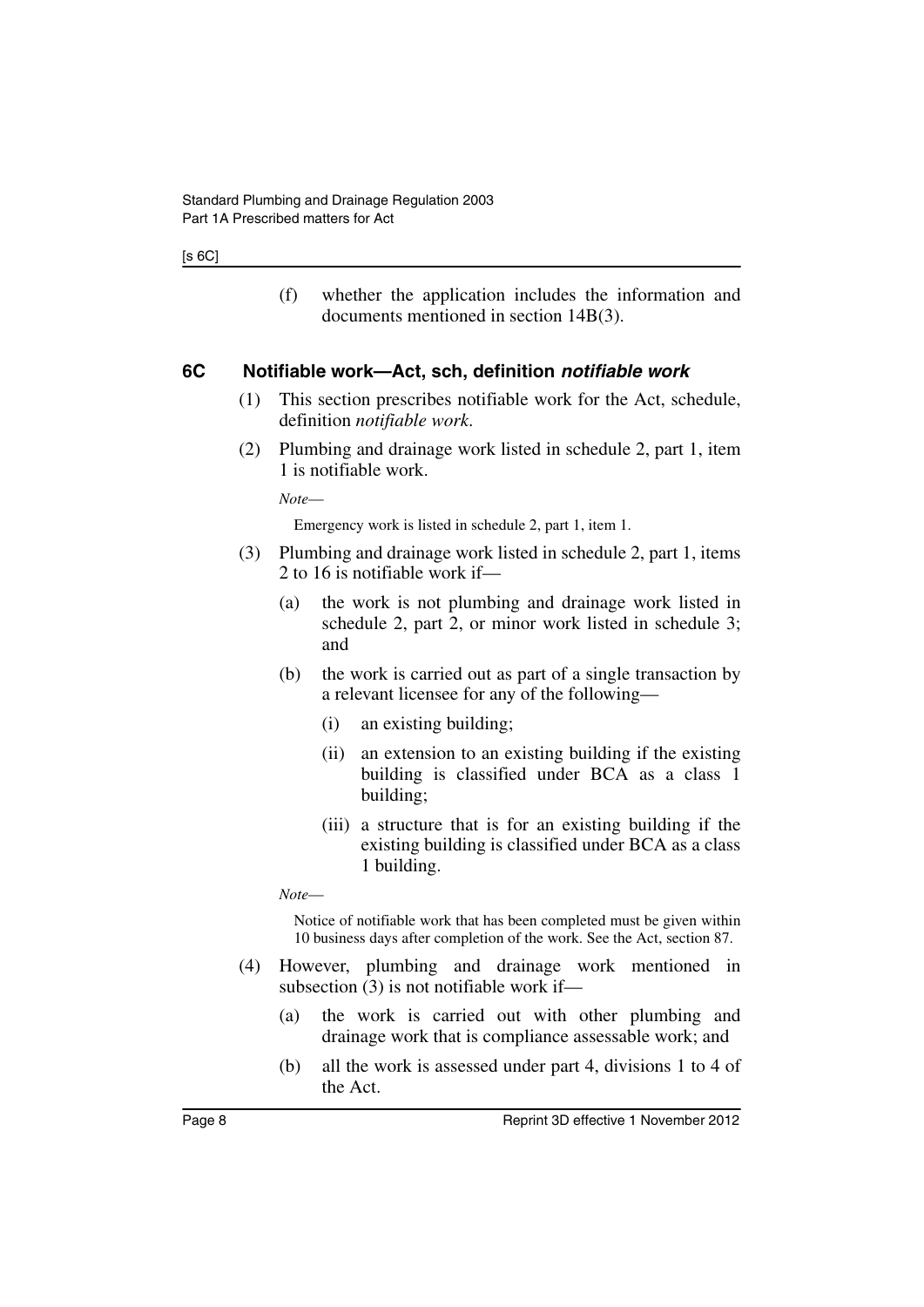(f) whether the application includes the information and documents mentioned in section 14B(3).

## 6C Notifiable work—Act, sch, definition *notifiable work*

(1) This section prescribes notifiable work for the Act, schedule, definition *notifiable work*.

(2) Plumbing and drainage work listed in schedule 2, part 1, item 1 is notifiable work.

*Note*—

Emergency work is listed in schedule 2, part 1, item 1.

(3) Plumbing and drainage work listed in schedule 2, part 1, items 2 to 16 is notifiable work if—

(a) the work is not plumbing and drainage work listed in schedule 2, part 2, or minor work listed in schedule 3; and

(b) the work is carried out as part of a single transaction by a relevant licensee for any of the following—

(i) an existing building;

(ii) an extension to an existing building if the existing building is classified under BCA as a class 1 building;

(iii) a structure that is for an existing building if the existing building is classified under BCA as a class 1 building.

*Note*—

Notice of notifiable work that has been completed must be given within 10 business days after completion of the work. See the Act, section 87.

(4) However, plumbing and drainage work mentioned in subsection (3) is not notifiable work if—

(a) the work is carried out with other plumbing and drainage work that is compliance assessable work; and

(b) all the work is assessed under part 4, divisions 1 to 4 of the Act.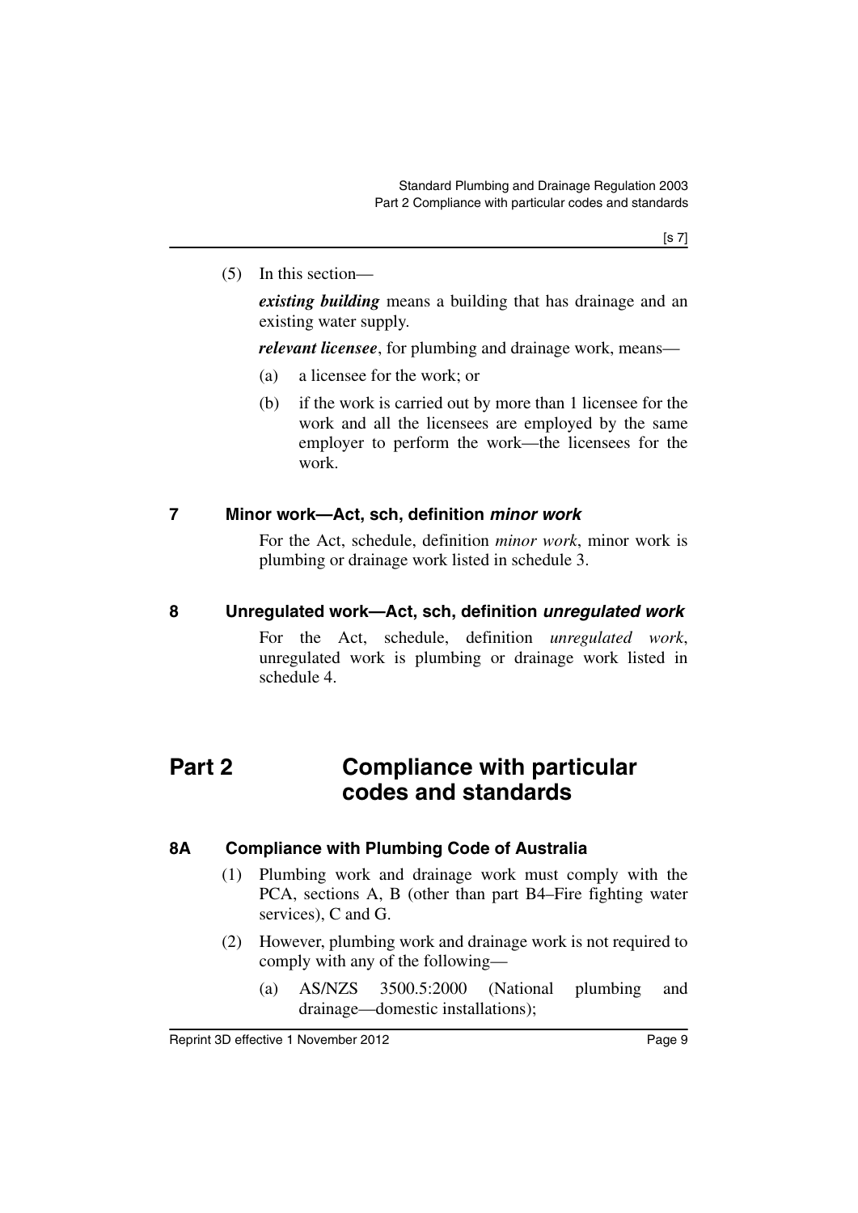(5) In this section—

***existing building*** means a building that has drainage and an existing water supply.

***relevant licensee***, for plumbing and drainage work, means—

(a) a licensee for the work; or

(b) if the work is carried out by more than 1 licensee for the work and all the licensees are employed by the same employer to perform the work—the licensees for the work.

### 7 Minor work—Act, sch, definition *minor work*

For the Act, schedule, definition *minor work*, minor work is plumbing or drainage work listed in schedule 3.

### 8 Unregulated work—Act, sch, definition *unregulated work*

For the Act, schedule, definition *unregulated work*, unregulated work is plumbing or drainage work listed in schedule 4.

## Part 2 Compliance with particular codes and standards

### 8A Compliance with Plumbing Code of Australia

(1) Plumbing work and drainage work must comply with the PCA, sections A, B (other than part B4–Fire fighting water services), C and G.

(2) However, plumbing work and drainage work is not required to comply with any of the following—

(a) AS/NZS 3500.5:2000 (National plumbing and drainage—domestic installations);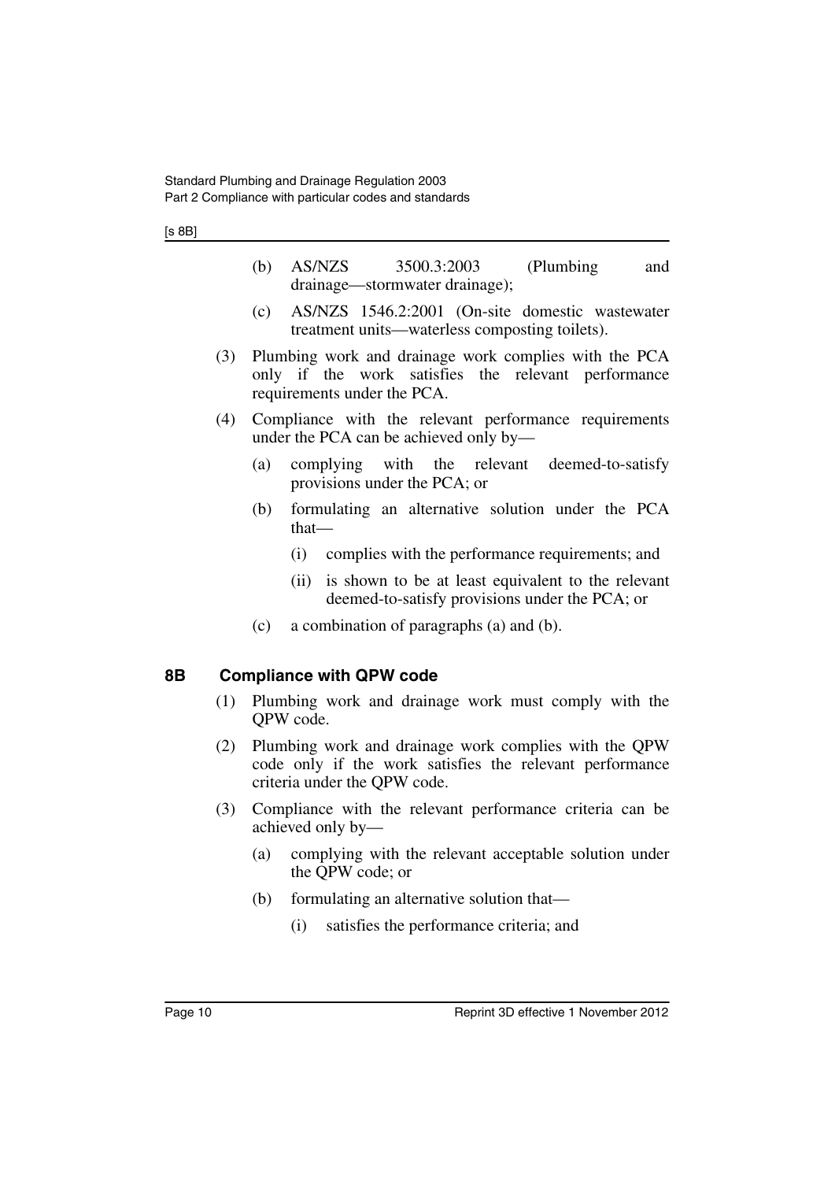(b) AS/NZS 3500.3:2003 (Plumbing and drainage—stormwater drainage);

(c) AS/NZS 1546.2:2001 (On-site domestic wastewater treatment units—waterless composting toilets).

(3) Plumbing work and drainage work complies with the PCA only if the work satisfies the relevant performance requirements under the PCA.

(4) Compliance with the relevant performance requirements under the PCA can be achieved only by—

(a) complying with the relevant deemed-to-satisfy provisions under the PCA; or

(b) formulating an alternative solution under the PCA that—

(i) complies with the performance requirements; and

(ii) is shown to be at least equivalent to the relevant deemed-to-satisfy provisions under the PCA; or

(c) a combination of paragraphs (a) and (b).

## 8B Compliance with QPW code

(1) Plumbing work and drainage work must comply with the QPW code.

(2) Plumbing work and drainage work complies with the QPW code only if the work satisfies the relevant performance criteria under the QPW code.

(3) Compliance with the relevant performance criteria can be achieved only by—

(a) complying with the relevant acceptable solution under the QPW code; or

(b) formulating an alternative solution that—

(i) satisfies the performance criteria; and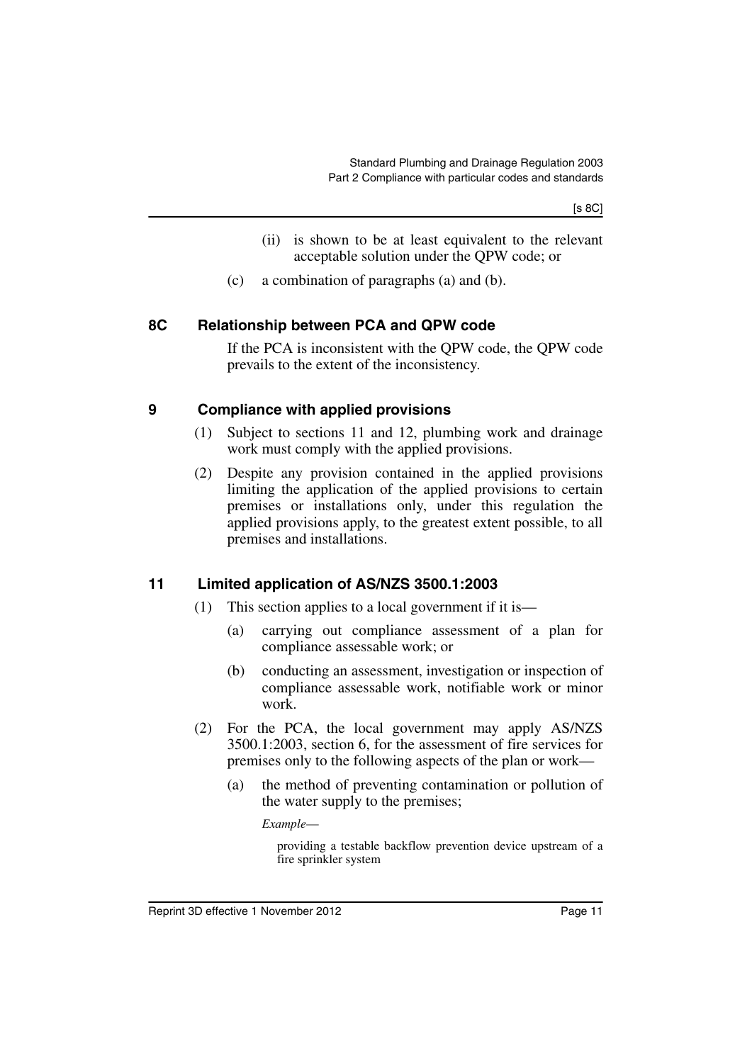(ii) is shown to be at least equivalent to the relevant acceptable solution under the QPW code; or

(c) a combination of paragraphs (a) and (b).

## 8C Relationship between PCA and QPW code

If the PCA is inconsistent with the QPW code, the QPW code prevails to the extent of the inconsistency.

## 9 Compliance with applied provisions

(1) Subject to sections 11 and 12, plumbing work and drainage work must comply with the applied provisions.

(2) Despite any provision contained in the applied provisions limiting the application of the applied provisions to certain premises or installations only, under this regulation the applied provisions apply, to the greatest extent possible, to all premises and installations.

## 11 Limited application of AS/NZS 3500.1:2003

(1) This section applies to a local government if it is—

(a) carrying out compliance assessment of a plan for compliance assessable work; or

(b) conducting an assessment, investigation or inspection of compliance assessable work, notifiable work or minor work.

(2) For the PCA, the local government may apply AS/NZS 3500.1:2003, section 6, for the assessment of fire services for premises only to the following aspects of the plan or work—

(a) the method of preventing contamination or pollution of the water supply to the premises;

*Example*—

providing a testable backflow prevention device upstream of a fire sprinkler system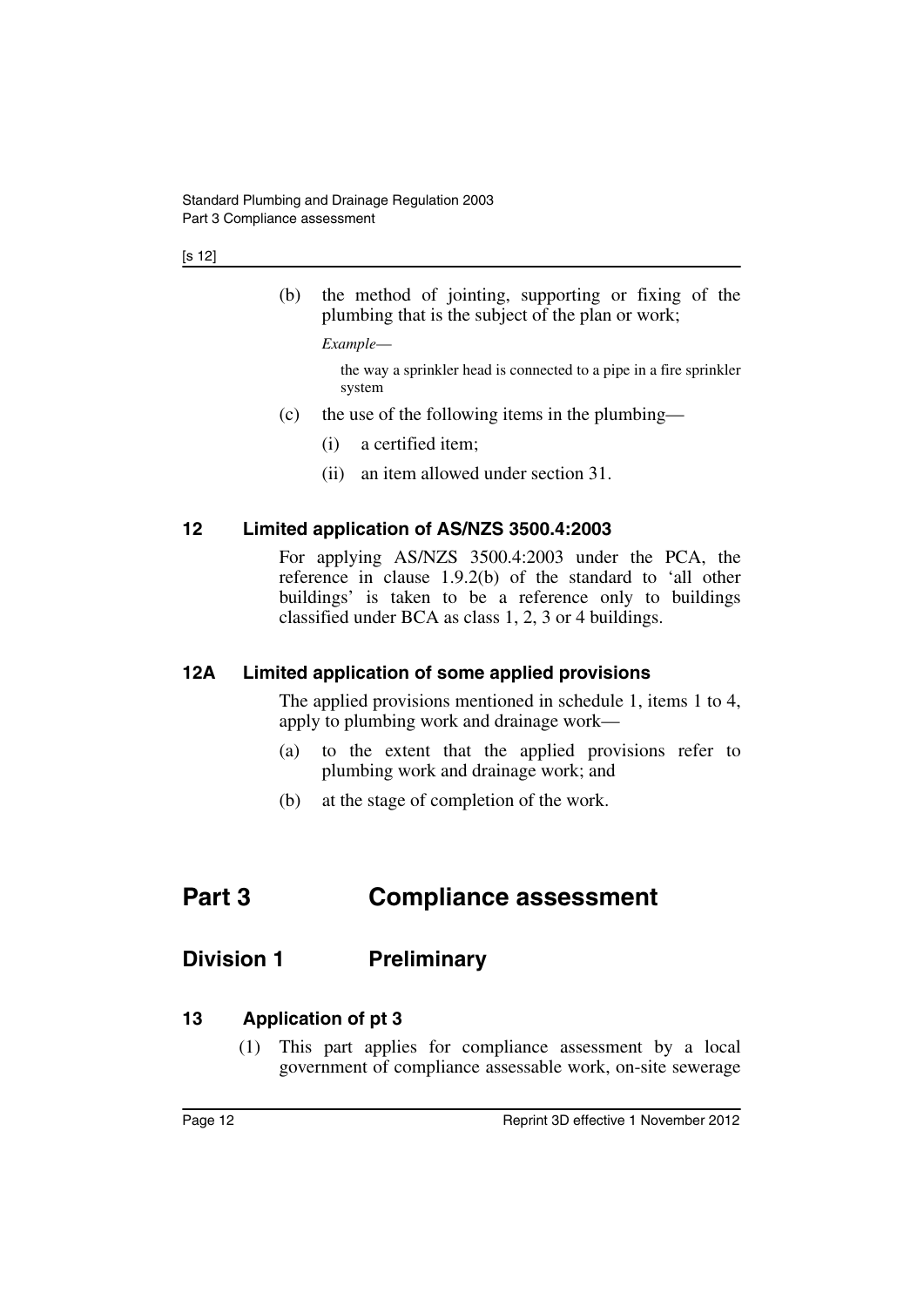(b) the method of jointing, supporting or fixing of the plumbing that is the subject of the plan or work;

*Example—*

the way a sprinkler head is connected to a pipe in a fire sprinkler system

(c) the use of the following items in the plumbing—

(i) a certified item;

(ii) an item allowed under section 31.

### 12 Limited application of AS/NZS 3500.4:2003

For applying AS/NZS 3500.4:2003 under the PCA, the reference in clause 1.9.2(b) of the standard to 'all other buildings' is taken to be a reference only to buildings classified under BCA as class 1, 2, 3 or 4 buildings.

### 12A Limited application of some applied provisions

The applied provisions mentioned in schedule 1, items 1 to 4, apply to plumbing work and drainage work—

(a) to the extent that the applied provisions refer to plumbing work and drainage work; and

(b) at the stage of completion of the work.

# Part 3 Compliance assessment

## Division 1 Preliminary

### 13 Application of pt 3

(1) This part applies for compliance assessment by a local government of compliance assessable work, on-site sewerage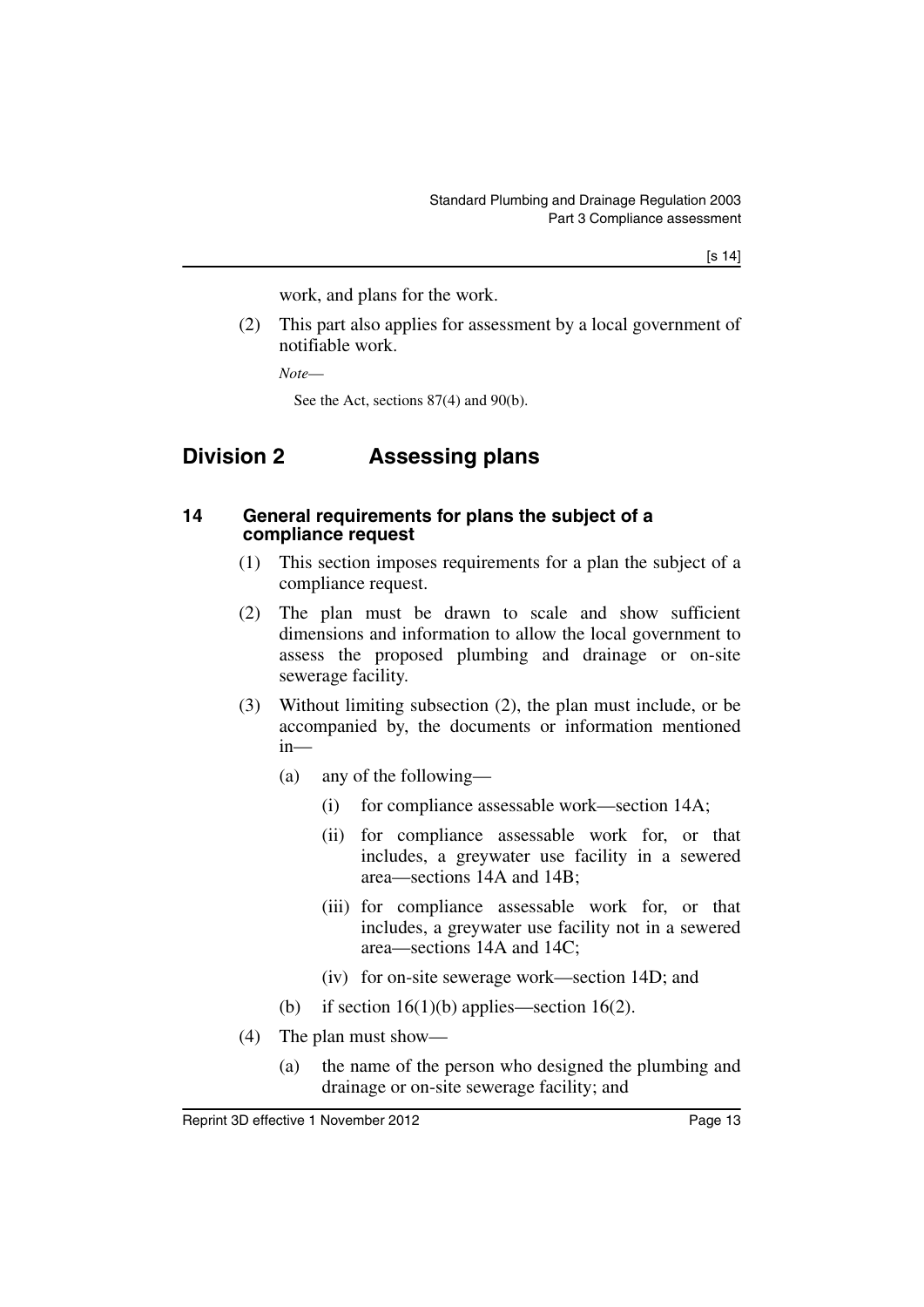work, and plans for the work.

(2) This part also applies for assessment by a local government of notifiable work.

*Note*—

See the Act, sections 87(4) and 90(b).

## Division 2 Assessing plans

### 14 General requirements for plans the subject of a compliance request

(1) This section imposes requirements for a plan the subject of a compliance request.

(2) The plan must be drawn to scale and show sufficient dimensions and information to allow the local government to assess the proposed plumbing and drainage or on-site sewerage facility.

(3) Without limiting subsection (2), the plan must include, or be accompanied by, the documents or information mentioned in—

(a) any of the following—

(i) for compliance assessable work—section 14A;

(ii) for compliance assessable work for, or that includes, a greywater use facility in a sewered area—sections 14A and 14B;

(iii) for compliance assessable work for, or that includes, a greywater use facility not in a sewered area—sections 14A and 14C;

(iv) for on-site sewerage work—section 14D; and

(b) if section 16(1)(b) applies—section 16(2).

(4) The plan must show—

(a) the name of the person who designed the plumbing and drainage or on-site sewerage facility; and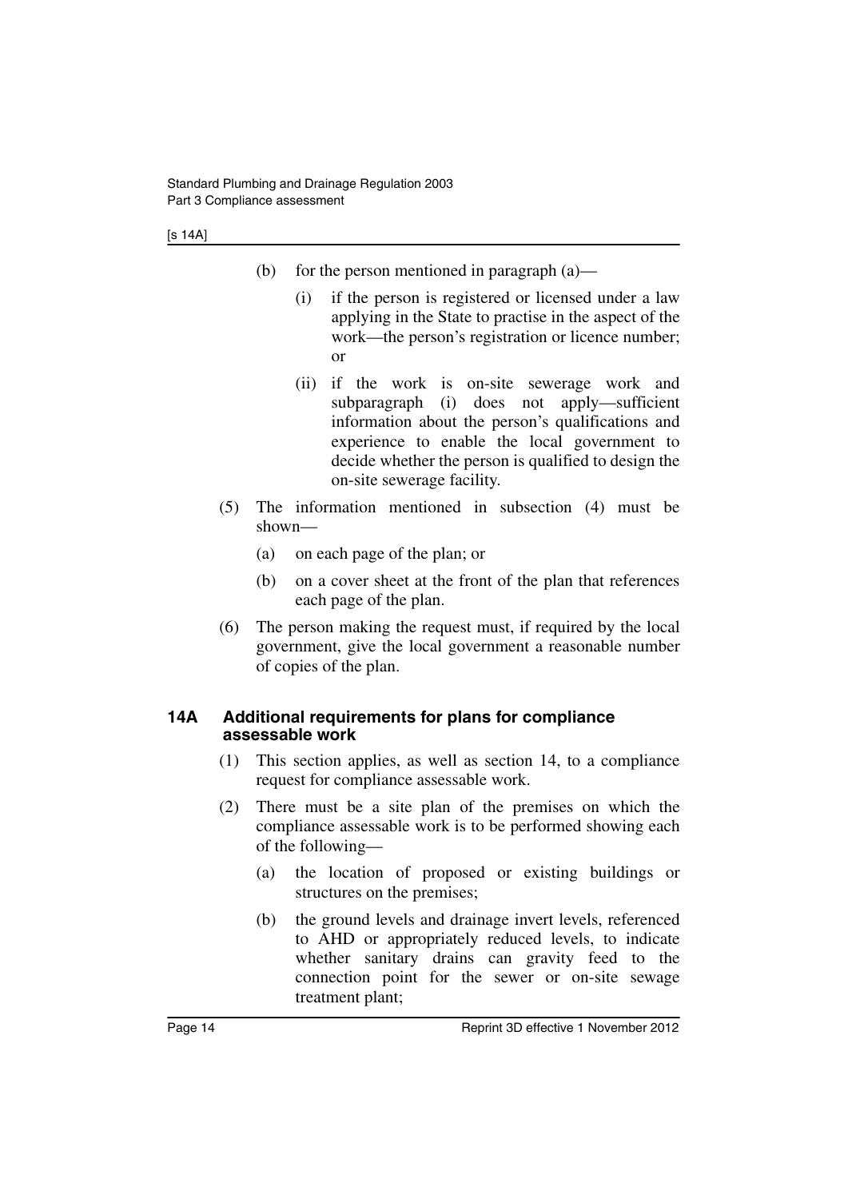(b) for the person mentioned in paragraph (a)—

(i) if the person is registered or licensed under a law applying in the State to practise in the aspect of the work—the person's registration or licence number; or

(ii) if the work is on-site sewerage work and subparagraph (i) does not apply—sufficient information about the person's qualifications and experience to enable the local government to decide whether the person is qualified to design the on-site sewerage facility.

(5) The information mentioned in subsection (4) must be shown—

(a) on each page of the plan; or

(b) on a cover sheet at the front of the plan that references each page of the plan.

(6) The person making the request must, if required by the local government, give the local government a reasonable number of copies of the plan.

### 14A Additional requirements for plans for compliance assessable work

(1) This section applies, as well as section 14, to a compliance request for compliance assessable work.

(2) There must be a site plan of the premises on which the compliance assessable work is to be performed showing each of the following—

(a) the location of proposed or existing buildings or structures on the premises;

(b) the ground levels and drainage invert levels, referenced to AHD or appropriately reduced levels, to indicate whether sanitary drains can gravity feed to the connection point for the sewer or on-site sewage treatment plant;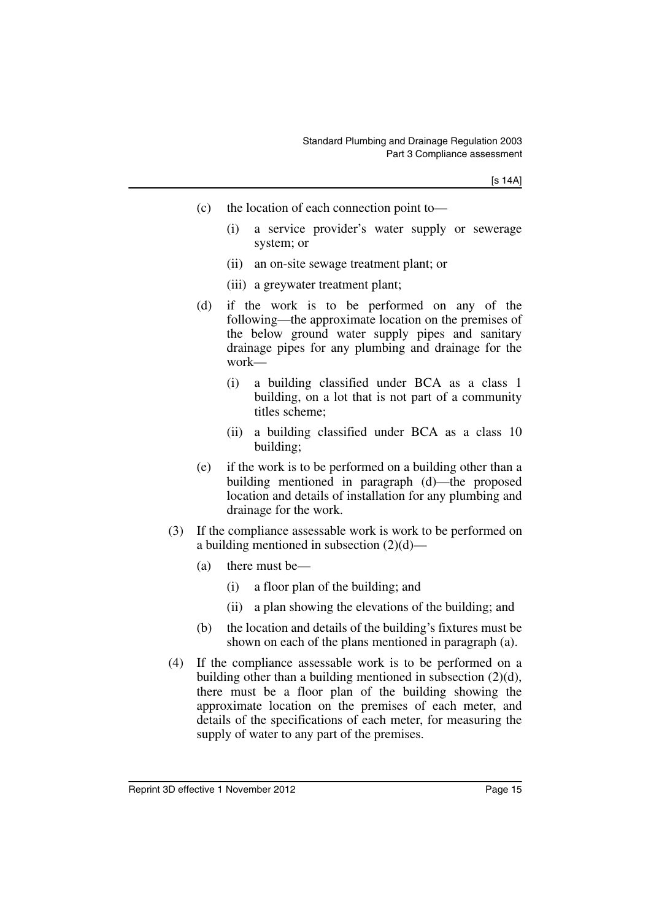- (c) the location of each connection point to—
  - (i) a service provider's water supply or sewerage system; or
  - (ii) an on-site sewage treatment plant; or
  - (iii) a greywater treatment plant;
- (d) if the work is to be performed on any of the following—the approximate location on the premises of the below ground water supply pipes and sanitary drainage pipes for any plumbing and drainage for the work—
  - (i) a building classified under BCA as a class 1 building, on a lot that is not part of a community titles scheme;
  - (ii) a building classified under BCA as a class 10 building;
- (e) if the work is to be performed on a building other than a building mentioned in paragraph (d)—the proposed location and details of installation for any plumbing and drainage for the work.

(3) If the compliance assessable work is work to be performed on a building mentioned in subsection (2)(d)—

- (a) there must be—
  - (i) a floor plan of the building; and
  - (ii) a plan showing the elevations of the building; and
- (b) the location and details of the building's fixtures must be shown on each of the plans mentioned in paragraph (a).

(4) If the compliance assessable work is to be performed on a building other than a building mentioned in subsection (2)(d), there must be a floor plan of the building showing the approximate location on the premises of each meter, and details of the specifications of each meter, for measuring the supply of water to any part of the premises.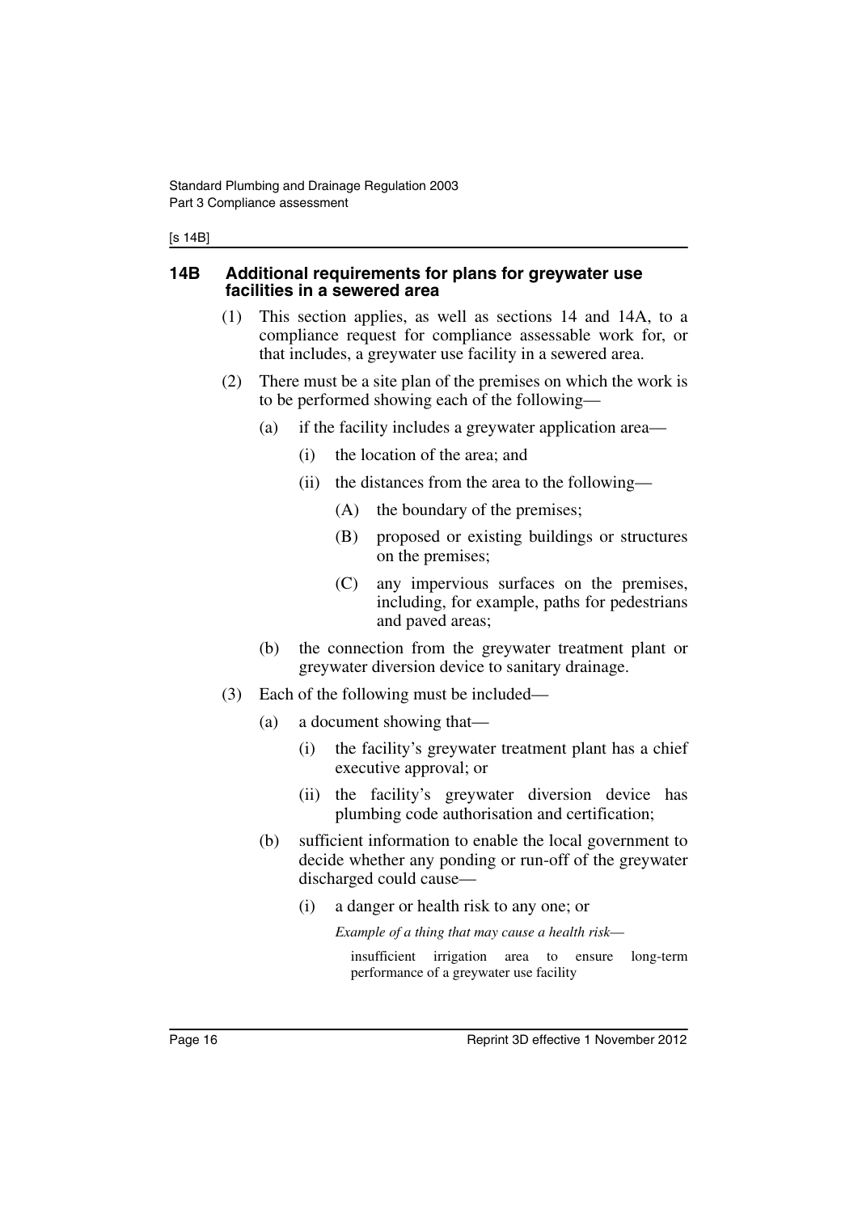### 14B Additional requirements for plans for greywater use facilities in a sewered area

(1) This section applies, as well as sections 14 and 14A, to a compliance request for compliance assessable work for, or that includes, a greywater use facility in a sewered area.

(2) There must be a site plan of the premises on which the work is to be performed showing each of the following—

- (a) if the facility includes a greywater application area—
  - (i) the location of the area; and
  - (ii) the distances from the area to the following—
    - (A) the boundary of the premises;
    - (B) proposed or existing buildings or structures on the premises;
    - (C) any impervious surfaces on the premises, including, for example, paths for pedestrians and paved areas;
- (b) the connection from the greywater treatment plant or greywater diversion device to sanitary drainage.

(3) Each of the following must be included—

- (a) a document showing that—
  - (i) the facility's greywater treatment plant has a chief executive approval; or
  - (ii) the facility's greywater diversion device has plumbing code authorisation and certification;
- (b) sufficient information to enable the local government to decide whether any ponding or run-off of the greywater discharged could cause—
  - (i) a danger or health risk to any one; or

    *Example of a thing that may cause a health risk—*

    insufficient irrigation area to ensure long-term performance of a greywater use facility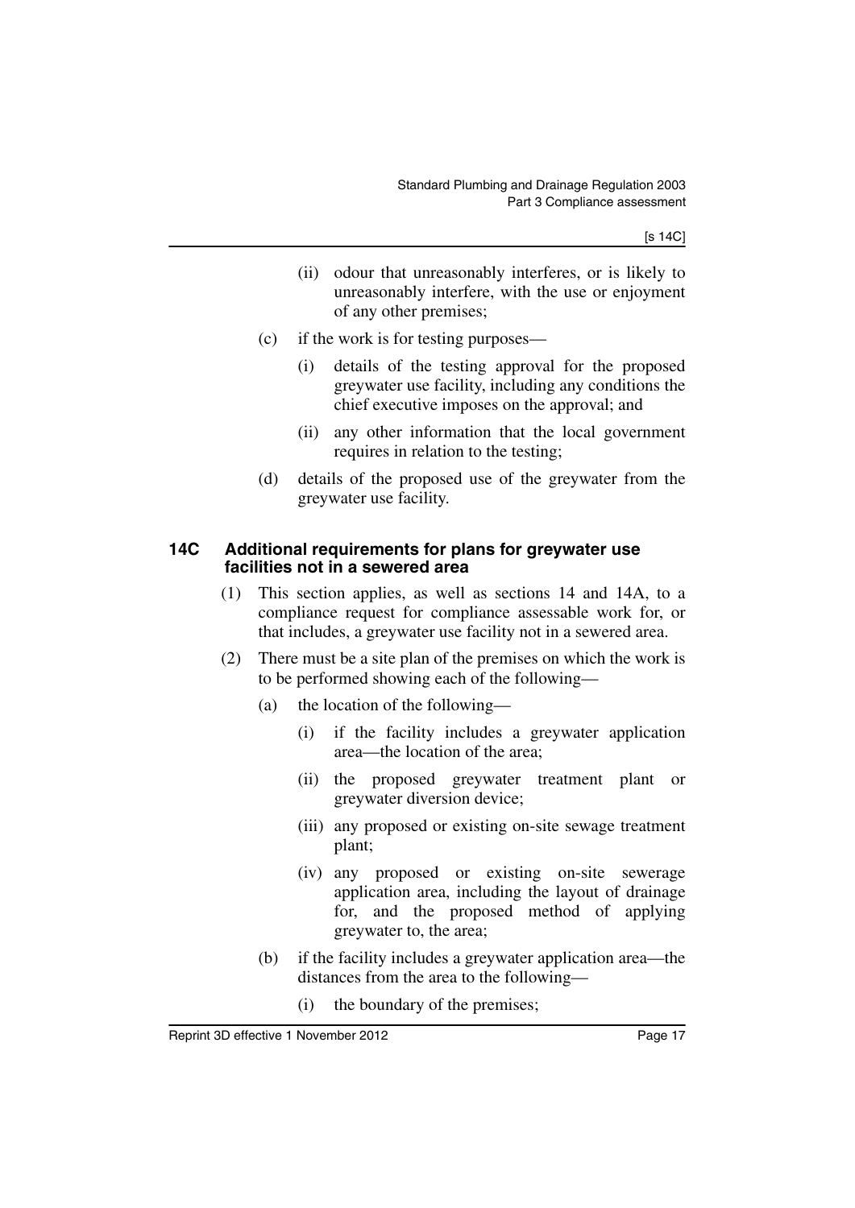(ii) odour that unreasonably interferes, or is likely to unreasonably interfere, with the use or enjoyment of any other premises;

(c) if the work is for testing purposes—

(i) details of the testing approval for the proposed greywater use facility, including any conditions the chief executive imposes on the approval; and

(ii) any other information that the local government requires in relation to the testing;

(d) details of the proposed use of the greywater from the greywater use facility.

### 14C Additional requirements for plans for greywater use facilities not in a sewered area

(1) This section applies, as well as sections 14 and 14A, to a compliance request for compliance assessable work for, or that includes, a greywater use facility not in a sewered area.

(2) There must be a site plan of the premises on which the work is to be performed showing each of the following—

(a) the location of the following—

(i) if the facility includes a greywater application area—the location of the area;

(ii) the proposed greywater treatment plant or greywater diversion device;

(iii) any proposed or existing on-site sewage treatment plant;

(iv) any proposed or existing on-site sewerage application area, including the layout of drainage for, and the proposed method of applying greywater to, the area;

(b) if the facility includes a greywater application area—the distances from the area to the following—

(i) the boundary of the premises;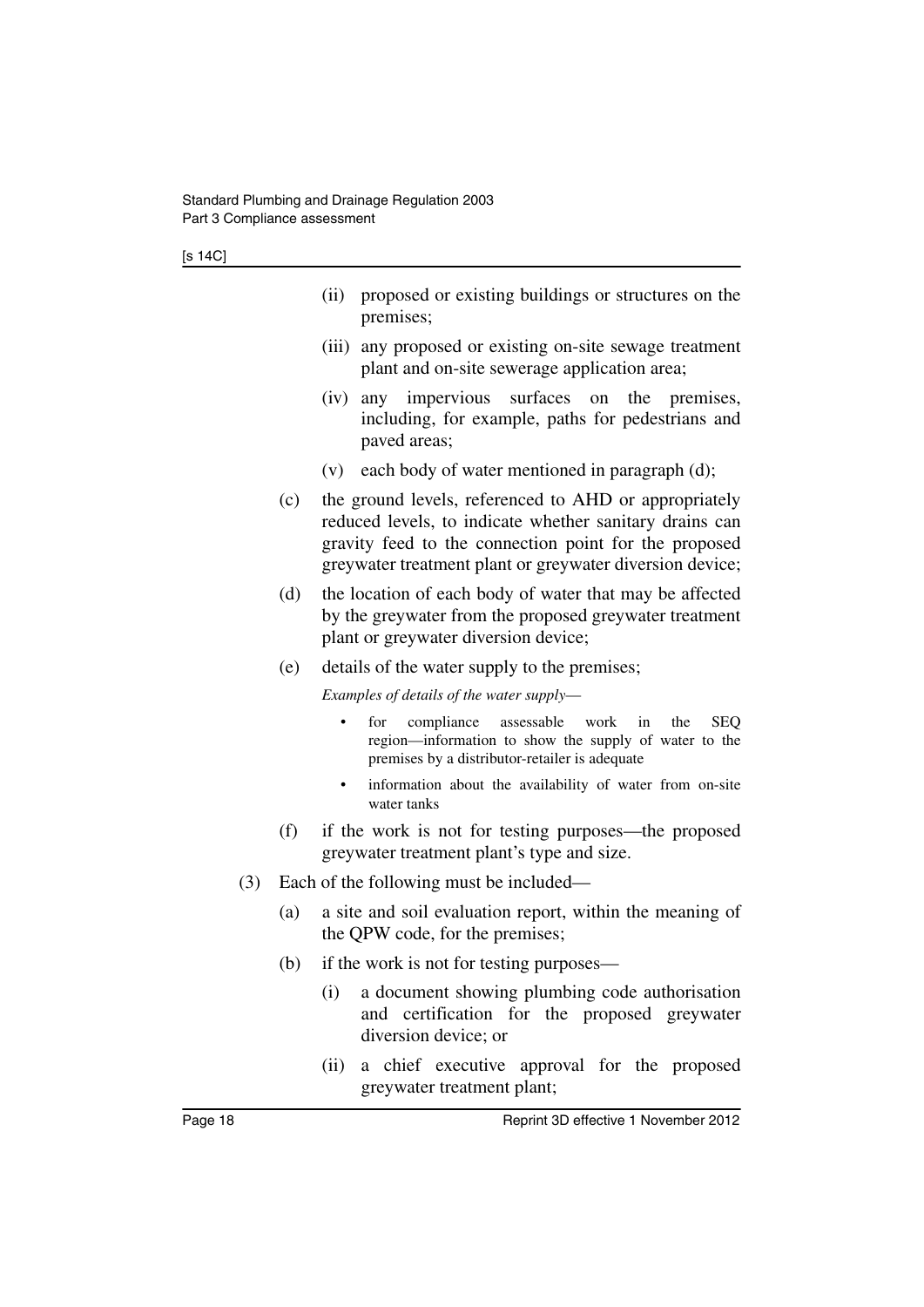(ii) proposed or existing buildings or structures on the premises;

(iii) any proposed or existing on-site sewage treatment plant and on-site sewerage application area;

(iv) any impervious surfaces on the premises, including, for example, paths for pedestrians and paved areas;

(v) each body of water mentioned in paragraph (d);

(c) the ground levels, referenced to AHD or appropriately reduced levels, to indicate whether sanitary drains can gravity feed to the connection point for the proposed greywater treatment plant or greywater diversion device;

(d) the location of each body of water that may be affected by the greywater from the proposed greywater treatment plant or greywater diversion device;

(e) details of the water supply to the premises;

*Examples of details of the water supply—*

- for compliance assessable work in the SEQ region—information to show the supply of water to the premises by a distributor-retailer is adequate
- information about the availability of water from on-site water tanks

(f) if the work is not for testing purposes—the proposed greywater treatment plant's type and size.

(3) Each of the following must be included—

(a) a site and soil evaluation report, within the meaning of the QPW code, for the premises;

(b) if the work is not for testing purposes—

(i) a document showing plumbing code authorisation and certification for the proposed greywater diversion device; or

(ii) a chief executive approval for the proposed greywater treatment plant;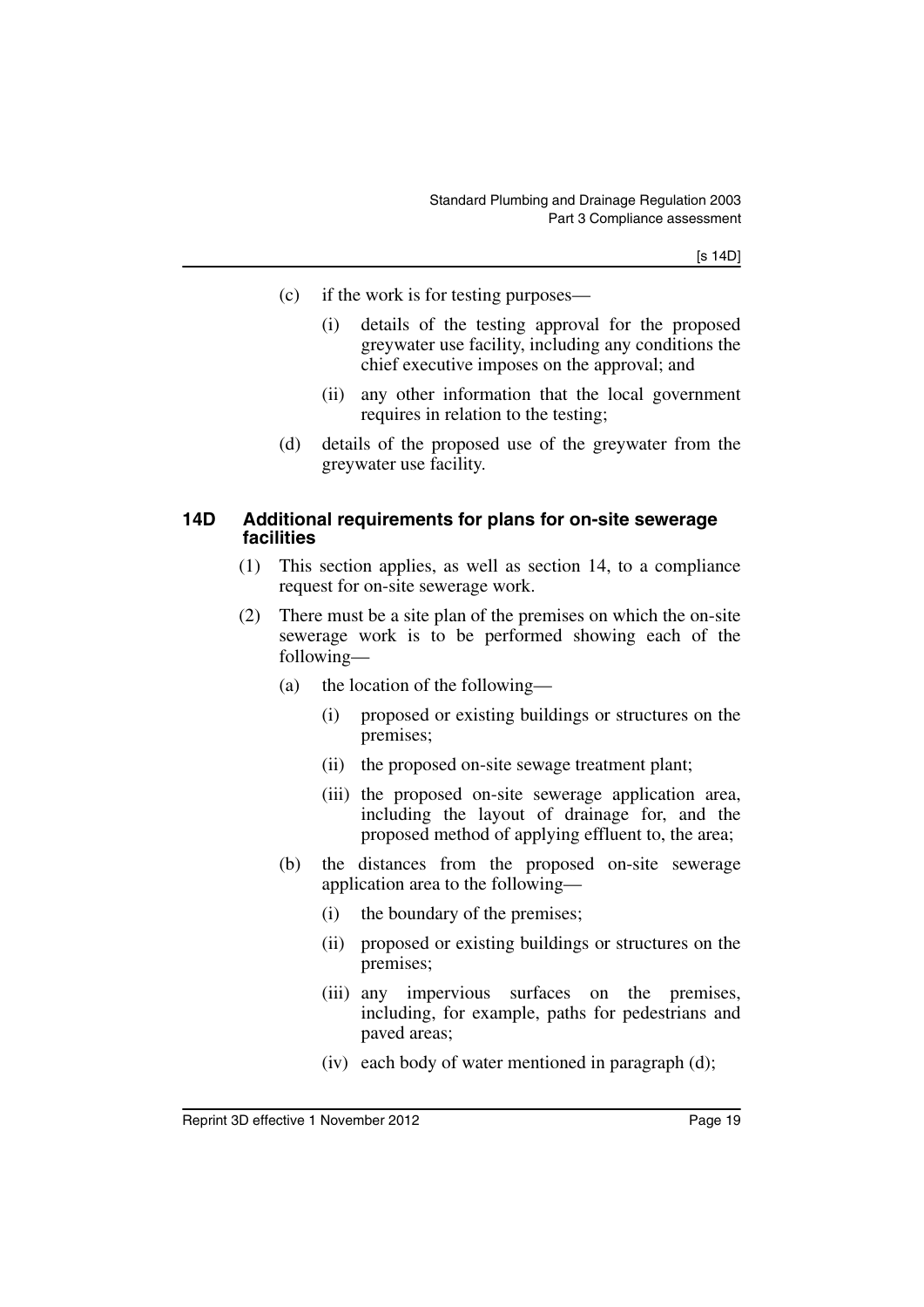- (c) if the work is for testing purposes—
  - (i) details of the testing approval for the proposed greywater use facility, including any conditions the chief executive imposes on the approval; and
  - (ii) any other information that the local government requires in relation to the testing;
- (d) details of the proposed use of the greywater from the greywater use facility.

### 14D Additional requirements for plans for on-site sewerage facilities

(1) This section applies, as well as section 14, to a compliance request for on-site sewerage work.

(2) There must be a site plan of the premises on which the on-site sewerage work is to be performed showing each of the following—

- (a) the location of the following—
  - (i) proposed or existing buildings or structures on the premises;
  - (ii) the proposed on-site sewage treatment plant;
  - (iii) the proposed on-site sewerage application area, including the layout of drainage for, and the proposed method of applying effluent to, the area;
- (b) the distances from the proposed on-site sewerage application area to the following—
  - (i) the boundary of the premises;
  - (ii) proposed or existing buildings or structures on the premises;
  - (iii) any impervious surfaces on the premises, including, for example, paths for pedestrians and paved areas;
  - (iv) each body of water mentioned in paragraph (d);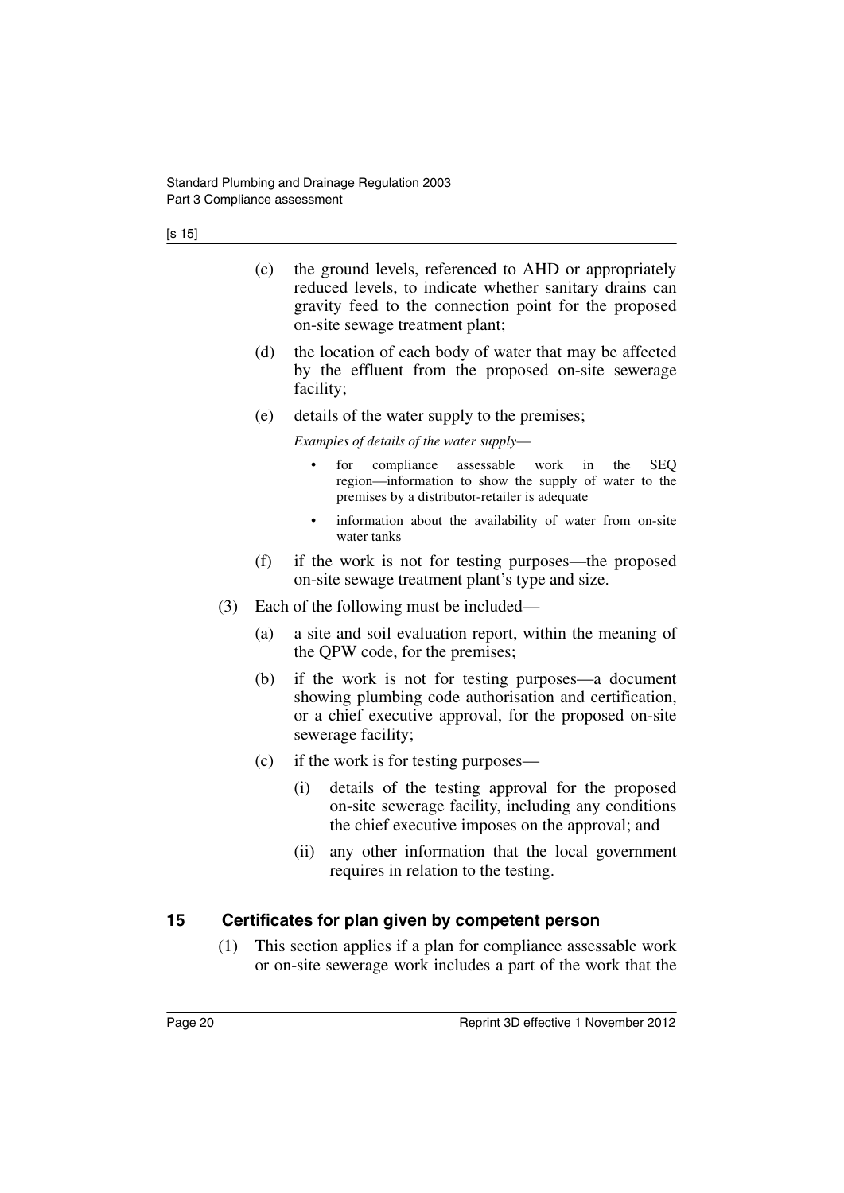(c) the ground levels, referenced to AHD or appropriately reduced levels, to indicate whether sanitary drains can gravity feed to the connection point for the proposed on-site sewage treatment plant;

(d) the location of each body of water that may be affected by the effluent from the proposed on-site sewerage facility;

(e) details of the water supply to the premises;

*Examples of details of the water supply—*

- for compliance assessable work in the SEQ region—information to show the supply of water to the premises by a distributor-retailer is adequate
- information about the availability of water from on-site water tanks

(f) if the work is not for testing purposes—the proposed on-site sewage treatment plant's type and size.

(3) Each of the following must be included—

(a) a site and soil evaluation report, within the meaning of the QPW code, for the premises;

(b) if the work is not for testing purposes—a document showing plumbing code authorisation and certification, or a chief executive approval, for the proposed on-site sewerage facility;

(c) if the work is for testing purposes—

(i) details of the testing approval for the proposed on-site sewerage facility, including any conditions the chief executive imposes on the approval; and

(ii) any other information that the local government requires in relation to the testing.

## 15 Certificates for plan given by competent person

(1) This section applies if a plan for compliance assessable work or on-site sewerage work includes a part of the work that the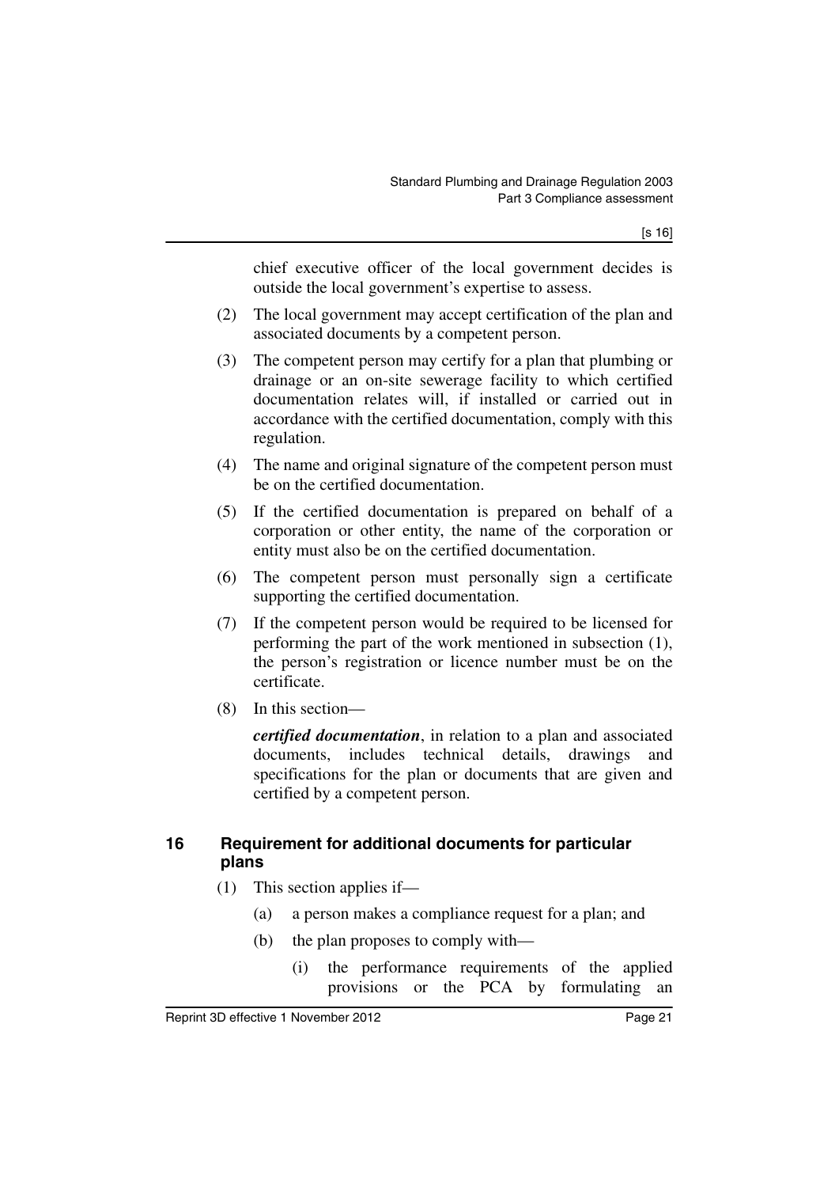chief executive officer of the local government decides is outside the local government's expertise to assess.

(2) The local government may accept certification of the plan and associated documents by a competent person.

(3) The competent person may certify for a plan that plumbing or drainage or an on-site sewerage facility to which certified documentation relates will, if installed or carried out in accordance with the certified documentation, comply with this regulation.

(4) The name and original signature of the competent person must be on the certified documentation.

(5) If the certified documentation is prepared on behalf of a corporation or other entity, the name of the corporation or entity must also be on the certified documentation.

(6) The competent person must personally sign a certificate supporting the certified documentation.

(7) If the competent person would be required to be licensed for performing the part of the work mentioned in subsection (1), the person's registration or licence number must be on the certificate.

(8) In this section—

***certified documentation***, in relation to a plan and associated documents, includes technical details, drawings and specifications for the plan or documents that are given and certified by a competent person.

## 16 Requirement for additional documents for particular plans

(1) This section applies if—

(a) a person makes a compliance request for a plan; and

(b) the plan proposes to comply with—

(i) the performance requirements of the applied provisions or the PCA by formulating an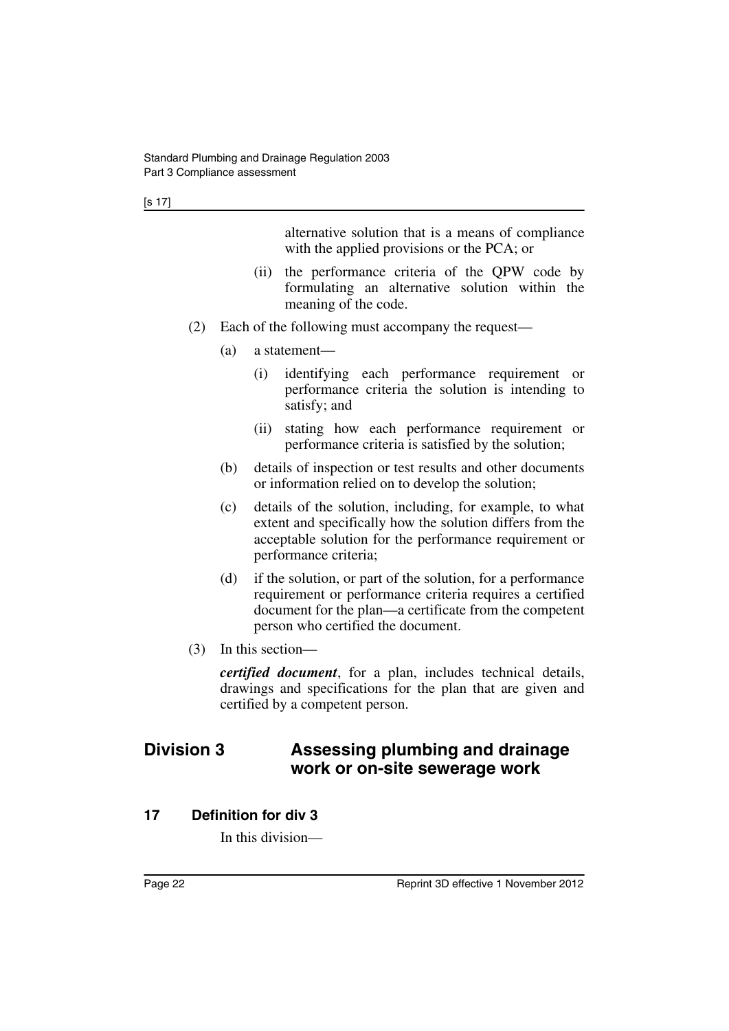alternative solution that is a means of compliance with the applied provisions or the PCA; or

(ii) the performance criteria of the QPW code by formulating an alternative solution within the meaning of the code.

(2) Each of the following must accompany the request—

(a) a statement—

(i) identifying each performance requirement or performance criteria the solution is intending to satisfy; and

(ii) stating how each performance requirement or performance criteria is satisfied by the solution;

(b) details of inspection or test results and other documents or information relied on to develop the solution;

(c) details of the solution, including, for example, to what extent and specifically how the solution differs from the acceptable solution for the performance requirement or performance criteria;

(d) if the solution, or part of the solution, for a performance requirement or performance criteria requires a certified document for the plan—a certificate from the competent person who certified the document.

(3) In this section—

***certified document***, for a plan, includes technical details, drawings and specifications for the plan that are given and certified by a competent person.

## Division 3 Assessing plumbing and drainage work or on-site sewerage work

### 17 Definition for div 3

In this division—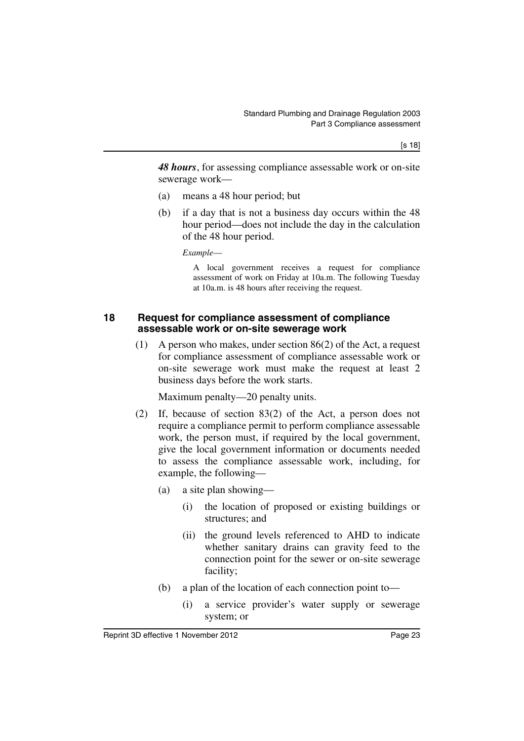***48 hours***, for assessing compliance assessable work or on-site sewerage work—

(a) means a 48 hour period; but

(b) if a day that is not a business day occurs within the 48 hour period—does not include the day in the calculation of the 48 hour period.

*Example*—

A local government receives a request for compliance assessment of work on Friday at 10a.m. The following Tuesday at 10a.m. is 48 hours after receiving the request.

## 18 Request for compliance assessment of compliance assessable work or on-site sewerage work

(1) A person who makes, under section 86(2) of the Act, a request for compliance assessment of compliance assessable work or on-site sewerage work must make the request at least 2 business days before the work starts.

Maximum penalty—20 penalty units.

(2) If, because of section 83(2) of the Act, a person does not require a compliance permit to perform compliance assessable work, the person must, if required by the local government, give the local government information or documents needed to assess the compliance assessable work, including, for example, the following—

(a) a site plan showing—

(i) the location of proposed or existing buildings or structures; and

(ii) the ground levels referenced to AHD to indicate whether sanitary drains can gravity feed to the connection point for the sewer or on-site sewerage facility;

(b) a plan of the location of each connection point to—

(i) a service provider's water supply or sewerage system; or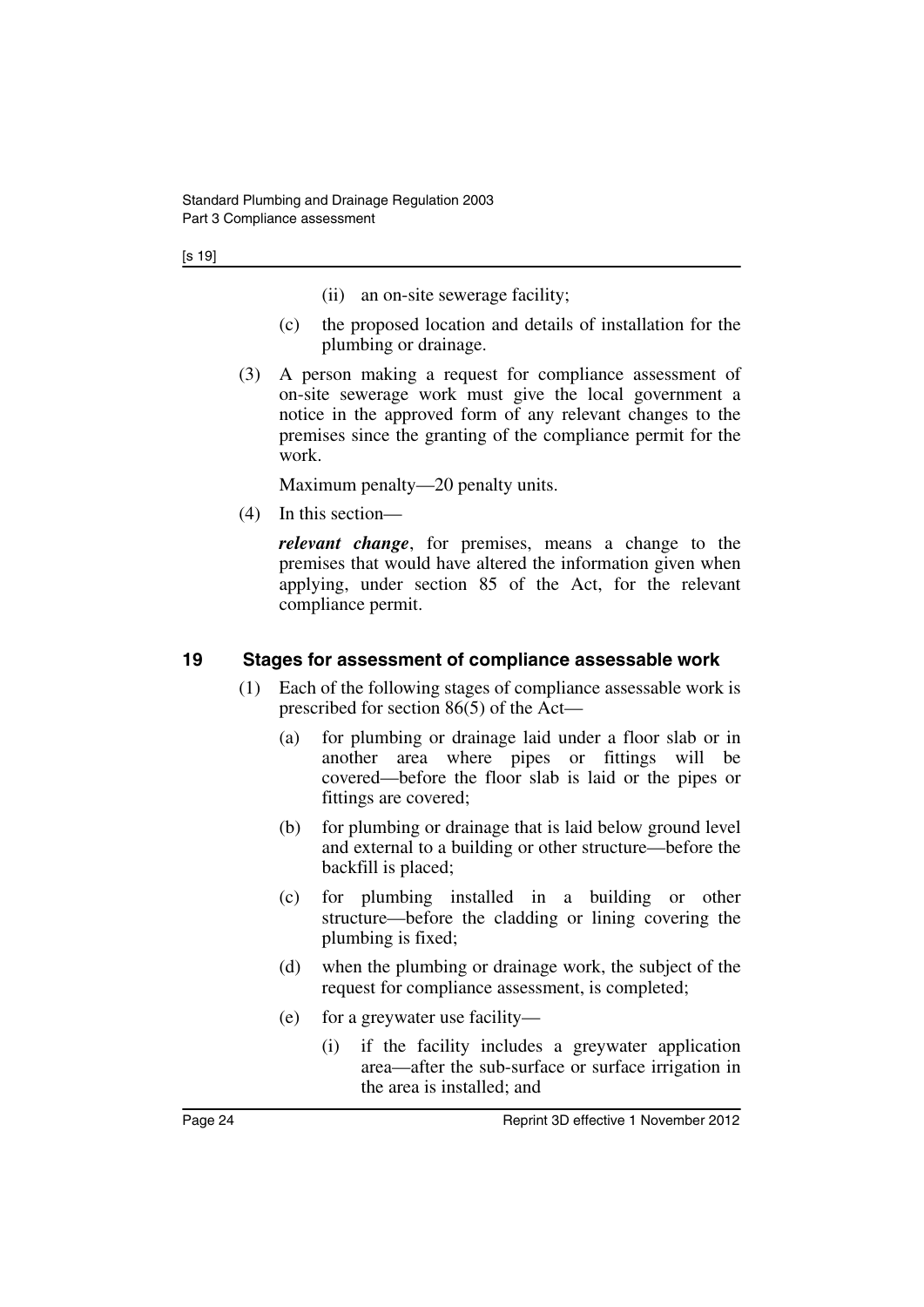(ii) an on-site sewerage facility;

(c) the proposed location and details of installation for the plumbing or drainage.

(3) A person making a request for compliance assessment of on-site sewerage work must give the local government a notice in the approved form of any relevant changes to the premises since the granting of the compliance permit for the work.

Maximum penalty—20 penalty units.

(4) In this section—

***relevant change***, for premises, means a change to the premises that would have altered the information given when applying, under section 85 of the Act, for the relevant compliance permit.

## 19 Stages for assessment of compliance assessable work

(1) Each of the following stages of compliance assessable work is prescribed for section 86(5) of the Act—

(a) for plumbing or drainage laid under a floor slab or in another area where pipes or fittings will be covered—before the floor slab is laid or the pipes or fittings are covered;

(b) for plumbing or drainage that is laid below ground level and external to a building or other structure—before the backfill is placed;

(c) for plumbing installed in a building or other structure—before the cladding or lining covering the plumbing is fixed;

(d) when the plumbing or drainage work, the subject of the request for compliance assessment, is completed;

(e) for a greywater use facility—

(i) if the facility includes a greywater application area—after the sub-surface or surface irrigation in the area is installed; and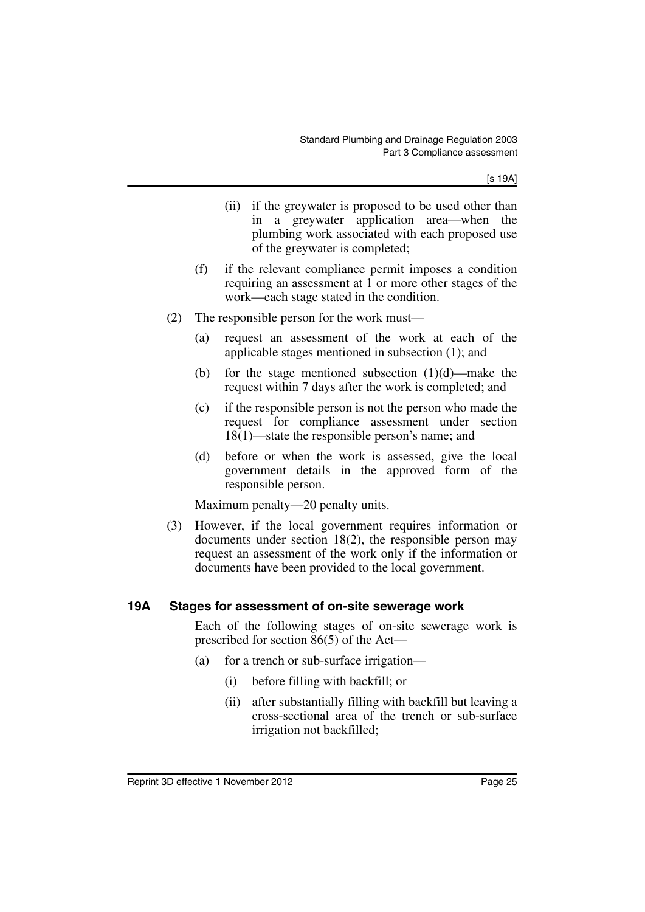- (ii) if the greywater is proposed to be used other than in a greywater application area—when the plumbing work associated with each proposed use of the greywater is completed;

  - (f) if the relevant compliance permit imposes a condition requiring an assessment at 1 or more other stages of the work—each stage stated in the condition.

- (2) The responsible person for the work must—
  - (a) request an assessment of the work at each of the applicable stages mentioned in subsection (1); and
  - (b) for the stage mentioned subsection (1)(d)—make the request within 7 days after the work is completed; and
  - (c) if the responsible person is not the person who made the request for compliance assessment under section 18(1)—state the responsible person's name; and
  - (d) before or when the work is assessed, give the local government details in the approved form of the responsible person.

  Maximum penalty—20 penalty units.

- (3) However, if the local government requires information or documents under section 18(2), the responsible person may request an assessment of the work only if the information or documents have been provided to the local government.

### 19A Stages for assessment of on-site sewerage work

Each of the following stages of on-site sewerage work is prescribed for section 86(5) of the Act—

- (a) for a trench or sub-surface irrigation—
  - (i) before filling with backfill; or
  - (ii) after substantially filling with backfill but leaving a cross-sectional area of the trench or sub-surface irrigation not backfilled;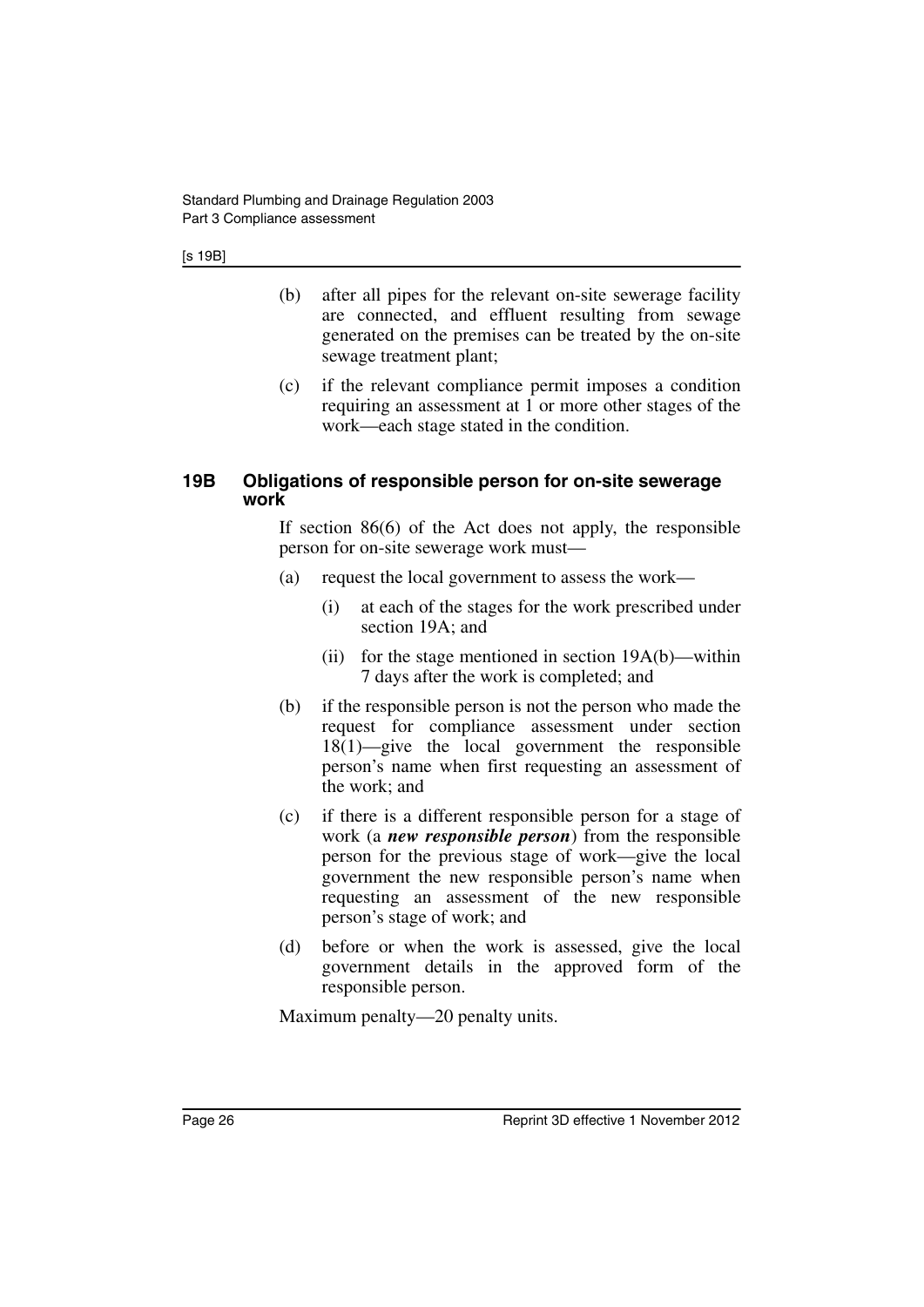(b) after all pipes for the relevant on-site sewerage facility are connected, and effluent resulting from sewage generated on the premises can be treated by the on-site sewage treatment plant;

(c) if the relevant compliance permit imposes a condition requiring an assessment at 1 or more other stages of the work—each stage stated in the condition.

### 19B Obligations of responsible person for on-site sewerage work

If section 86(6) of the Act does not apply, the responsible person for on-site sewerage work must—

(a) request the local government to assess the work—

   (i) at each of the stages for the work prescribed under section 19A; and

   (ii) for the stage mentioned in section 19A(b)—within 7 days after the work is completed; and

(b) if the responsible person is not the person who made the request for compliance assessment under section 18(1)—give the local government the responsible person's name when first requesting an assessment of the work; and

(c) if there is a different responsible person for a stage of work (a ***new responsible person***) from the responsible person for the previous stage of work—give the local government the new responsible person's name when requesting an assessment of the new responsible person's stage of work; and

(d) before or when the work is assessed, give the local government details in the approved form of the responsible person.

Maximum penalty—20 penalty units.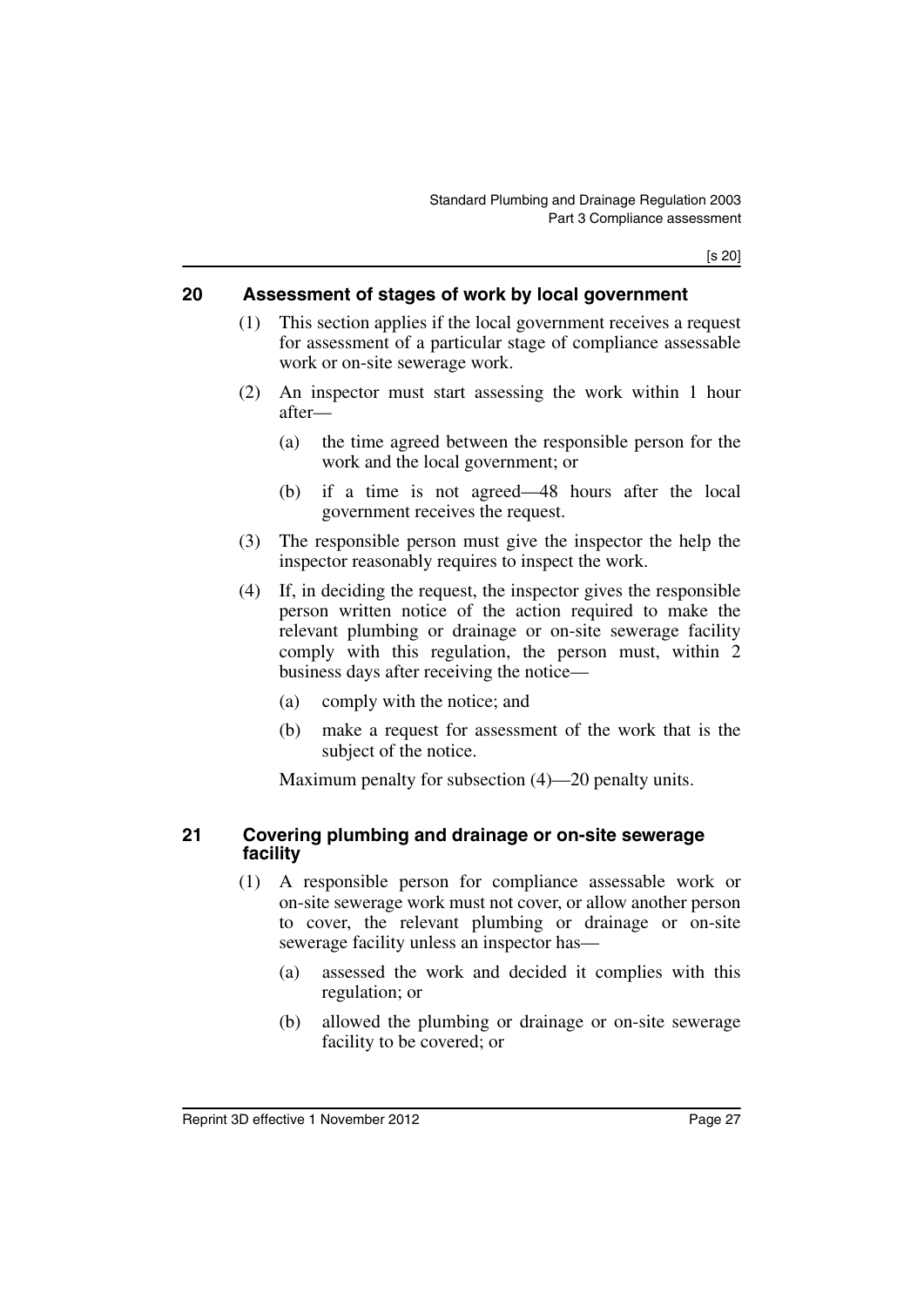## 20 Assessment of stages of work by local government

(1) This section applies if the local government receives a request for assessment of a particular stage of compliance assessable work or on-site sewerage work.

(2) An inspector must start assessing the work within 1 hour after—

(a) the time agreed between the responsible person for the work and the local government; or

(b) if a time is not agreed—48 hours after the local government receives the request.

(3) The responsible person must give the inspector the help the inspector reasonably requires to inspect the work.

(4) If, in deciding the request, the inspector gives the responsible person written notice of the action required to make the relevant plumbing or drainage or on-site sewerage facility comply with this regulation, the person must, within 2 business days after receiving the notice—

(a) comply with the notice; and

(b) make a request for assessment of the work that is the subject of the notice.

Maximum penalty for subsection (4)—20 penalty units.

## 21 Covering plumbing and drainage or on-site sewerage facility

(1) A responsible person for compliance assessable work or on-site sewerage work must not cover, or allow another person to cover, the relevant plumbing or drainage or on-site sewerage facility unless an inspector has—

(a) assessed the work and decided it complies with this regulation; or

(b) allowed the plumbing or drainage or on-site sewerage facility to be covered; or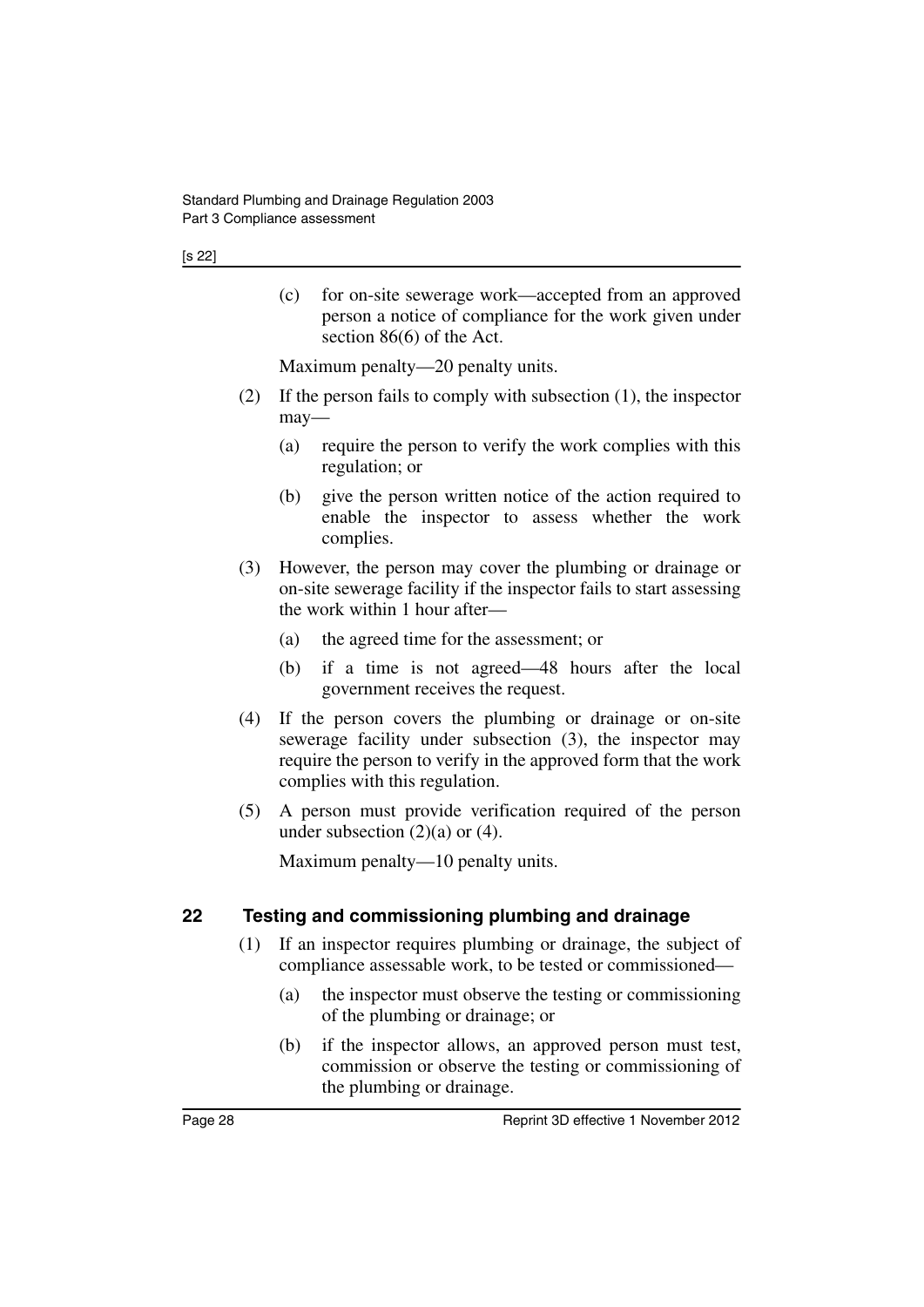(c) for on-site sewerage work—accepted from an approved person a notice of compliance for the work given under section 86(6) of the Act.

Maximum penalty—20 penalty units.

(2) If the person fails to comply with subsection (1), the inspector may—

(a) require the person to verify the work complies with this regulation; or

(b) give the person written notice of the action required to enable the inspector to assess whether the work complies.

(3) However, the person may cover the plumbing or drainage or on-site sewerage facility if the inspector fails to start assessing the work within 1 hour after—

(a) the agreed time for the assessment; or

(b) if a time is not agreed—48 hours after the local government receives the request.

(4) If the person covers the plumbing or drainage or on-site sewerage facility under subsection (3), the inspector may require the person to verify in the approved form that the work complies with this regulation.

(5) A person must provide verification required of the person under subsection (2)(a) or (4).

Maximum penalty—10 penalty units.

## 22 Testing and commissioning plumbing and drainage

(1) If an inspector requires plumbing or drainage, the subject of compliance assessable work, to be tested or commissioned—

(a) the inspector must observe the testing or commissioning of the plumbing or drainage; or

(b) if the inspector allows, an approved person must test, commission or observe the testing or commissioning of the plumbing or drainage.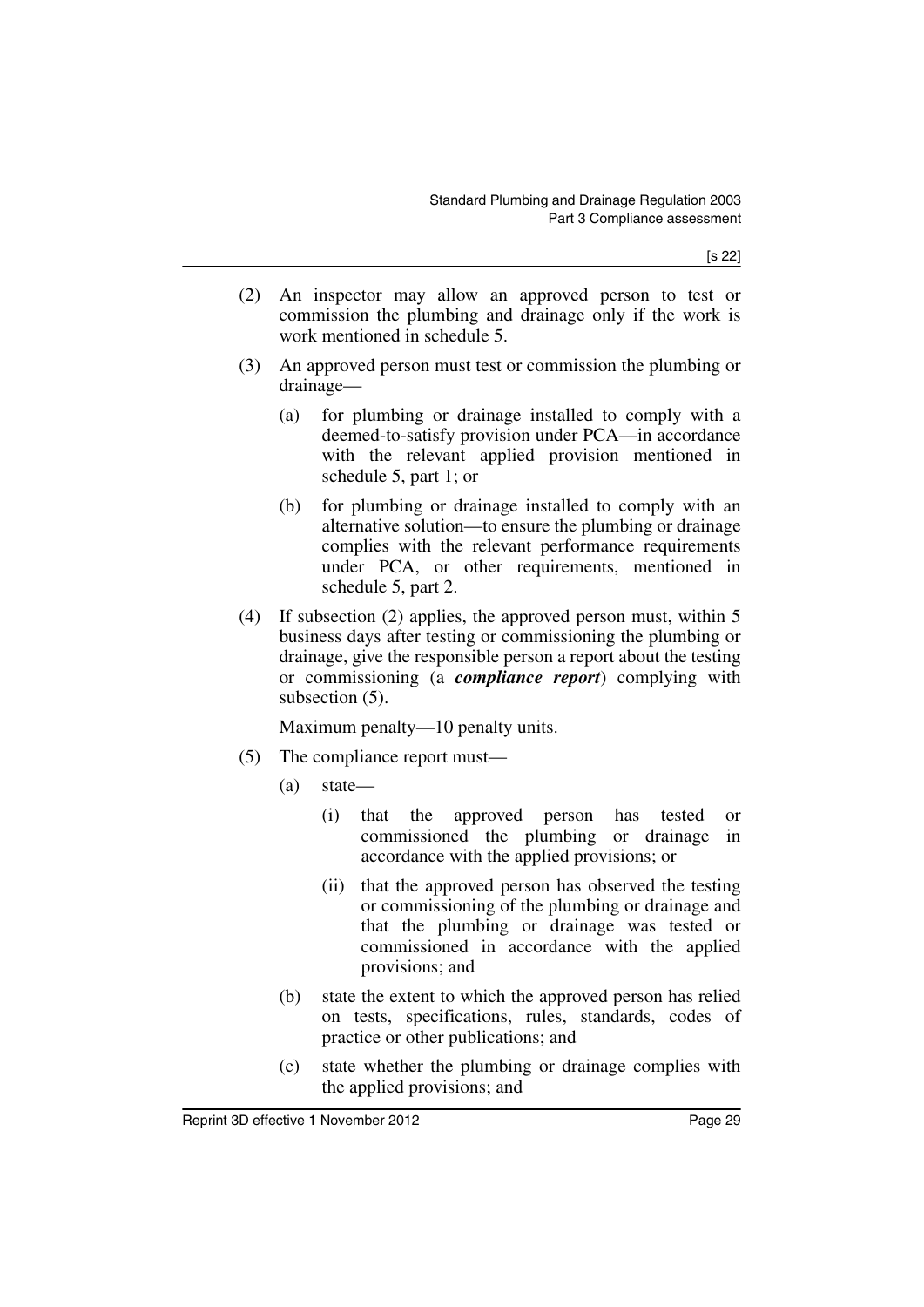(2) An inspector may allow an approved person to test or commission the plumbing and drainage only if the work is work mentioned in schedule 5.

(3) An approved person must test or commission the plumbing or drainage—

   (a) for plumbing or drainage installed to comply with a deemed-to-satisfy provision under PCA—in accordance with the relevant applied provision mentioned in schedule 5, part 1; or

   (b) for plumbing or drainage installed to comply with an alternative solution—to ensure the plumbing or drainage complies with the relevant performance requirements under PCA, or other requirements, mentioned in schedule 5, part 2.

(4) If subsection (2) applies, the approved person must, within 5 business days after testing or commissioning the plumbing or drainage, give the responsible person a report about the testing or commissioning (a ***compliance report***) complying with subsection (5).

   Maximum penalty—10 penalty units.

(5) The compliance report must—

   (a) state—

      (i) that the approved person has tested or commissioned the plumbing or drainage in accordance with the applied provisions; or

      (ii) that the approved person has observed the testing or commissioning of the plumbing or drainage and that the plumbing or drainage was tested or commissioned in accordance with the applied provisions; and

   (b) state the extent to which the approved person has relied on tests, specifications, rules, standards, codes of practice or other publications; and

   (c) state whether the plumbing or drainage complies with the applied provisions; and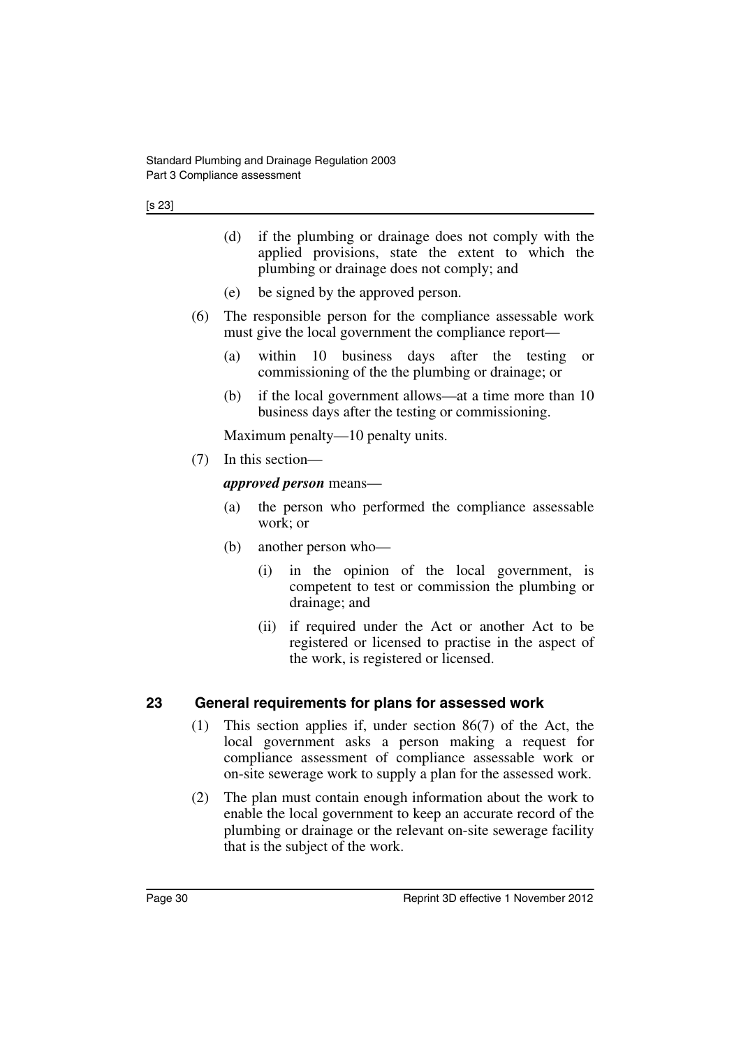(d) if the plumbing or drainage does not comply with the applied provisions, state the extent to which the plumbing or drainage does not comply; and

(e) be signed by the approved person.

(6) The responsible person for the compliance assessable work must give the local government the compliance report—

(a) within 10 business days after the testing or commissioning of the the plumbing or drainage; or

(b) if the local government allows—at a time more than 10 business days after the testing or commissioning.

Maximum penalty—10 penalty units.

(7) In this section—

***approved person*** means—

(a) the person who performed the compliance assessable work; or

(b) another person who—

(i) in the opinion of the local government, is competent to test or commission the plumbing or drainage; and

(ii) if required under the Act or another Act to be registered or licensed to practise in the aspect of the work, is registered or licensed.

## 23 General requirements for plans for assessed work

(1) This section applies if, under section 86(7) of the Act, the local government asks a person making a request for compliance assessment of compliance assessable work or on-site sewerage work to supply a plan for the assessed work.

(2) The plan must contain enough information about the work to enable the local government to keep an accurate record of the plumbing or drainage or the relevant on-site sewerage facility that is the subject of the work.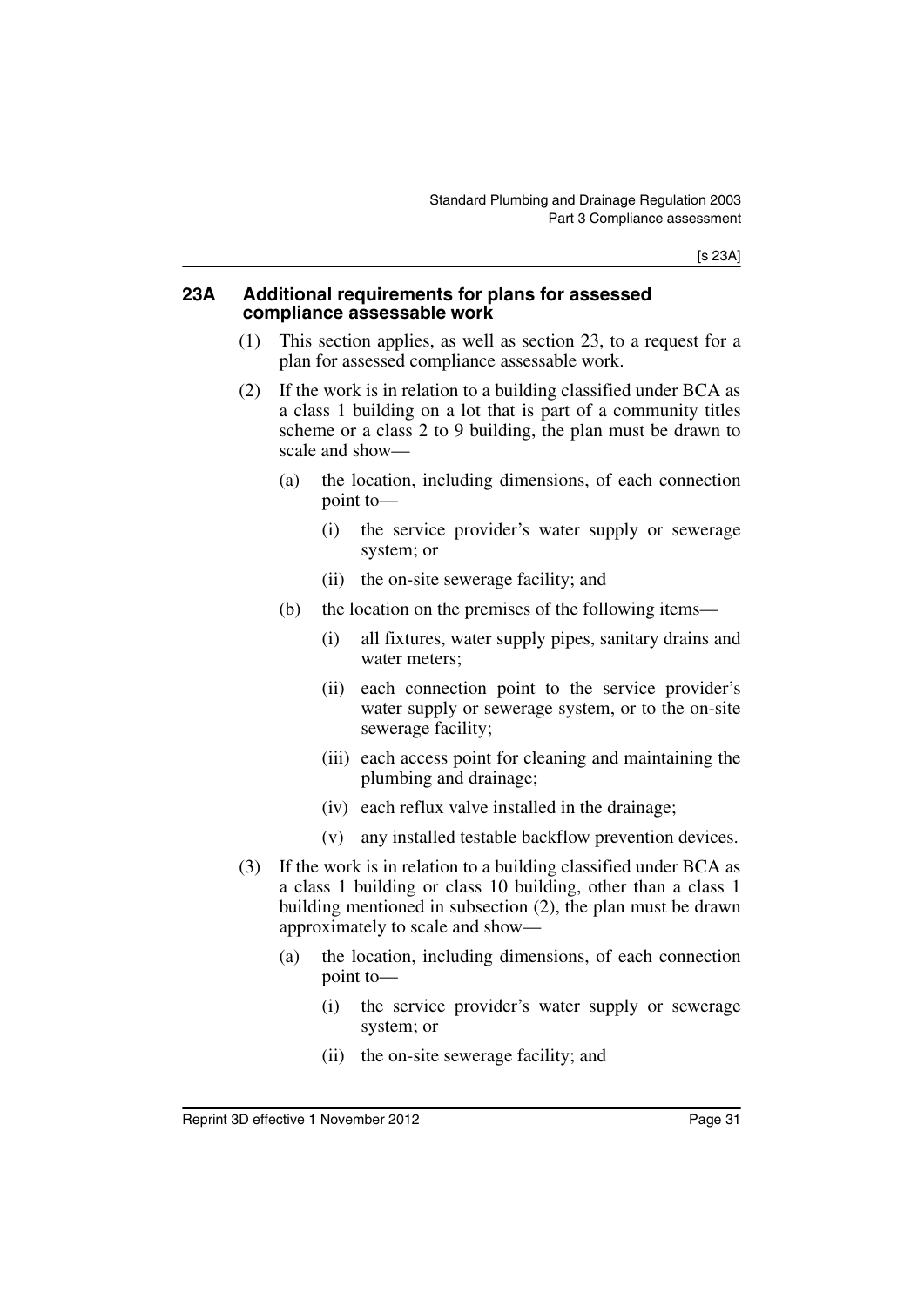## 23A Additional requirements for plans for assessed compliance assessable work

(1) This section applies, as well as section 23, to a request for a plan for assessed compliance assessable work.

(2) If the work is in relation to a building classified under BCA as a class 1 building on a lot that is part of a community titles scheme or a class 2 to 9 building, the plan must be drawn to scale and show—

- (a) the location, including dimensions, of each connection point to—
  - (i) the service provider's water supply or sewerage system; or
  - (ii) the on-site sewerage facility; and
- (b) the location on the premises of the following items—
  - (i) all fixtures, water supply pipes, sanitary drains and water meters;
  - (ii) each connection point to the service provider's water supply or sewerage system, or to the on-site sewerage facility;
  - (iii) each access point for cleaning and maintaining the plumbing and drainage;
  - (iv) each reflux valve installed in the drainage;
  - (v) any installed testable backflow prevention devices.

(3) If the work is in relation to a building classified under BCA as a class 1 building or class 10 building, other than a class 1 building mentioned in subsection (2), the plan must be drawn approximately to scale and show—

- (a) the location, including dimensions, of each connection point to—
  - (i) the service provider's water supply or sewerage system; or
  - (ii) the on-site sewerage facility; and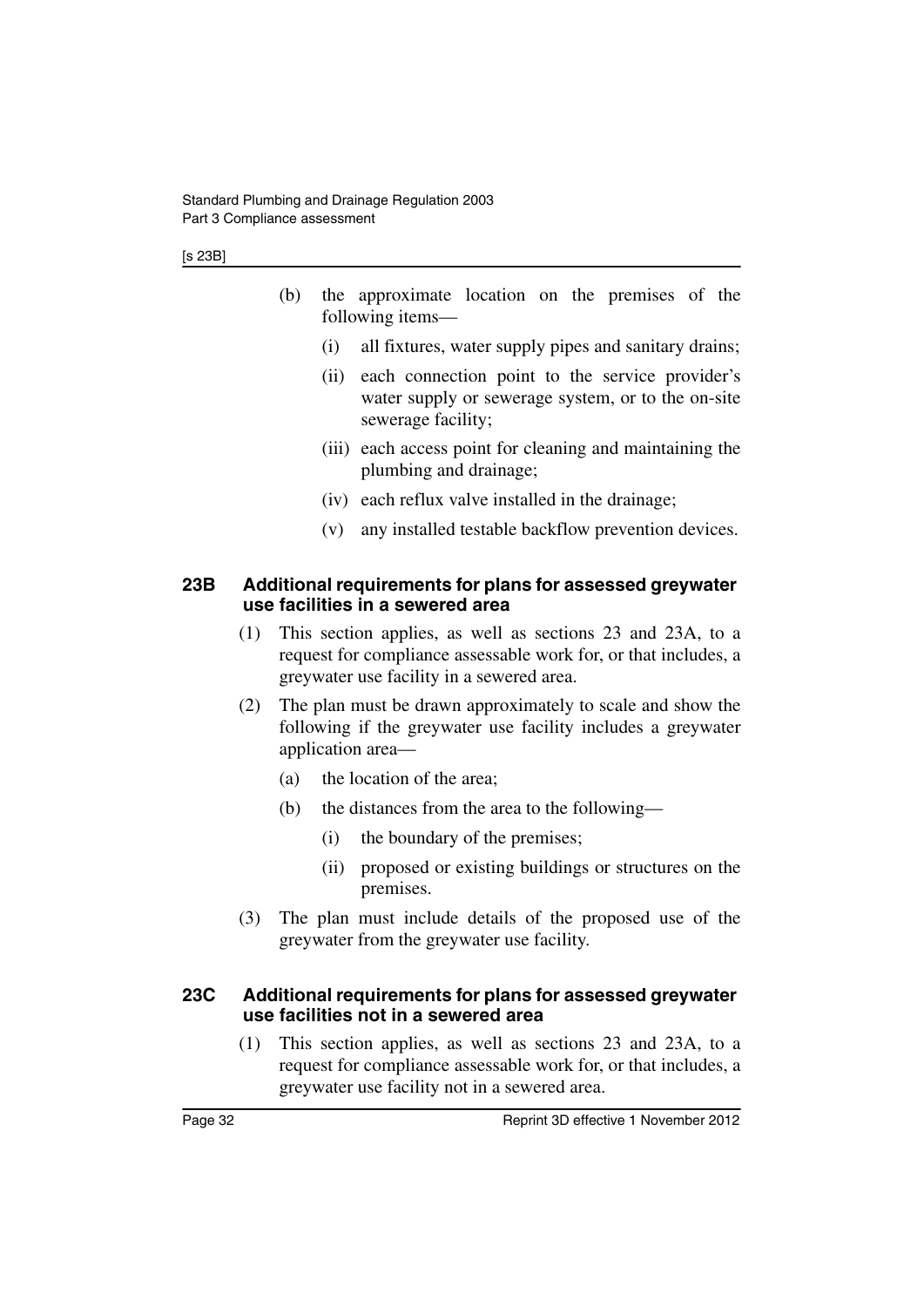(b) the approximate location on the premises of the following items—

   (i) all fixtures, water supply pipes and sanitary drains;

   (ii) each connection point to the service provider's water supply or sewerage system, or to the on-site sewerage facility;

   (iii) each access point for cleaning and maintaining the plumbing and drainage;

   (iv) each reflux valve installed in the drainage;

   (v) any installed testable backflow prevention devices.

### 23B Additional requirements for plans for assessed greywater use facilities in a sewered area

(1) This section applies, as well as sections 23 and 23A, to a request for compliance assessable work for, or that includes, a greywater use facility in a sewered area.

(2) The plan must be drawn approximately to scale and show the following if the greywater use facility includes a greywater application area—

   (a) the location of the area;

   (b) the distances from the area to the following—

      (i) the boundary of the premises;

      (ii) proposed or existing buildings or structures on the premises.

(3) The plan must include details of the proposed use of the greywater from the greywater use facility.

### 23C Additional requirements for plans for assessed greywater use facilities not in a sewered area

(1) This section applies, as well as sections 23 and 23A, to a request for compliance assessable work for, or that includes, a greywater use facility not in a sewered area.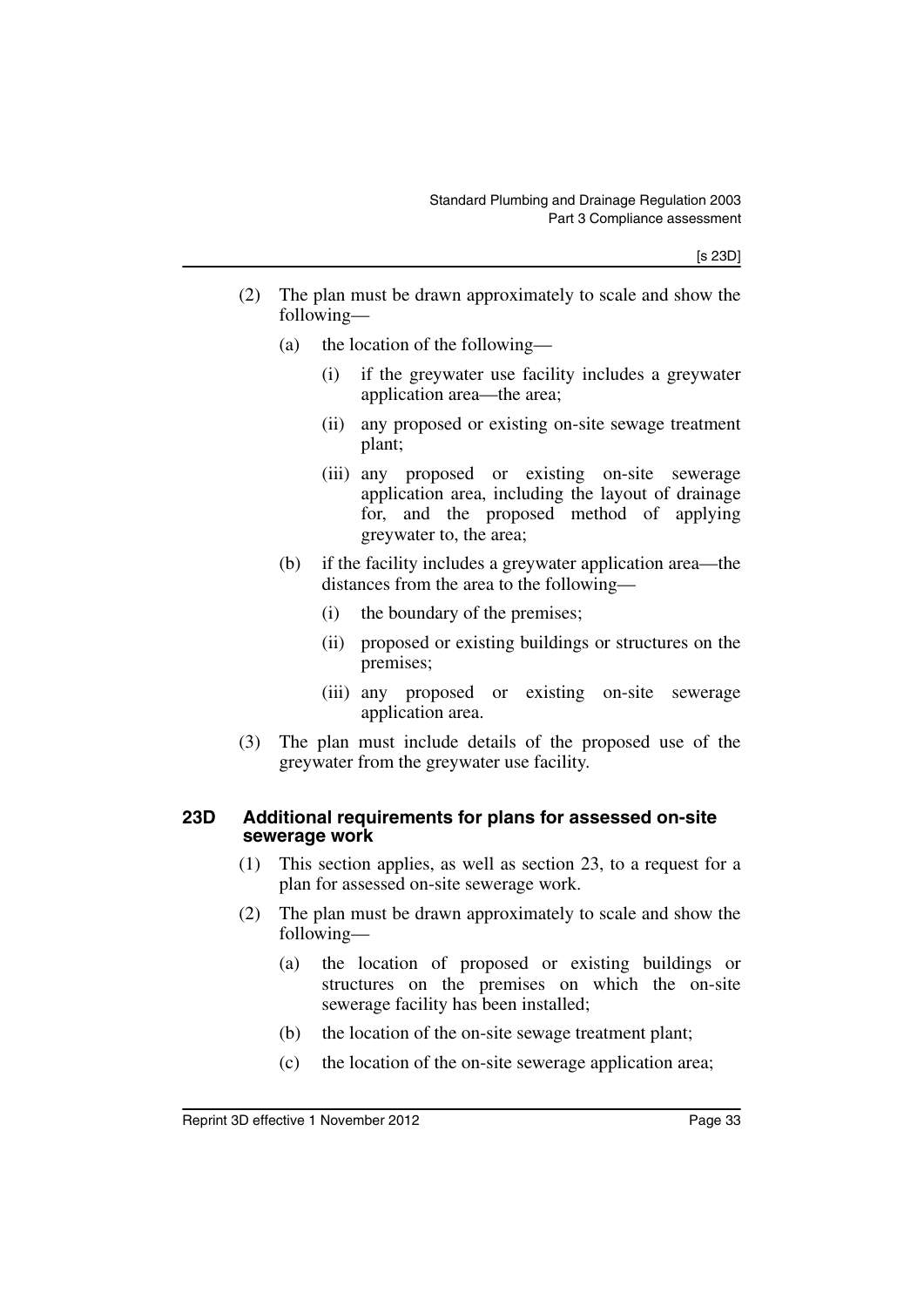(2) The plan must be drawn approximately to scale and show the following—

(a) the location of the following—

(i) if the greywater use facility includes a greywater application area—the area;

(ii) any proposed or existing on-site sewage treatment plant;

(iii) any proposed or existing on-site sewerage application area, including the layout of drainage for, and the proposed method of applying greywater to, the area;

(b) if the facility includes a greywater application area—the distances from the area to the following—

(i) the boundary of the premises;

(ii) proposed or existing buildings or structures on the premises;

(iii) any proposed or existing on-site sewerage application area.

(3) The plan must include details of the proposed use of the greywater from the greywater use facility.

### 23D Additional requirements for plans for assessed on-site sewerage work

(1) This section applies, as well as section 23, to a request for a plan for assessed on-site sewerage work.

(2) The plan must be drawn approximately to scale and show the following—

(a) the location of proposed or existing buildings or structures on the premises on which the on-site sewerage facility has been installed;

(b) the location of the on-site sewage treatment plant;

(c) the location of the on-site sewerage application area;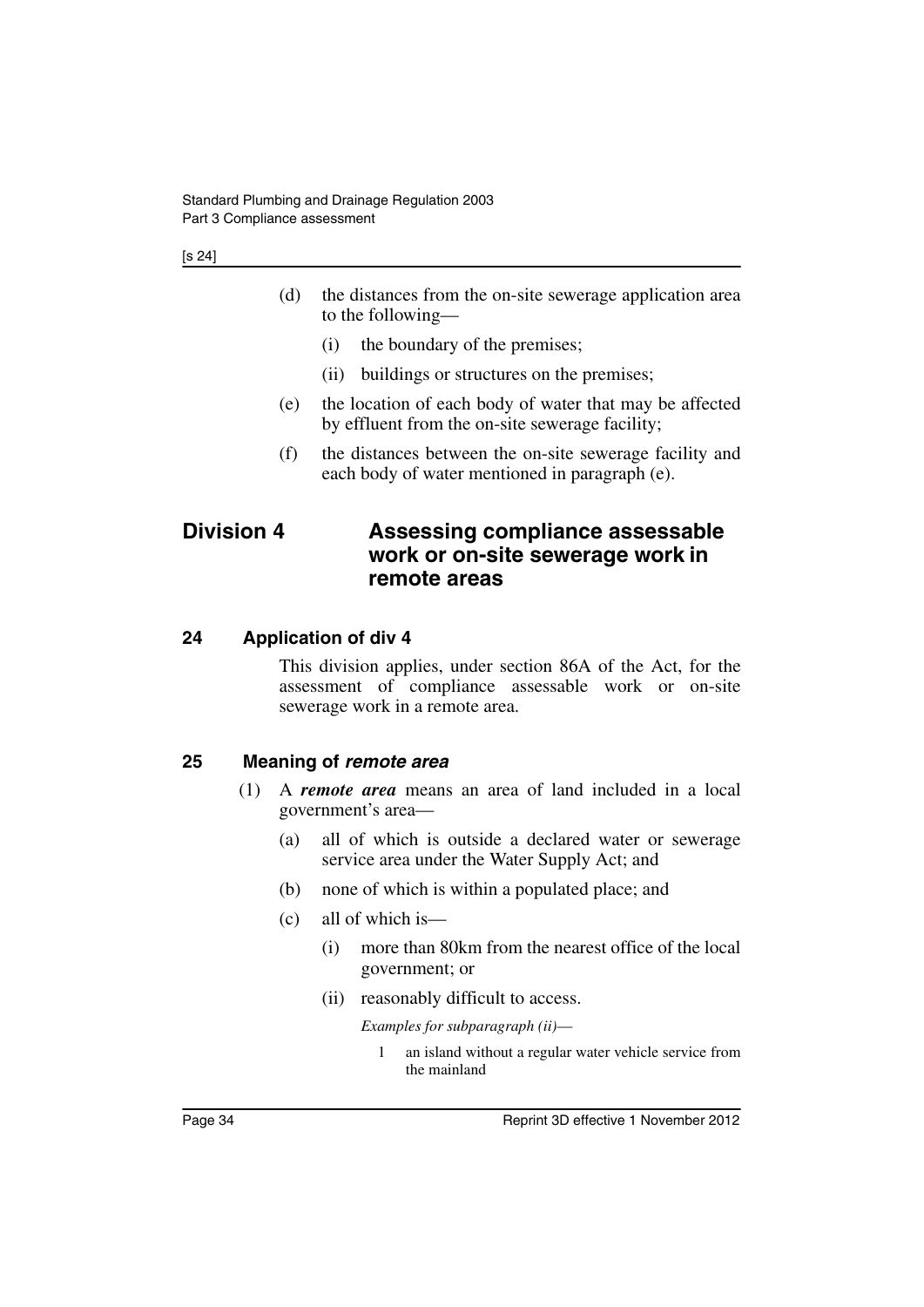(d) the distances from the on-site sewerage application area to the following—

(i) the boundary of the premises;

(ii) buildings or structures on the premises;

(e) the location of each body of water that may be affected by effluent from the on-site sewerage facility;

(f) the distances between the on-site sewerage facility and each body of water mentioned in paragraph (e).

## Division 4 Assessing compliance assessable work or on-site sewerage work in remote areas

### 24 Application of div 4

This division applies, under section 86A of the Act, for the assessment of compliance assessable work or on-site sewerage work in a remote area.

### 25 Meaning of *remote area*

(1) A ***remote area*** means an area of land included in a local government's area—

(a) all of which is outside a declared water or sewerage service area under the Water Supply Act; and

(b) none of which is within a populated place; and

(c) all of which is—

(i) more than 80km from the nearest office of the local government; or

(ii) reasonably difficult to access.

*Examples for subparagraph (ii)—*

1 an island without a regular water vehicle service from the mainland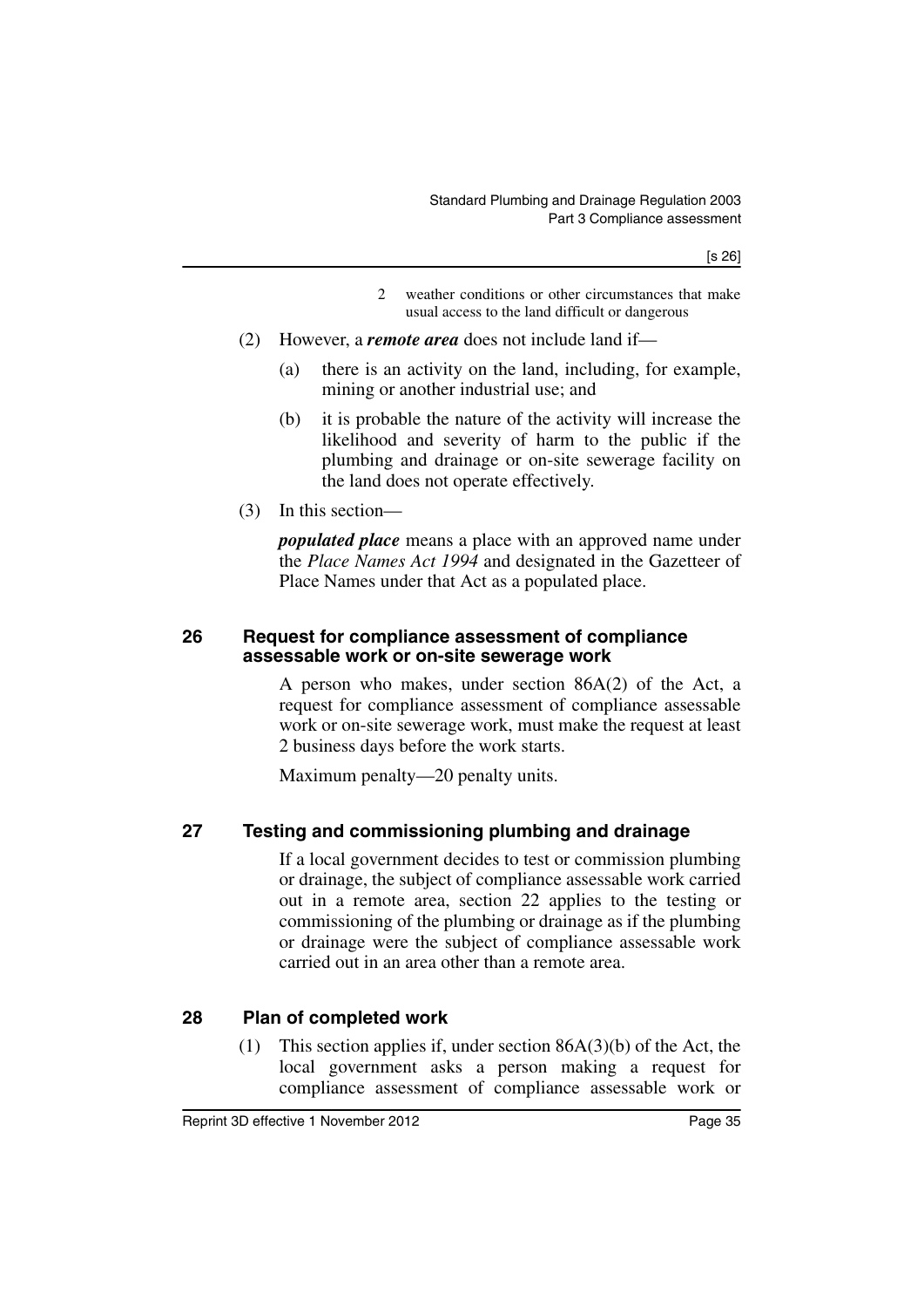2 weather conditions or other circumstances that make usual access to the land difficult or dangerous

(2) However, a ***remote area*** does not include land if—

(a) there is an activity on the land, including, for example, mining or another industrial use; and

(b) it is probable the nature of the activity will increase the likelihood and severity of harm to the public if the plumbing and drainage or on-site sewerage facility on the land does not operate effectively.

(3) In this section—

***populated place*** means a place with an approved name under the *Place Names Act 1994* and designated in the Gazetteer of Place Names under that Act as a populated place.

### 26 Request for compliance assessment of compliance assessable work or on-site sewerage work

A person who makes, under section 86A(2) of the Act, a request for compliance assessment of compliance assessable work or on-site sewerage work, must make the request at least 2 business days before the work starts.

Maximum penalty—20 penalty units.

### 27 Testing and commissioning plumbing and drainage

If a local government decides to test or commission plumbing or drainage, the subject of compliance assessable work carried out in a remote area, section 22 applies to the testing or commissioning of the plumbing or drainage as if the plumbing or drainage were the subject of compliance assessable work carried out in an area other than a remote area.

### 28 Plan of completed work

(1) This section applies if, under section 86A(3)(b) of the Act, the local government asks a person making a request for compliance assessment of compliance assessable work or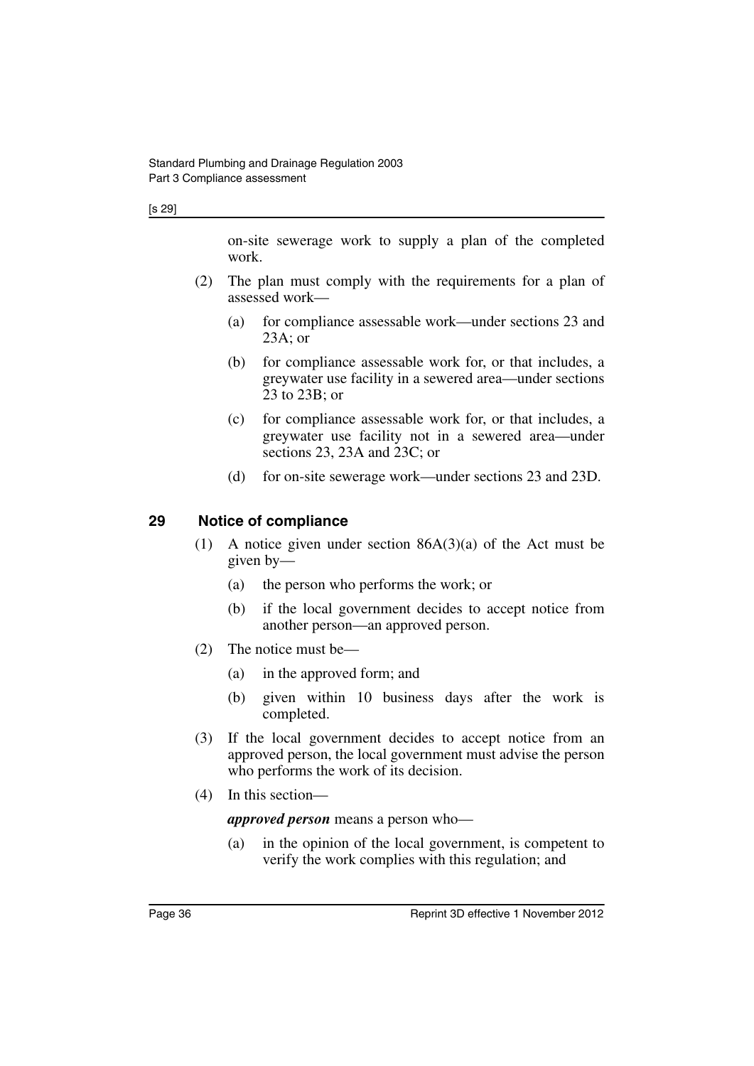on-site sewerage work to supply a plan of the completed work.

(2) The plan must comply with the requirements for a plan of assessed work—

(a) for compliance assessable work—under sections 23 and 23A; or

(b) for compliance assessable work for, or that includes, a greywater use facility in a sewered area—under sections 23 to 23B; or

(c) for compliance assessable work for, or that includes, a greywater use facility not in a sewered area—under sections 23, 23A and 23C; or

(d) for on-site sewerage work—under sections 23 and 23D.

## 29 Notice of compliance

(1) A notice given under section 86A(3)(a) of the Act must be given by—

(a) the person who performs the work; or

(b) if the local government decides to accept notice from another person—an approved person.

(2) The notice must be—

(a) in the approved form; and

(b) given within 10 business days after the work is completed.

(3) If the local government decides to accept notice from an approved person, the local government must advise the person who performs the work of its decision.

(4) In this section—

***approved person*** means a person who—

(a) in the opinion of the local government, is competent to verify the work complies with this regulation; and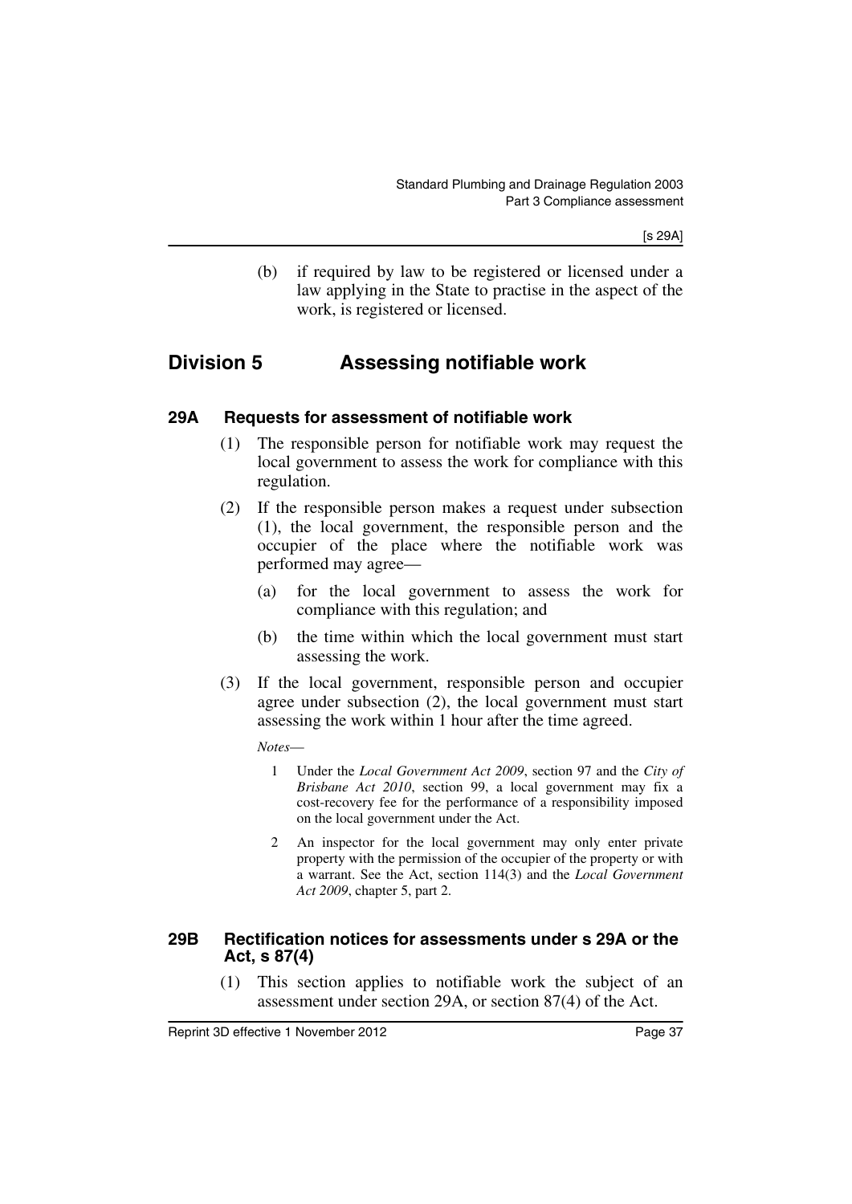(b) if required by law to be registered or licensed under a law applying in the State to practise in the aspect of the work, is registered or licensed.

## Division 5 Assessing notifiable work

### 29A Requests for assessment of notifiable work

(1) The responsible person for notifiable work may request the local government to assess the work for compliance with this regulation.

(2) If the responsible person makes a request under subsection (1), the local government, the responsible person and the occupier of the place where the notifiable work was performed may agree—

(a) for the local government to assess the work for compliance with this regulation; and

(b) the time within which the local government must start assessing the work.

(3) If the local government, responsible person and occupier agree under subsection (2), the local government must start assessing the work within 1 hour after the time agreed.

*Notes*—

1 Under the *Local Government Act 2009*, section 97 and the *City of Brisbane Act 2010*, section 99, a local government may fix a cost-recovery fee for the performance of a responsibility imposed on the local government under the Act.

2 An inspector for the local government may only enter private property with the permission of the occupier of the property or with a warrant. See the Act, section 114(3) and the *Local Government Act 2009*, chapter 5, part 2.

### 29B Rectification notices for assessments under s 29A or the Act, s 87(4)

(1) This section applies to notifiable work the subject of an assessment under section 29A, or section 87(4) of the Act.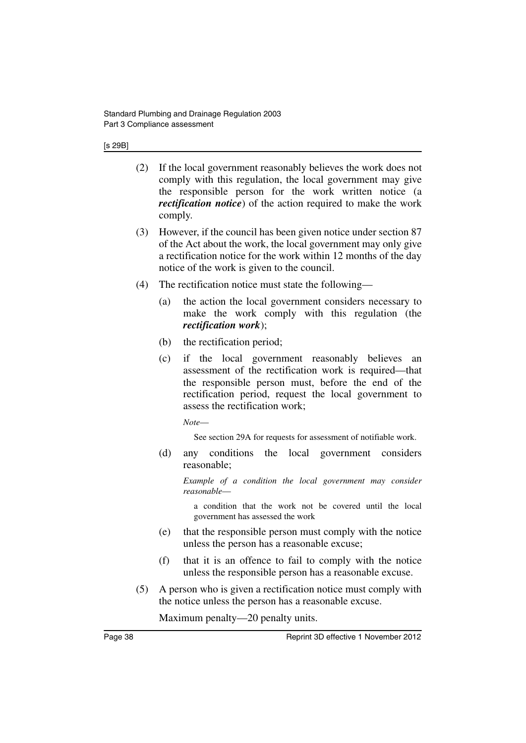(2) If the local government reasonably believes the work does not comply with this regulation, the local government may give the responsible person for the work written notice (a ***rectification notice***) of the action required to make the work comply.

(3) However, if the council has been given notice under section 87 of the Act about the work, the local government may only give a rectification notice for the work within 12 months of the day notice of the work is given to the council.

(4) The rectification notice must state the following—

(a) the action the local government considers necessary to make the work comply with this regulation (the ***rectification work***);

(b) the rectification period;

(c) if the local government reasonably believes an assessment of the rectification work is required—that the responsible person must, before the end of the rectification period, request the local government to assess the rectification work;

*Note*—

See section 29A for requests for assessment of notifiable work.

(d) any conditions the local government considers reasonable;

*Example of a condition the local government may consider reasonable*—

a condition that the work not be covered until the local government has assessed the work

(e) that the responsible person must comply with the notice unless the person has a reasonable excuse;

(f) that it is an offence to fail to comply with the notice unless the responsible person has a reasonable excuse.

(5) A person who is given a rectification notice must comply with the notice unless the person has a reasonable excuse.

Maximum penalty—20 penalty units.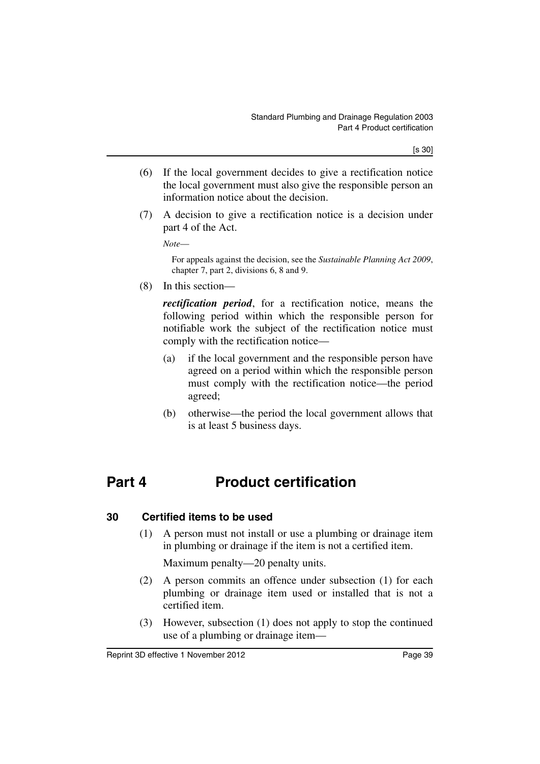(6) If the local government decides to give a rectification notice the local government must also give the responsible person an information notice about the decision.

(7) A decision to give a rectification notice is a decision under part 4 of the Act.

*Note*—

For appeals against the decision, see the *Sustainable Planning Act 2009*, chapter 7, part 2, divisions 6, 8 and 9.

(8) In this section—

***rectification period***, for a rectification notice, means the following period within which the responsible person for notifiable work the subject of the rectification notice must comply with the rectification notice—

(a) if the local government and the responsible person have agreed on a period within which the responsible person must comply with the rectification notice—the period agreed;

(b) otherwise—the period the local government allows that is at least 5 business days.

# Part 4 Product certification

## 30 Certified items to be used

(1) A person must not install or use a plumbing or drainage item in plumbing or drainage if the item is not a certified item.

Maximum penalty—20 penalty units.

(2) A person commits an offence under subsection (1) for each plumbing or drainage item used or installed that is not a certified item.

(3) However, subsection (1) does not apply to stop the continued use of a plumbing or drainage item—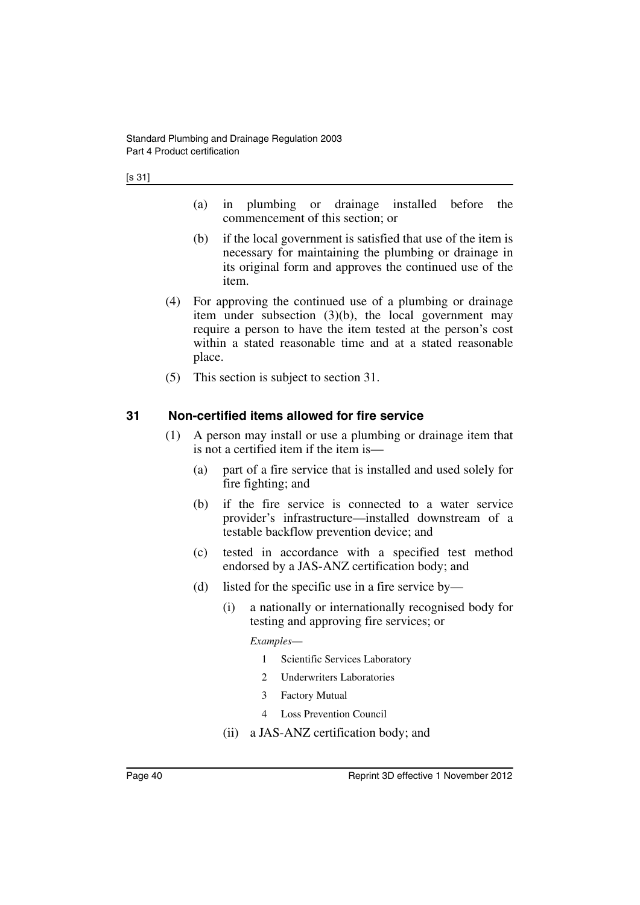(a) in plumbing or drainage installed before the commencement of this section; or

(b) if the local government is satisfied that use of the item is necessary for maintaining the plumbing or drainage in its original form and approves the continued use of the item.

(4) For approving the continued use of a plumbing or drainage item under subsection (3)(b), the local government may require a person to have the item tested at the person's cost within a stated reasonable time and at a stated reasonable place.

(5) This section is subject to section 31.

## 31 Non-certified items allowed for fire service

(1) A person may install or use a plumbing or drainage item that is not a certified item if the item is—

(a) part of a fire service that is installed and used solely for fire fighting; and

(b) if the fire service is connected to a water service provider's infrastructure—installed downstream of a testable backflow prevention device; and

(c) tested in accordance with a specified test method endorsed by a JAS-ANZ certification body; and

(d) listed for the specific use in a fire service by—

(i) a nationally or internationally recognised body for testing and approving fire services; or

*Examples*—

1 Scientific Services Laboratory

2 Underwriters Laboratories

3 Factory Mutual

4 Loss Prevention Council

(ii) a JAS-ANZ certification body; and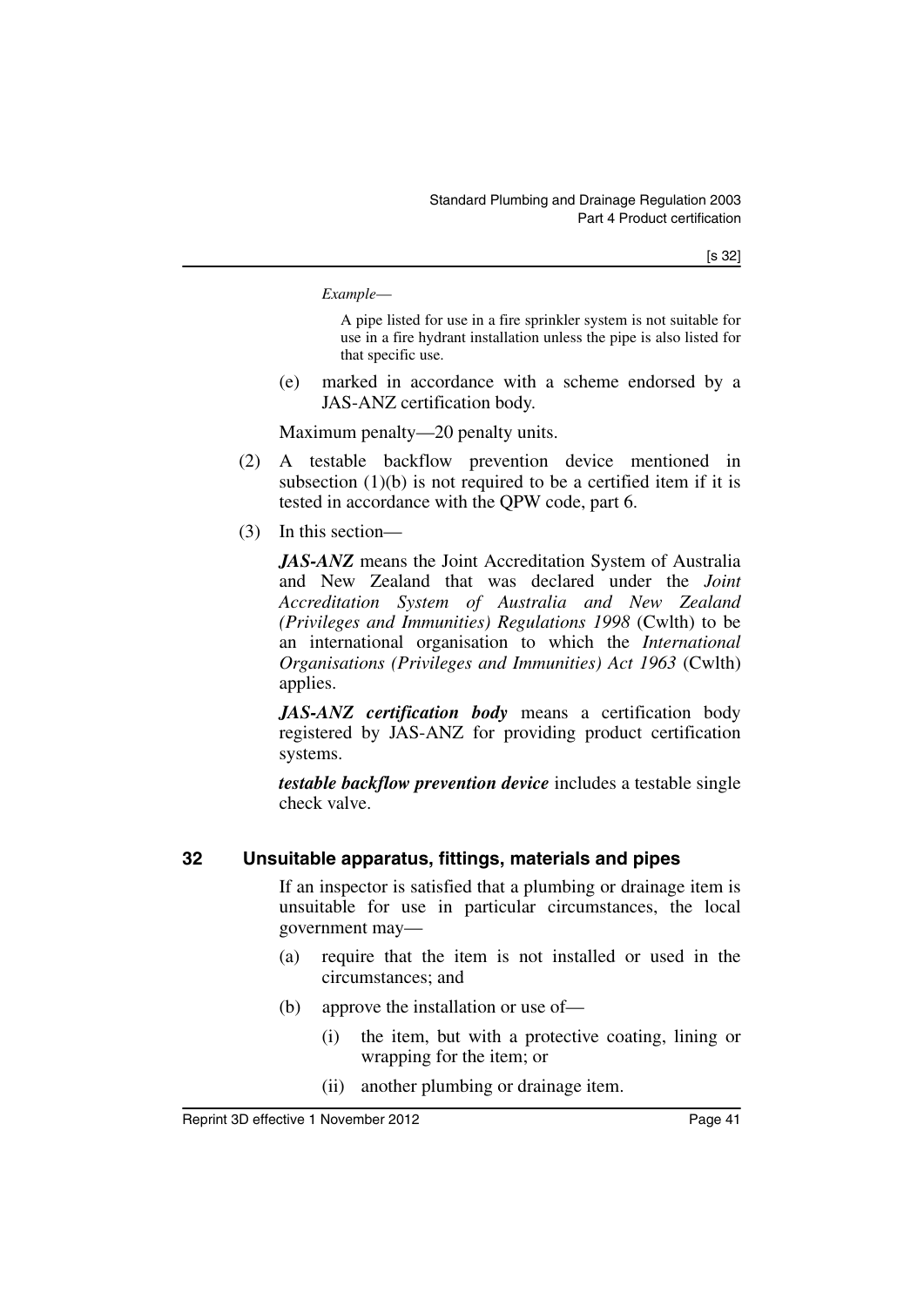*Example—*

A pipe listed for use in a fire sprinkler system is not suitable for use in a fire hydrant installation unless the pipe is also listed for that specific use.

(e) marked in accordance with a scheme endorsed by a JAS-ANZ certification body.

Maximum penalty—20 penalty units.

(2) A testable backflow prevention device mentioned in subsection (1)(b) is not required to be a certified item if it is tested in accordance with the QPW code, part 6.

(3) In this section—

***JAS-ANZ*** means the Joint Accreditation System of Australia and New Zealand that was declared under the *Joint Accreditation System of Australia and New Zealand (Privileges and Immunities) Regulations 1998* (Cwlth) to be an international organisation to which the *International Organisations (Privileges and Immunities) Act 1963* (Cwlth) applies.

***JAS-ANZ certification body*** means a certification body registered by JAS-ANZ for providing product certification systems.

***testable backflow prevention device*** includes a testable single check valve.

## 32 Unsuitable apparatus, fittings, materials and pipes

If an inspector is satisfied that a plumbing or drainage item is unsuitable for use in particular circumstances, the local government may—

(a) require that the item is not installed or used in the circumstances; and

(b) approve the installation or use of—

(i) the item, but with a protective coating, lining or wrapping for the item; or

(ii) another plumbing or drainage item.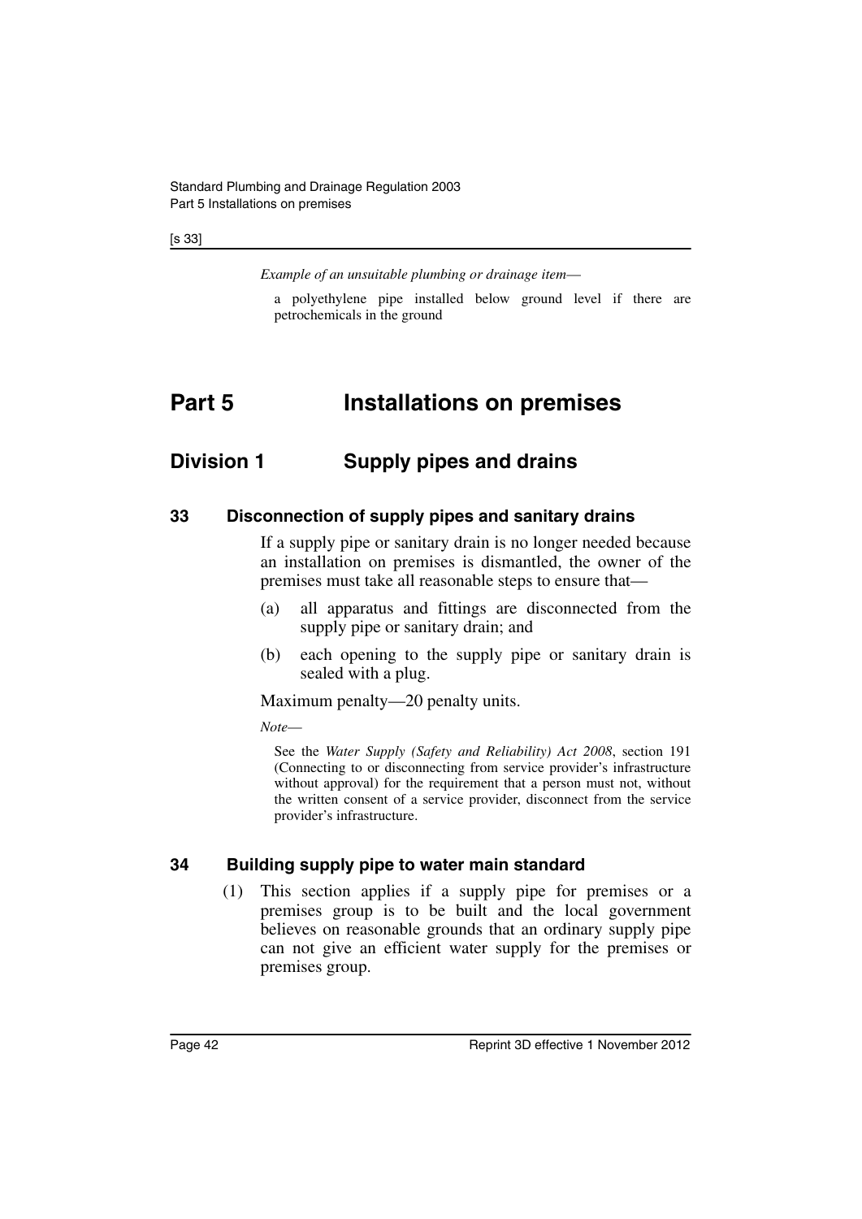*Example of an unsuitable plumbing or drainage item*—

a polyethylene pipe installed below ground level if there are petrochemicals in the ground

# Part 5 Installations on premises

## Division 1 Supply pipes and drains

### 33 Disconnection of supply pipes and sanitary drains

If a supply pipe or sanitary drain is no longer needed because an installation on premises is dismantled, the owner of the premises must take all reasonable steps to ensure that—

(a) all apparatus and fittings are disconnected from the supply pipe or sanitary drain; and

(b) each opening to the supply pipe or sanitary drain is sealed with a plug.

Maximum penalty—20 penalty units.

*Note*—

See the *Water Supply (Safety and Reliability) Act 2008*, section 191 (Connecting to or disconnecting from service provider's infrastructure without approval) for the requirement that a person must not, without the written consent of a service provider, disconnect from the service provider's infrastructure.

### 34 Building supply pipe to water main standard

(1) This section applies if a supply pipe for premises or a premises group is to be built and the local government believes on reasonable grounds that an ordinary supply pipe can not give an efficient water supply for the premises or premises group.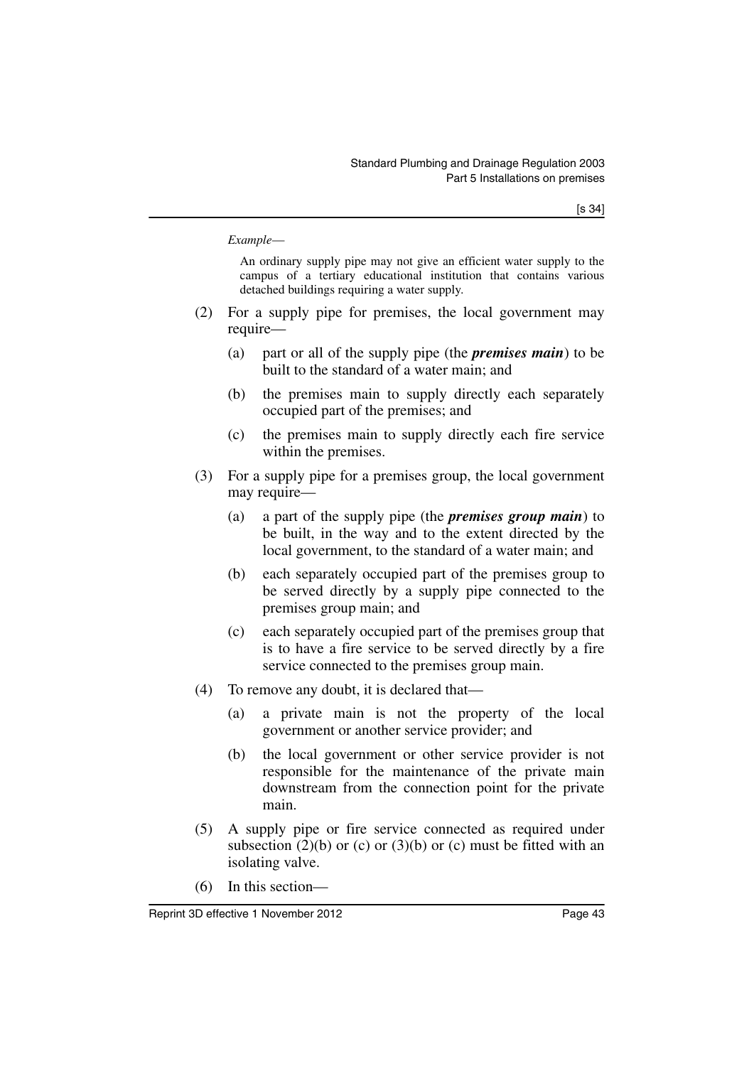*Example—*

An ordinary supply pipe may not give an efficient water supply to the campus of a tertiary educational institution that contains various detached buildings requiring a water supply.

(2) For a supply pipe for premises, the local government may require—

(a) part or all of the supply pipe (the ***premises main***) to be built to the standard of a water main; and

(b) the premises main to supply directly each separately occupied part of the premises; and

(c) the premises main to supply directly each fire service within the premises.

(3) For a supply pipe for a premises group, the local government may require—

(a) a part of the supply pipe (the ***premises group main***) to be built, in the way and to the extent directed by the local government, to the standard of a water main; and

(b) each separately occupied part of the premises group to be served directly by a supply pipe connected to the premises group main; and

(c) each separately occupied part of the premises group that is to have a fire service to be served directly by a fire service connected to the premises group main.

(4) To remove any doubt, it is declared that—

(a) a private main is not the property of the local government or another service provider; and

(b) the local government or other service provider is not responsible for the maintenance of the private main downstream from the connection point for the private main.

(5) A supply pipe or fire service connected as required under subsection (2)(b) or (c) or (3)(b) or (c) must be fitted with an isolating valve.

(6) In this section—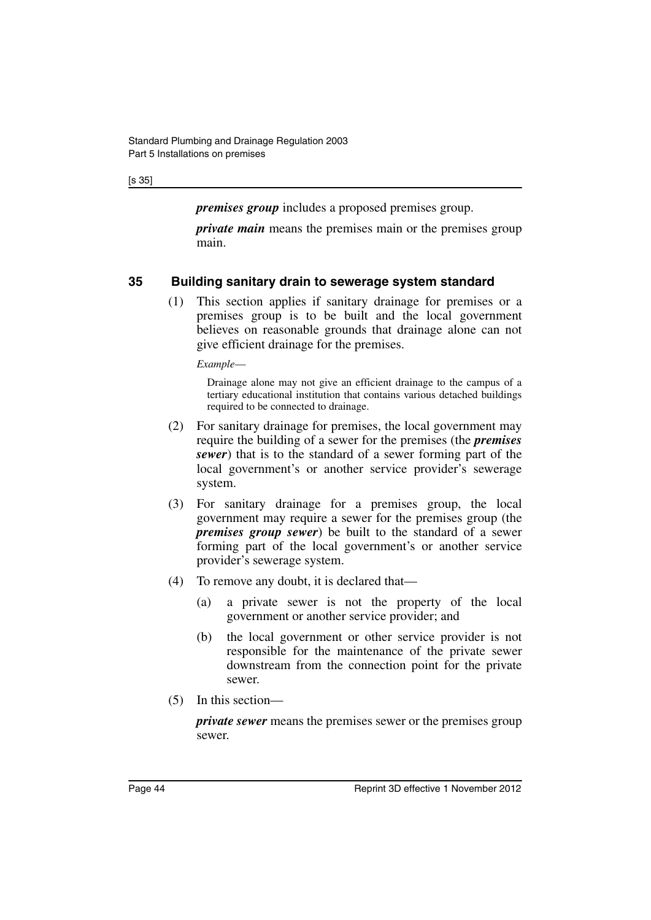***premises group*** includes a proposed premises group.

***private main*** means the premises main or the premises group main.

## 35 Building sanitary drain to sewerage system standard

(1) This section applies if sanitary drainage for premises or a premises group is to be built and the local government believes on reasonable grounds that drainage alone can not give efficient drainage for the premises.

*Example—*

Drainage alone may not give an efficient drainage to the campus of a tertiary educational institution that contains various detached buildings required to be connected to drainage.

(2) For sanitary drainage for premises, the local government may require the building of a sewer for the premises (the ***premises sewer***) that is to the standard of a sewer forming part of the local government's or another service provider's sewerage system.

(3) For sanitary drainage for a premises group, the local government may require a sewer for the premises group (the ***premises group sewer***) be built to the standard of a sewer forming part of the local government's or another service provider's sewerage system.

(4) To remove any doubt, it is declared that—

(a) a private sewer is not the property of the local government or another service provider; and

(b) the local government or other service provider is not responsible for the maintenance of the private sewer downstream from the connection point for the private sewer.

(5) In this section—

***private sewer*** means the premises sewer or the premises group sewer.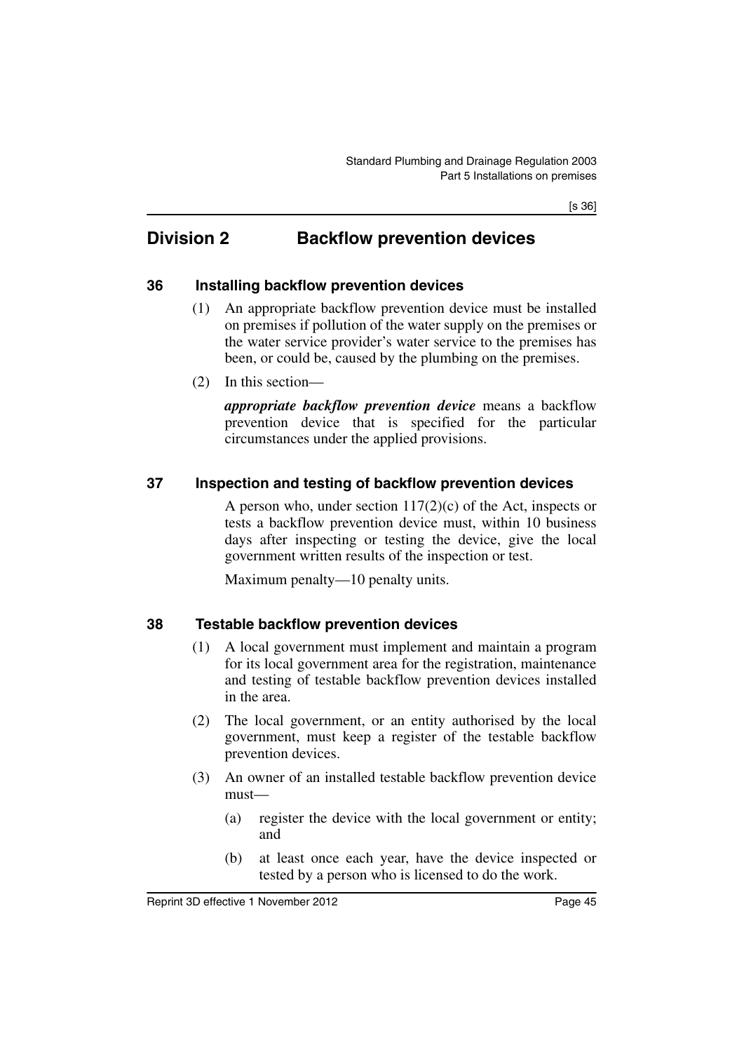# Division 2 Backflow prevention devices

## 36 Installing backflow prevention devices

(1) An appropriate backflow prevention device must be installed on premises if pollution of the water supply on the premises or the water service provider's water service to the premises has been, or could be, caused by the plumbing on the premises.

(2) In this section—

***appropriate backflow prevention device*** means a backflow prevention device that is specified for the particular circumstances under the applied provisions.

## 37 Inspection and testing of backflow prevention devices

A person who, under section 117(2)(c) of the Act, inspects or tests a backflow prevention device must, within 10 business days after inspecting or testing the device, give the local government written results of the inspection or test.

Maximum penalty—10 penalty units.

## 38 Testable backflow prevention devices

(1) A local government must implement and maintain a program for its local government area for the registration, maintenance and testing of testable backflow prevention devices installed in the area.

(2) The local government, or an entity authorised by the local government, must keep a register of the testable backflow prevention devices.

(3) An owner of an installed testable backflow prevention device must—

(a) register the device with the local government or entity; and

(b) at least once each year, have the device inspected or tested by a person who is licensed to do the work.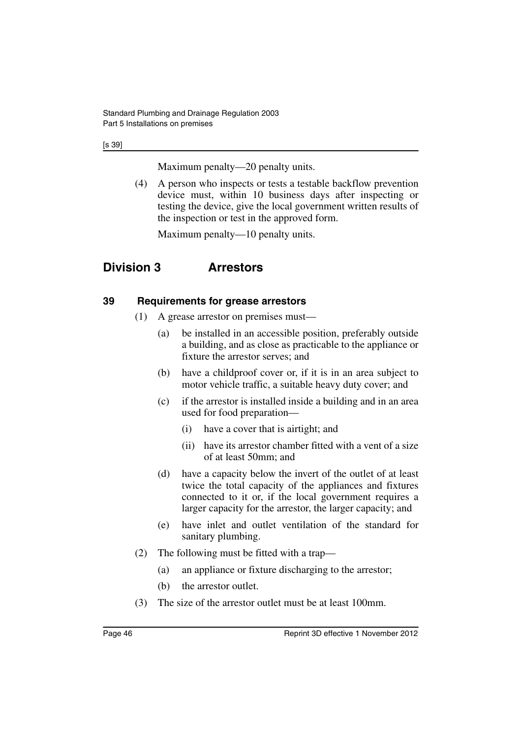Maximum penalty—20 penalty units.

(4) A person who inspects or tests a testable backflow prevention device must, within 10 business days after inspecting or testing the device, give the local government written results of the inspection or test in the approved form.

Maximum penalty—10 penalty units.

## Division 3 Arrestors

### 39 Requirements for grease arrestors

(1) A grease arrestor on premises must—

(a) be installed in an accessible position, preferably outside a building, and as close as practicable to the appliance or fixture the arrestor serves; and

(b) have a childproof cover or, if it is in an area subject to motor vehicle traffic, a suitable heavy duty cover; and

(c) if the arrestor is installed inside a building and in an area used for food preparation—

(i) have a cover that is airtight; and

(ii) have its arrestor chamber fitted with a vent of a size of at least 50mm; and

(d) have a capacity below the invert of the outlet of at least twice the total capacity of the appliances and fixtures connected to it or, if the local government requires a larger capacity for the arrestor, the larger capacity; and

(e) have inlet and outlet ventilation of the standard for sanitary plumbing.

(2) The following must be fitted with a trap—

(a) an appliance or fixture discharging to the arrestor;

(b) the arrestor outlet.

(3) The size of the arrestor outlet must be at least 100mm.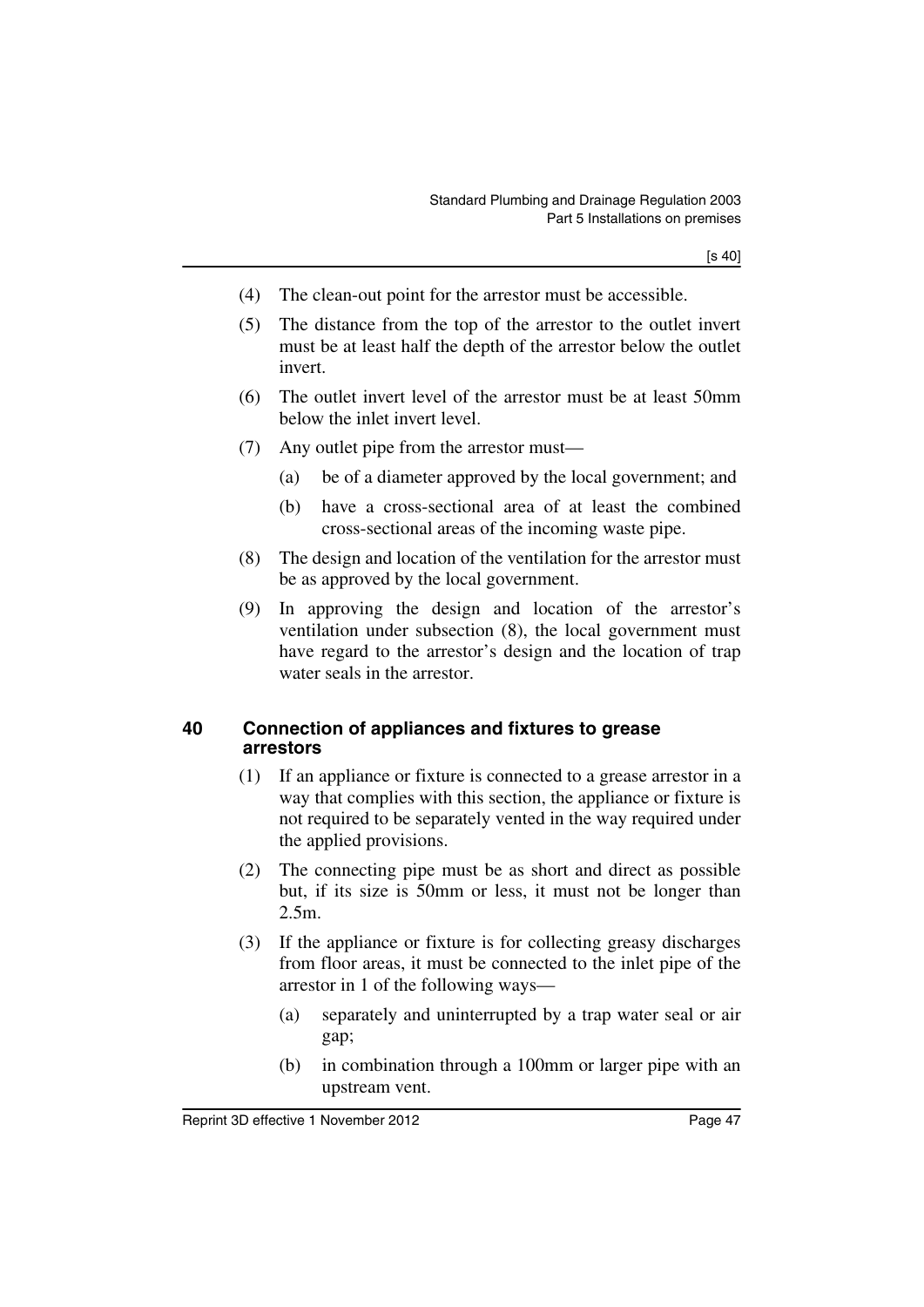(4) The clean-out point for the arrestor must be accessible.

(5) The distance from the top of the arrestor to the outlet invert must be at least half the depth of the arrestor below the outlet invert.

(6) The outlet invert level of the arrestor must be at least 50mm below the inlet invert level.

(7) Any outlet pipe from the arrestor must—

   (a) be of a diameter approved by the local government; and

   (b) have a cross-sectional area of at least the combined cross-sectional areas of the incoming waste pipe.

(8) The design and location of the ventilation for the arrestor must be as approved by the local government.

(9) In approving the design and location of the arrestor's ventilation under subsection (8), the local government must have regard to the arrestor's design and the location of trap water seals in the arrestor.

## 40 Connection of appliances and fixtures to grease arrestors

(1) If an appliance or fixture is connected to a grease arrestor in a way that complies with this section, the appliance or fixture is not required to be separately vented in the way required under the applied provisions.

(2) The connecting pipe must be as short and direct as possible but, if its size is 50mm or less, it must not be longer than 2.5m.

(3) If the appliance or fixture is for collecting greasy discharges from floor areas, it must be connected to the inlet pipe of the arrestor in 1 of the following ways—

   (a) separately and uninterrupted by a trap water seal or air gap;

   (b) in combination through a 100mm or larger pipe with an upstream vent.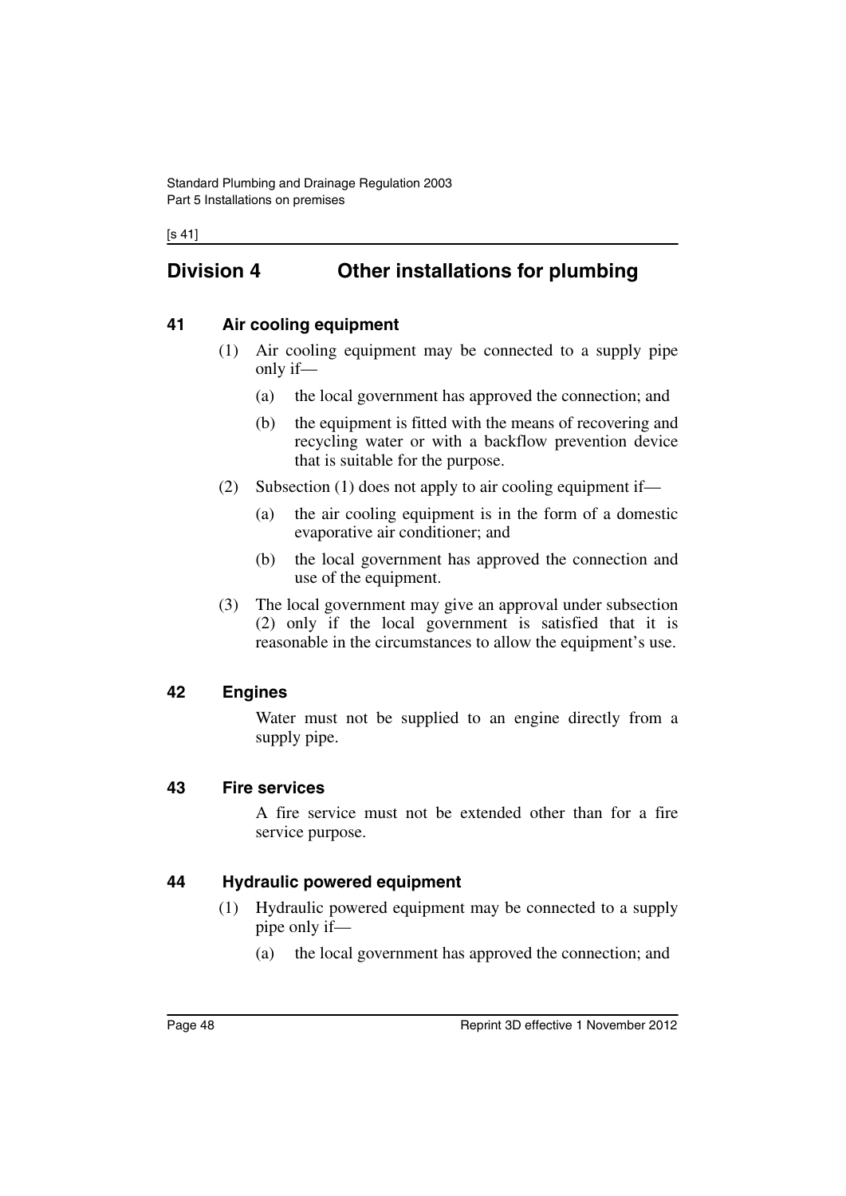## Division 4 Other installations for plumbing

### 41 Air cooling equipment

(1) Air cooling equipment may be connected to a supply pipe only if—

(a) the local government has approved the connection; and

(b) the equipment is fitted with the means of recovering and recycling water or with a backflow prevention device that is suitable for the purpose.

(2) Subsection (1) does not apply to air cooling equipment if—

(a) the air cooling equipment is in the form of a domestic evaporative air conditioner; and

(b) the local government has approved the connection and use of the equipment.

(3) The local government may give an approval under subsection (2) only if the local government is satisfied that it is reasonable in the circumstances to allow the equipment's use.

### 42 Engines

Water must not be supplied to an engine directly from a supply pipe.

### 43 Fire services

A fire service must not be extended other than for a fire service purpose.

### 44 Hydraulic powered equipment

(1) Hydraulic powered equipment may be connected to a supply pipe only if—

(a) the local government has approved the connection; and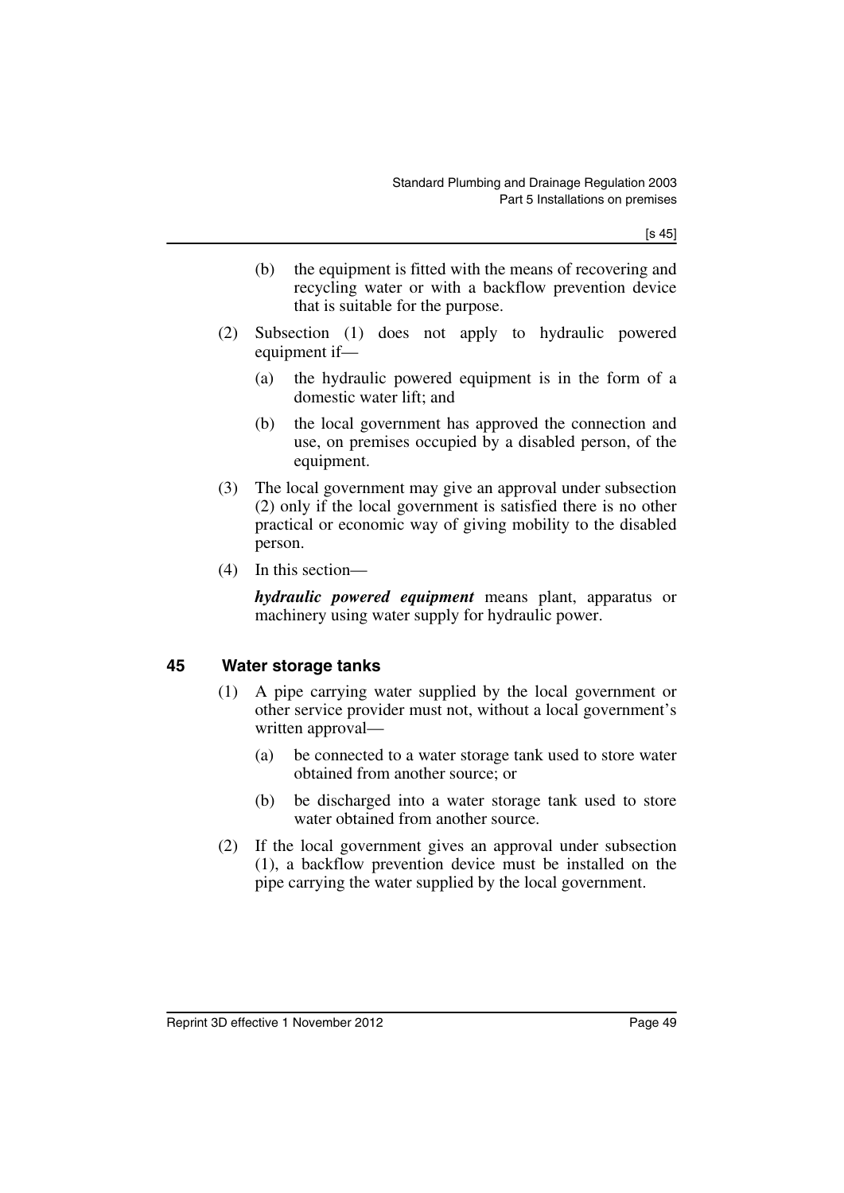(b) the equipment is fitted with the means of recovering and recycling water or with a backflow prevention device that is suitable for the purpose.

(2) Subsection (1) does not apply to hydraulic powered equipment if—

(a) the hydraulic powered equipment is in the form of a domestic water lift; and

(b) the local government has approved the connection and use, on premises occupied by a disabled person, of the equipment.

(3) The local government may give an approval under subsection (2) only if the local government is satisfied there is no other practical or economic way of giving mobility to the disabled person.

(4) In this section—

***hydraulic powered equipment*** means plant, apparatus or machinery using water supply for hydraulic power.

## 45 Water storage tanks

(1) A pipe carrying water supplied by the local government or other service provider must not, without a local government's written approval—

(a) be connected to a water storage tank used to store water obtained from another source; or

(b) be discharged into a water storage tank used to store water obtained from another source.

(2) If the local government gives an approval under subsection (1), a backflow prevention device must be installed on the pipe carrying the water supplied by the local government.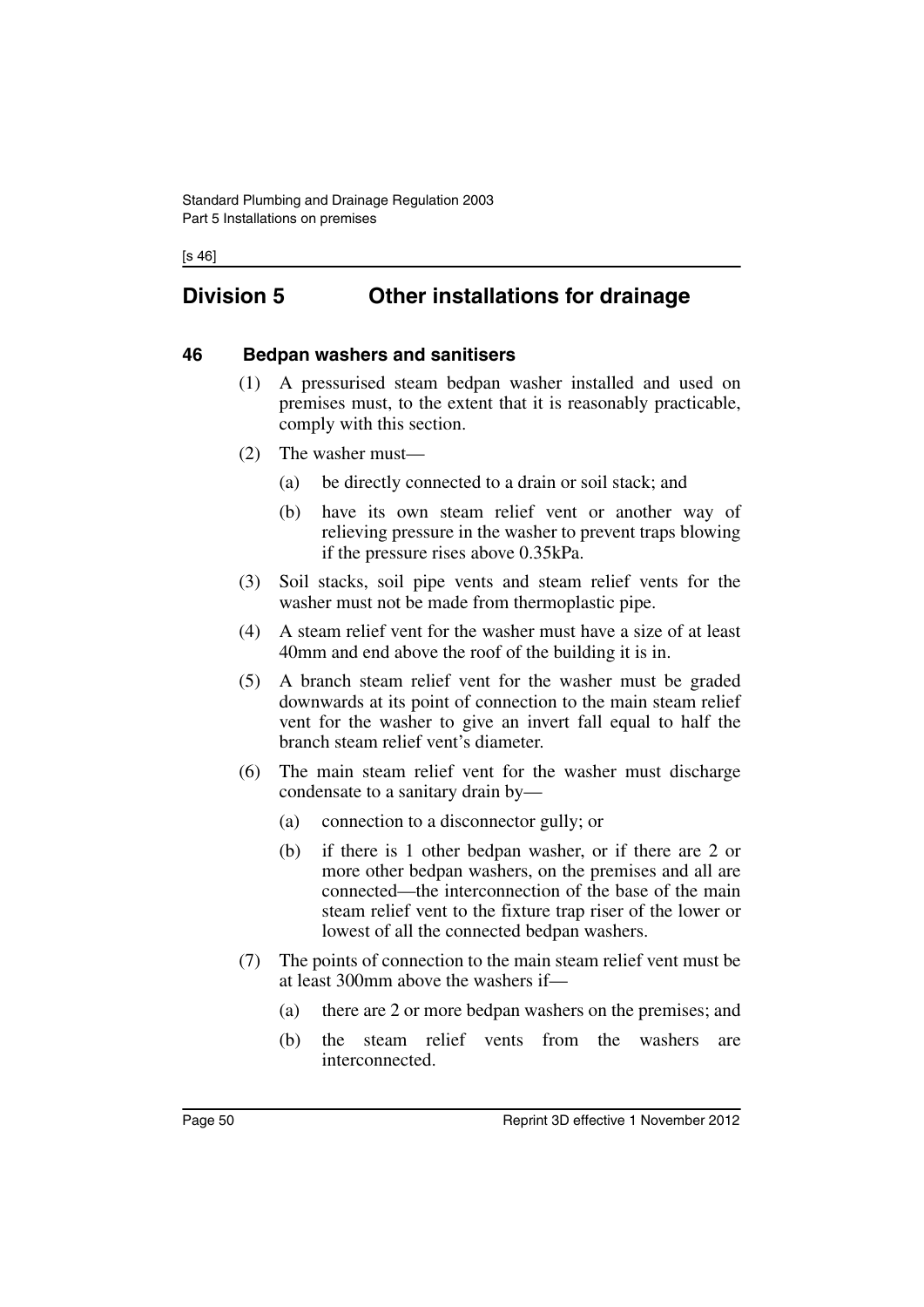## Division 5 Other installations for drainage

### 46 Bedpan washers and sanitisers

(1) A pressurised steam bedpan washer installed and used on premises must, to the extent that it is reasonably practicable, comply with this section.

(2) The washer must—

- (a) be directly connected to a drain or soil stack; and
- (b) have its own steam relief vent or another way of relieving pressure in the washer to prevent traps blowing if the pressure rises above 0.35kPa.

(3) Soil stacks, soil pipe vents and steam relief vents for the washer must not be made from thermoplastic pipe.

(4) A steam relief vent for the washer must have a size of at least 40mm and end above the roof of the building it is in.

(5) A branch steam relief vent for the washer must be graded downwards at its point of connection to the main steam relief vent for the washer to give an invert fall equal to half the branch steam relief vent's diameter.

(6) The main steam relief vent for the washer must discharge condensate to a sanitary drain by—

- (a) connection to a disconnector gully; or
- (b) if there is 1 other bedpan washer, or if there are 2 or more other bedpan washers, on the premises and all are connected—the interconnection of the base of the main steam relief vent to the fixture trap riser of the lower or lowest of all the connected bedpan washers.

(7) The points of connection to the main steam relief vent must be at least 300mm above the washers if—

- (a) there are 2 or more bedpan washers on the premises; and
- (b) the steam relief vents from the washers are interconnected.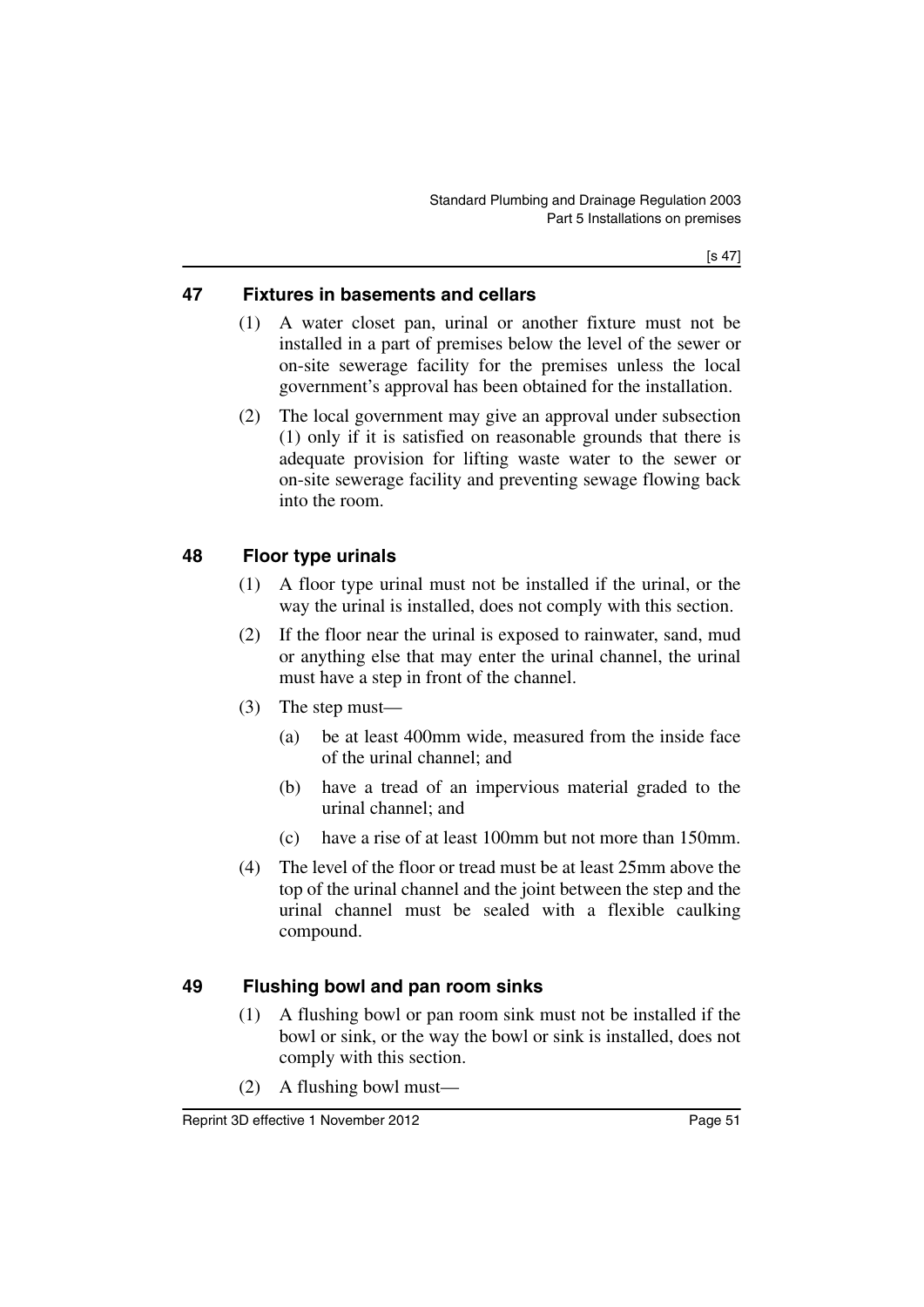## 47 Fixtures in basements and cellars

(1) A water closet pan, urinal or another fixture must not be installed in a part of premises below the level of the sewer or on-site sewerage facility for the premises unless the local government's approval has been obtained for the installation.

(2) The local government may give an approval under subsection (1) only if it is satisfied on reasonable grounds that there is adequate provision for lifting waste water to the sewer or on-site sewerage facility and preventing sewage flowing back into the room.

## 48 Floor type urinals

(1) A floor type urinal must not be installed if the urinal, or the way the urinal is installed, does not comply with this section.

(2) If the floor near the urinal is exposed to rainwater, sand, mud or anything else that may enter the urinal channel, the urinal must have a step in front of the channel.

(3) The step must—

(a) be at least 400mm wide, measured from the inside face of the urinal channel; and

(b) have a tread of an impervious material graded to the urinal channel; and

(c) have a rise of at least 100mm but not more than 150mm.

(4) The level of the floor or tread must be at least 25mm above the top of the urinal channel and the joint between the step and the urinal channel must be sealed with a flexible caulking compound.

## 49 Flushing bowl and pan room sinks

(1) A flushing bowl or pan room sink must not be installed if the bowl or sink, or the way the bowl or sink is installed, does not comply with this section.

(2) A flushing bowl must—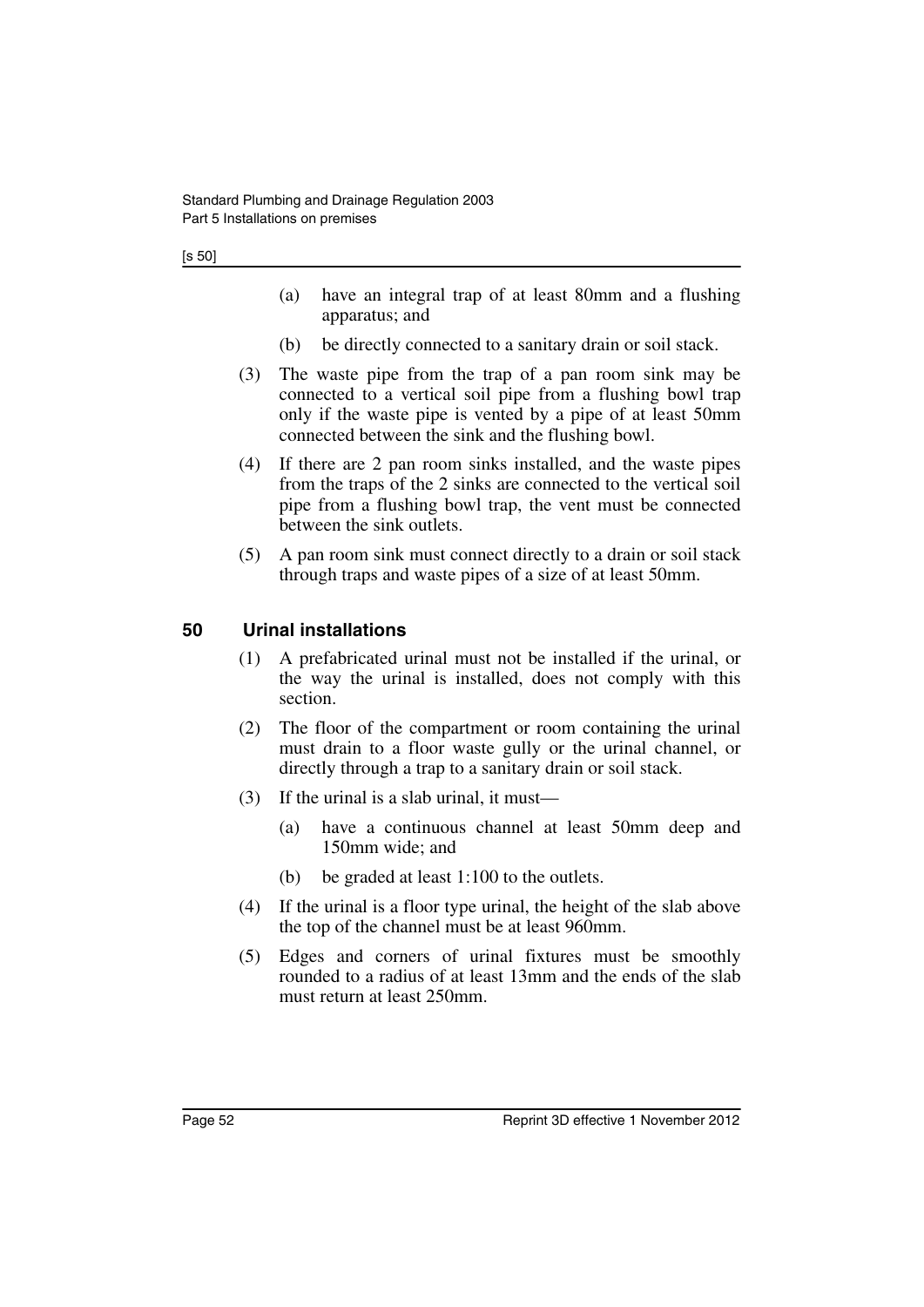(a) have an integral trap of at least 80mm and a flushing apparatus; and

(b) be directly connected to a sanitary drain or soil stack.

(3) The waste pipe from the trap of a pan room sink may be connected to a vertical soil pipe from a flushing bowl trap only if the waste pipe is vented by a pipe of at least 50mm connected between the sink and the flushing bowl.

(4) If there are 2 pan room sinks installed, and the waste pipes from the traps of the 2 sinks are connected to the vertical soil pipe from a flushing bowl trap, the vent must be connected between the sink outlets.

(5) A pan room sink must connect directly to a drain or soil stack through traps and waste pipes of a size of at least 50mm.

## 50 Urinal installations

(1) A prefabricated urinal must not be installed if the urinal, or the way the urinal is installed, does not comply with this section.

(2) The floor of the compartment or room containing the urinal must drain to a floor waste gully or the urinal channel, or directly through a trap to a sanitary drain or soil stack.

(3) If the urinal is a slab urinal, it must—

(a) have a continuous channel at least 50mm deep and 150mm wide; and

(b) be graded at least 1:100 to the outlets.

(4) If the urinal is a floor type urinal, the height of the slab above the top of the channel must be at least 960mm.

(5) Edges and corners of urinal fixtures must be smoothly rounded to a radius of at least 13mm and the ends of the slab must return at least 250mm.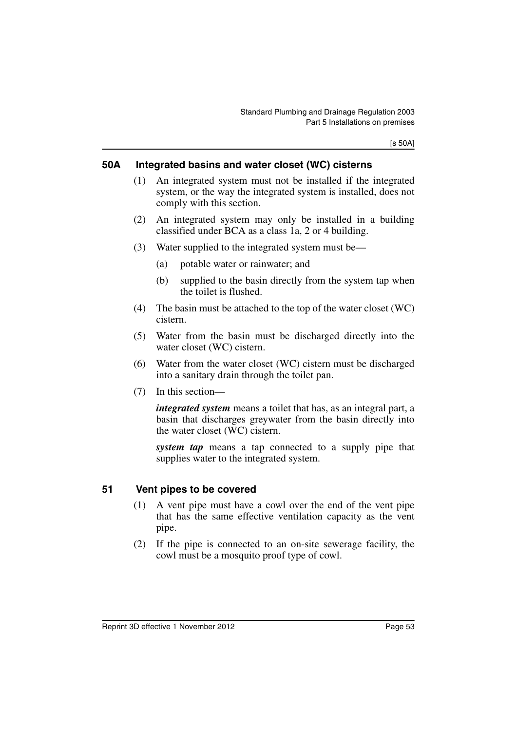## 50A Integrated basins and water closet (WC) cisterns

(1) An integrated system must not be installed if the integrated system, or the way the integrated system is installed, does not comply with this section.

(2) An integrated system may only be installed in a building classified under BCA as a class 1a, 2 or 4 building.

(3) Water supplied to the integrated system must be—

(a) potable water or rainwater; and

(b) supplied to the basin directly from the system tap when the toilet is flushed.

(4) The basin must be attached to the top of the water closet (WC) cistern.

(5) Water from the basin must be discharged directly into the water closet (WC) cistern.

(6) Water from the water closet (WC) cistern must be discharged into a sanitary drain through the toilet pan.

(7) In this section—

***integrated system*** means a toilet that has, as an integral part, a basin that discharges greywater from the basin directly into the water closet (WC) cistern.

***system tap*** means a tap connected to a supply pipe that supplies water to the integrated system.

## 51 Vent pipes to be covered

(1) A vent pipe must have a cowl over the end of the vent pipe that has the same effective ventilation capacity as the vent pipe.

(2) If the pipe is connected to an on-site sewerage facility, the cowl must be a mosquito proof type of cowl.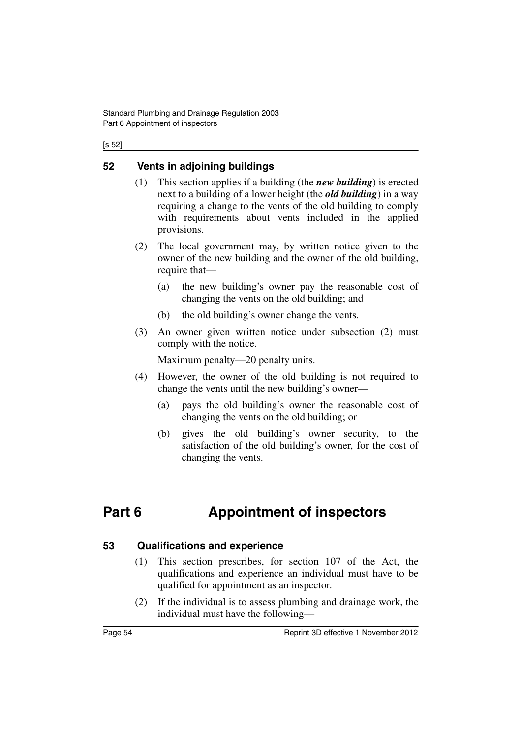### 52 Vents in adjoining buildings

(1) This section applies if a building (the ***new building***) is erected next to a building of a lower height (the ***old building***) in a way requiring a change to the vents of the old building to comply with requirements about vents included in the applied provisions.

(2) The local government may, by written notice given to the owner of the new building and the owner of the old building, require that—

(a) the new building's owner pay the reasonable cost of changing the vents on the old building; and

(b) the old building's owner change the vents.

(3) An owner given written notice under subsection (2) must comply with the notice.

Maximum penalty—20 penalty units.

(4) However, the owner of the old building is not required to change the vents until the new building's owner—

(a) pays the old building's owner the reasonable cost of changing the vents on the old building; or

(b) gives the old building's owner security, to the satisfaction of the old building's owner, for the cost of changing the vents.

## Part 6 Appointment of inspectors

### 53 Qualifications and experience

(1) This section prescribes, for section 107 of the Act, the qualifications and experience an individual must have to be qualified for appointment as an inspector.

(2) If the individual is to assess plumbing and drainage work, the individual must have the following—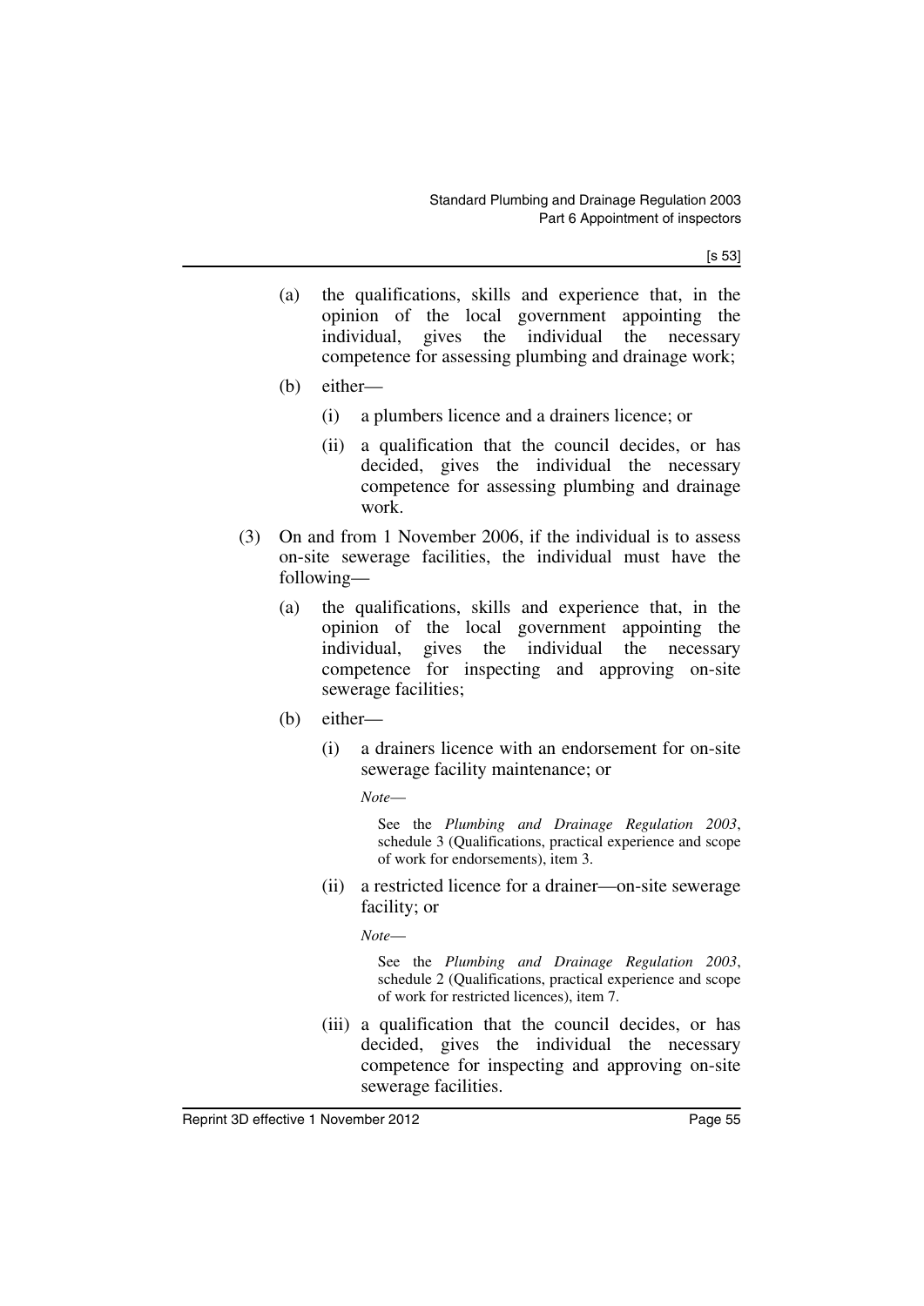(a) the qualifications, skills and experience that, in the opinion of the local government appointing the individual, gives the individual the necessary competence for assessing plumbing and drainage work;

(b) either—

(i) a plumbers licence and a drainers licence; or

(ii) a qualification that the council decides, or has decided, gives the individual the necessary competence for assessing plumbing and drainage work.

(3) On and from 1 November 2006, if the individual is to assess on-site sewerage facilities, the individual must have the following—

(a) the qualifications, skills and experience that, in the opinion of the local government appointing the individual, gives the individual the necessary competence for inspecting and approving on-site sewerage facilities;

(b) either—

(i) a drainers licence with an endorsement for on-site sewerage facility maintenance; or

*Note*—

See the *Plumbing and Drainage Regulation 2003*, schedule 3 (Qualifications, practical experience and scope of work for endorsements), item 3.

(ii) a restricted licence for a drainer—on-site sewerage facility; or

*Note*—

See the *Plumbing and Drainage Regulation 2003*, schedule 2 (Qualifications, practical experience and scope of work for restricted licences), item 7.

(iii) a qualification that the council decides, or has decided, gives the individual the necessary competence for inspecting and approving on-site sewerage facilities.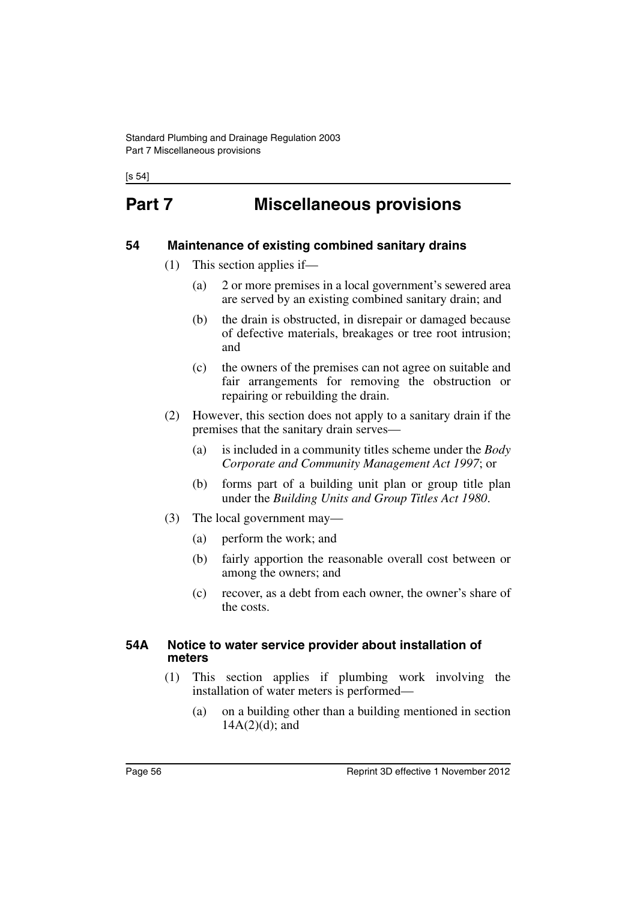# Part 7 Miscellaneous provisions

## 54 Maintenance of existing combined sanitary drains

(1) This section applies if—

(a) 2 or more premises in a local government's sewered area are served by an existing combined sanitary drain; and

(b) the drain is obstructed, in disrepair or damaged because of defective materials, breakages or tree root intrusion; and

(c) the owners of the premises can not agree on suitable and fair arrangements for removing the obstruction or repairing or rebuilding the drain.

(2) However, this section does not apply to a sanitary drain if the premises that the sanitary drain serves—

(a) is included in a community titles scheme under the *Body Corporate and Community Management Act 1997*; or

(b) forms part of a building unit plan or group title plan under the *Building Units and Group Titles Act 1980*.

(3) The local government may—

(a) perform the work; and

(b) fairly apportion the reasonable overall cost between or among the owners; and

(c) recover, as a debt from each owner, the owner's share of the costs.

## 54A Notice to water service provider about installation of meters

(1) This section applies if plumbing work involving the installation of water meters is performed—

(a) on a building other than a building mentioned in section 14A(2)(d); and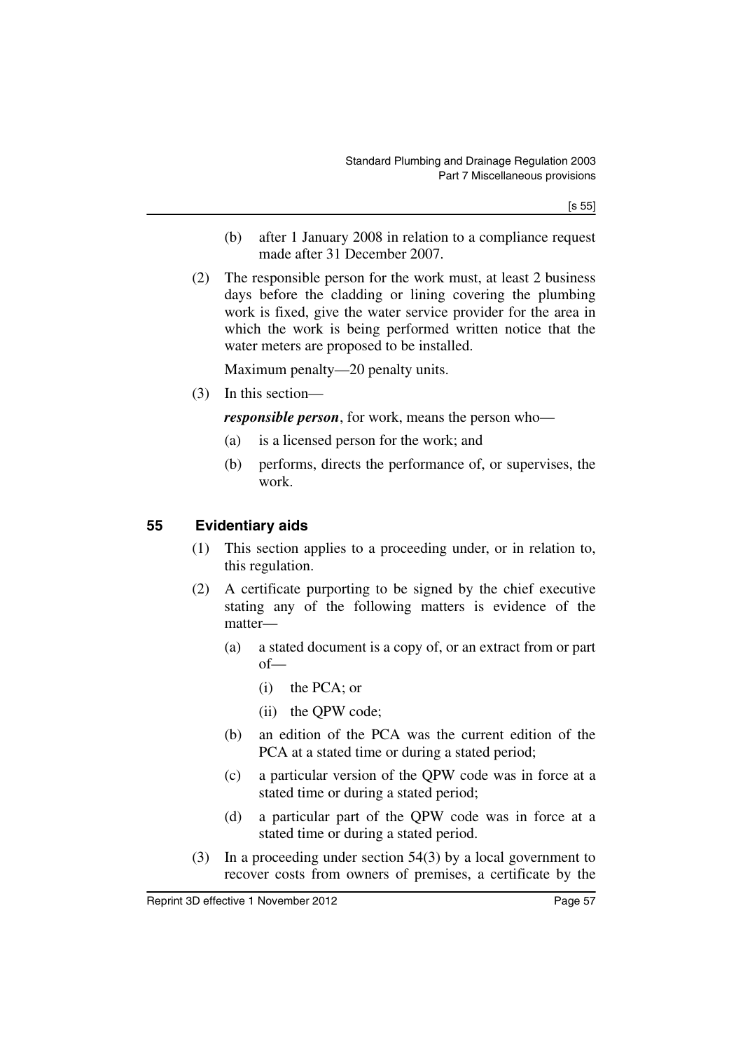(b) after 1 January 2008 in relation to a compliance request made after 31 December 2007.

(2) The responsible person for the work must, at least 2 business days before the cladding or lining covering the plumbing work is fixed, give the water service provider for the area in which the work is being performed written notice that the water meters are proposed to be installed.

Maximum penalty—20 penalty units.

(3) In this section—

***responsible person***, for work, means the person who—

(a) is a licensed person for the work; and

(b) performs, directs the performance of, or supervises, the work.

## 55 Evidentiary aids

(1) This section applies to a proceeding under, or in relation to, this regulation.

(2) A certificate purporting to be signed by the chief executive stating any of the following matters is evidence of the matter—

(a) a stated document is a copy of, or an extract from or part of—

(i) the PCA; or

(ii) the QPW code;

(b) an edition of the PCA was the current edition of the PCA at a stated time or during a stated period;

(c) a particular version of the QPW code was in force at a stated time or during a stated period;

(d) a particular part of the QPW code was in force at a stated time or during a stated period.

(3) In a proceeding under section 54(3) by a local government to recover costs from owners of premises, a certificate by the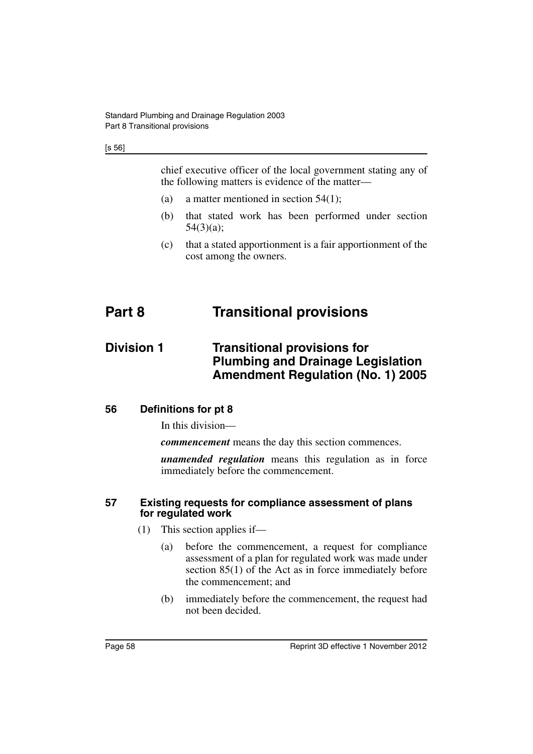chief executive officer of the local government stating any of the following matters is evidence of the matter—

(a) a matter mentioned in section 54(1);

(b) that stated work has been performed under section 54(3)(a);

(c) that a stated apportionment is a fair apportionment of the cost among the owners.

# Part 8 Transitional provisions

## Division 1 Transitional provisions for Plumbing and Drainage Legislation Amendment Regulation (No. 1) 2005

### 56 Definitions for pt 8

In this division—

***commencement*** means the day this section commences.

***unamended regulation*** means this regulation as in force immediately before the commencement.

### 57 Existing requests for compliance assessment of plans for regulated work

(1) This section applies if—

(a) before the commencement, a request for compliance assessment of a plan for regulated work was made under section 85(1) of the Act as in force immediately before the commencement; and

(b) immediately before the commencement, the request had not been decided.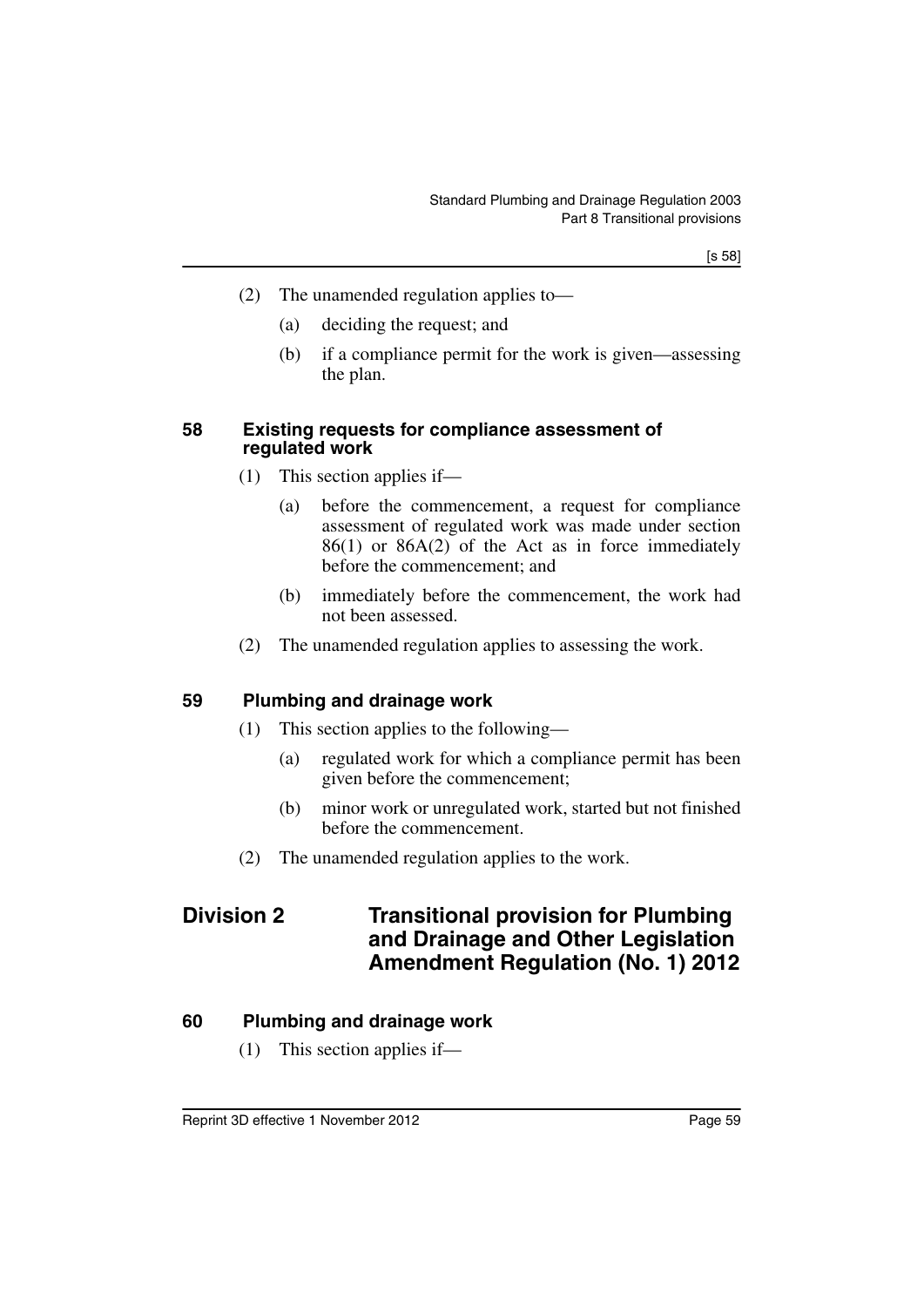(2) The unamended regulation applies to—

(a) deciding the request; and

(b) if a compliance permit for the work is given—assessing the plan.

#### 58 Existing requests for compliance assessment of regulated work

(1) This section applies if—

(a) before the commencement, a request for compliance assessment of regulated work was made under section 86(1) or 86A(2) of the Act as in force immediately before the commencement; and

(b) immediately before the commencement, the work had not been assessed.

(2) The unamended regulation applies to assessing the work.

#### 59 Plumbing and drainage work

(1) This section applies to the following—

(a) regulated work for which a compliance permit has been given before the commencement;

(b) minor work or unregulated work, started but not finished before the commencement.

(2) The unamended regulation applies to the work.

## Division 2 Transitional provision for Plumbing and Drainage and Other Legislation Amendment Regulation (No. 1) 2012

#### 60 Plumbing and drainage work

(1) This section applies if—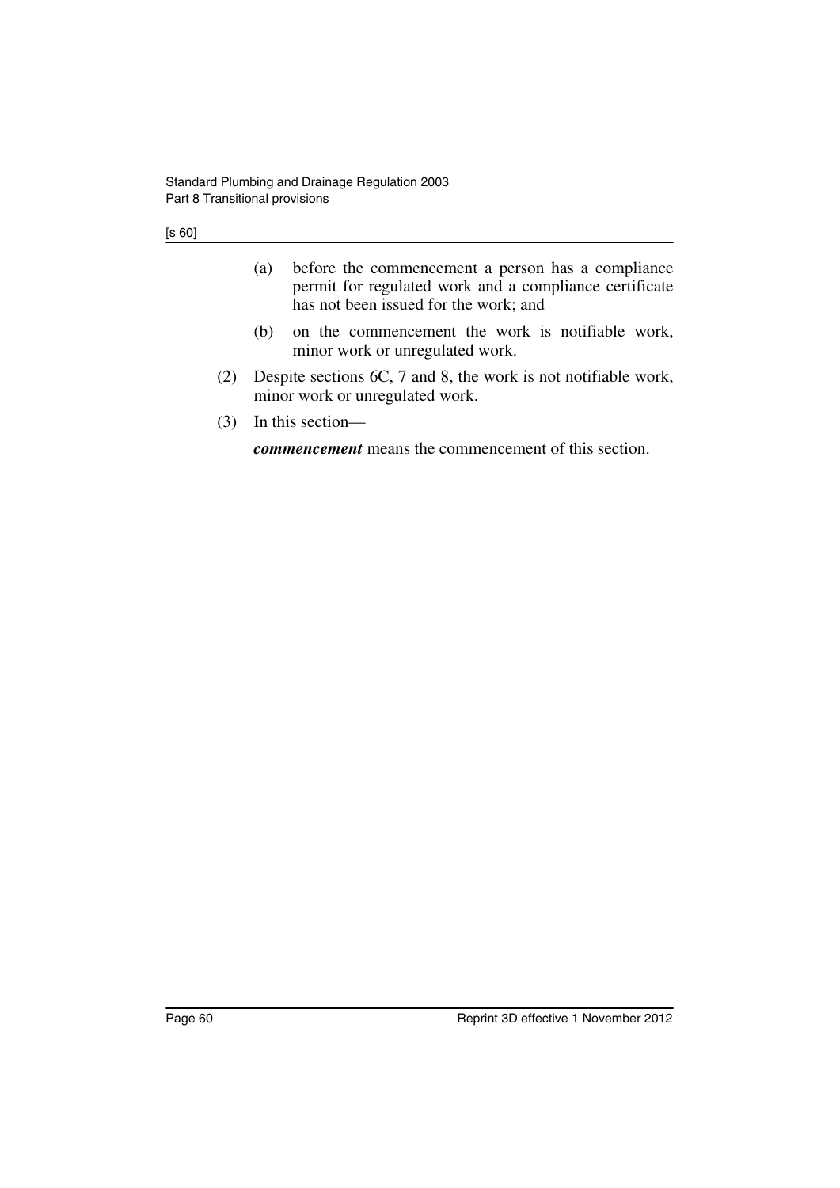(a) before the commencement a person has a compliance permit for regulated work and a compliance certificate has not been issued for the work; and

(b) on the commencement the work is notifiable work, minor work or unregulated work.

(2) Despite sections 6C, 7 and 8, the work is not notifiable work, minor work or unregulated work.

(3) In this section—

***commencement*** means the commencement of this section.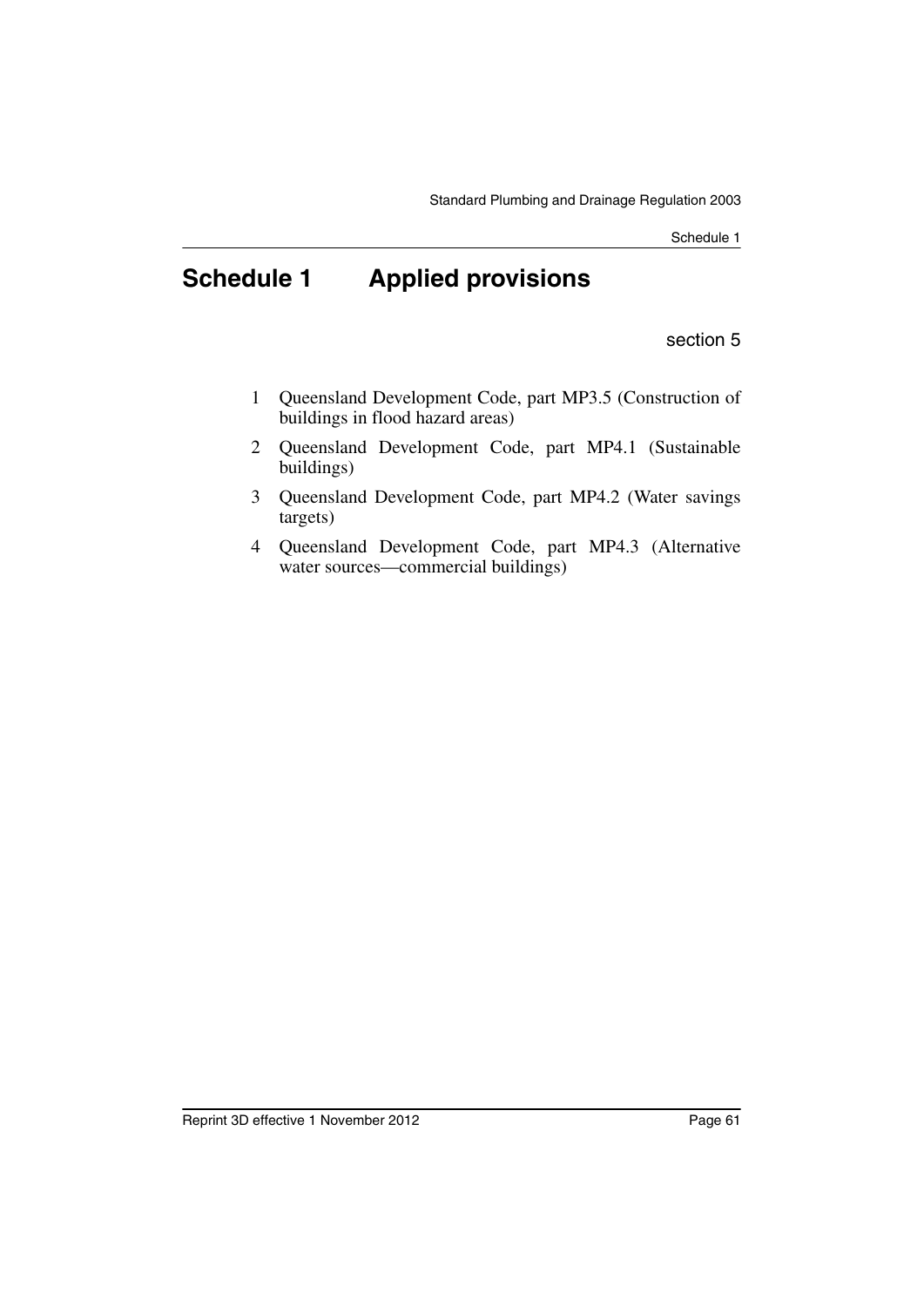# Schedule 1 Applied provisions

section 5

1 Queensland Development Code, part MP3.5 (Construction of buildings in flood hazard areas)

2 Queensland Development Code, part MP4.1 (Sustainable buildings)

3 Queensland Development Code, part MP4.2 (Water savings targets)

4 Queensland Development Code, part MP4.3 (Alternative water sources—commercial buildings)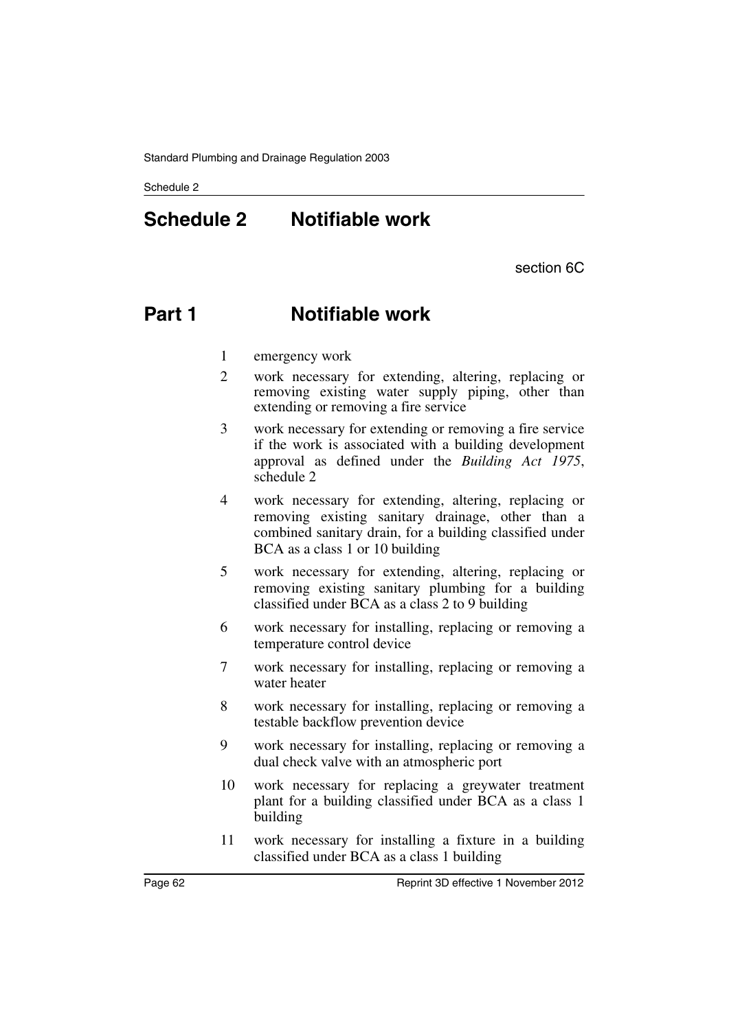# Schedule 2 Notifiable work

section 6C

## Part 1 Notifiable work

1 emergency work

2 work necessary for extending, altering, replacing or removing existing water supply piping, other than extending or removing a fire service

3 work necessary for extending or removing a fire service if the work is associated with a building development approval as defined under the *Building Act 1975*, schedule 2

4 work necessary for extending, altering, replacing or removing existing sanitary drainage, other than a combined sanitary drain, for a building classified under BCA as a class 1 or 10 building

5 work necessary for extending, altering, replacing or removing existing sanitary plumbing for a building classified under BCA as a class 2 to 9 building

6 work necessary for installing, replacing or removing a temperature control device

7 work necessary for installing, replacing or removing a water heater

8 work necessary for installing, replacing or removing a testable backflow prevention device

9 work necessary for installing, replacing or removing a dual check valve with an atmospheric port

10 work necessary for replacing a greywater treatment plant for a building classified under BCA as a class 1 building

11 work necessary for installing a fixture in a building classified under BCA as a class 1 building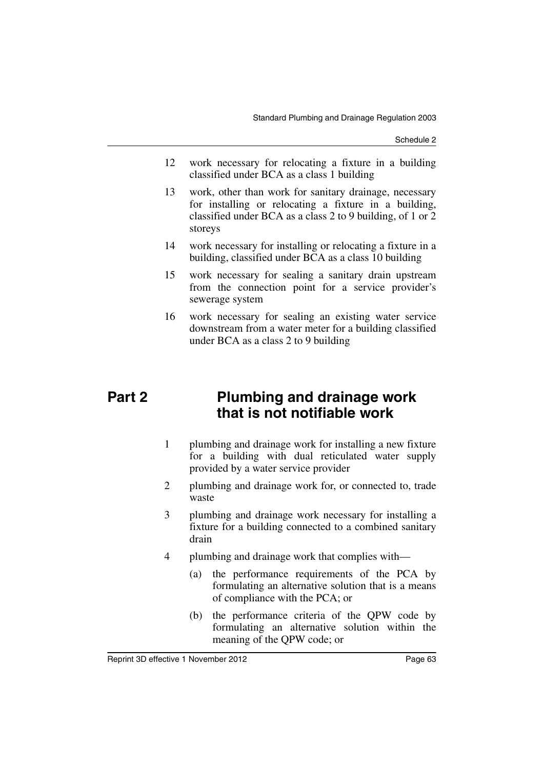12 work necessary for relocating a fixture in a building classified under BCA as a class 1 building

13 work, other than work for sanitary drainage, necessary for installing or relocating a fixture in a building, classified under BCA as a class 2 to 9 building, of 1 or 2 storeys

14 work necessary for installing or relocating a fixture in a building, classified under BCA as a class 10 building

15 work necessary for sealing a sanitary drain upstream from the connection point for a service provider's sewerage system

16 work necessary for sealing an existing water service downstream from a water meter for a building classified under BCA as a class 2 to 9 building

## Part 2 Plumbing and drainage work that is not notifiable work

1 plumbing and drainage work for installing a new fixture for a building with dual reticulated water supply provided by a water service provider

2 plumbing and drainage work for, or connected to, trade waste

3 plumbing and drainage work necessary for installing a fixture for a building connected to a combined sanitary drain

4 plumbing and drainage work that complies with—

(a) the performance requirements of the PCA by formulating an alternative solution that is a means of compliance with the PCA; or

(b) the performance criteria of the QPW code by formulating an alternative solution within the meaning of the QPW code; or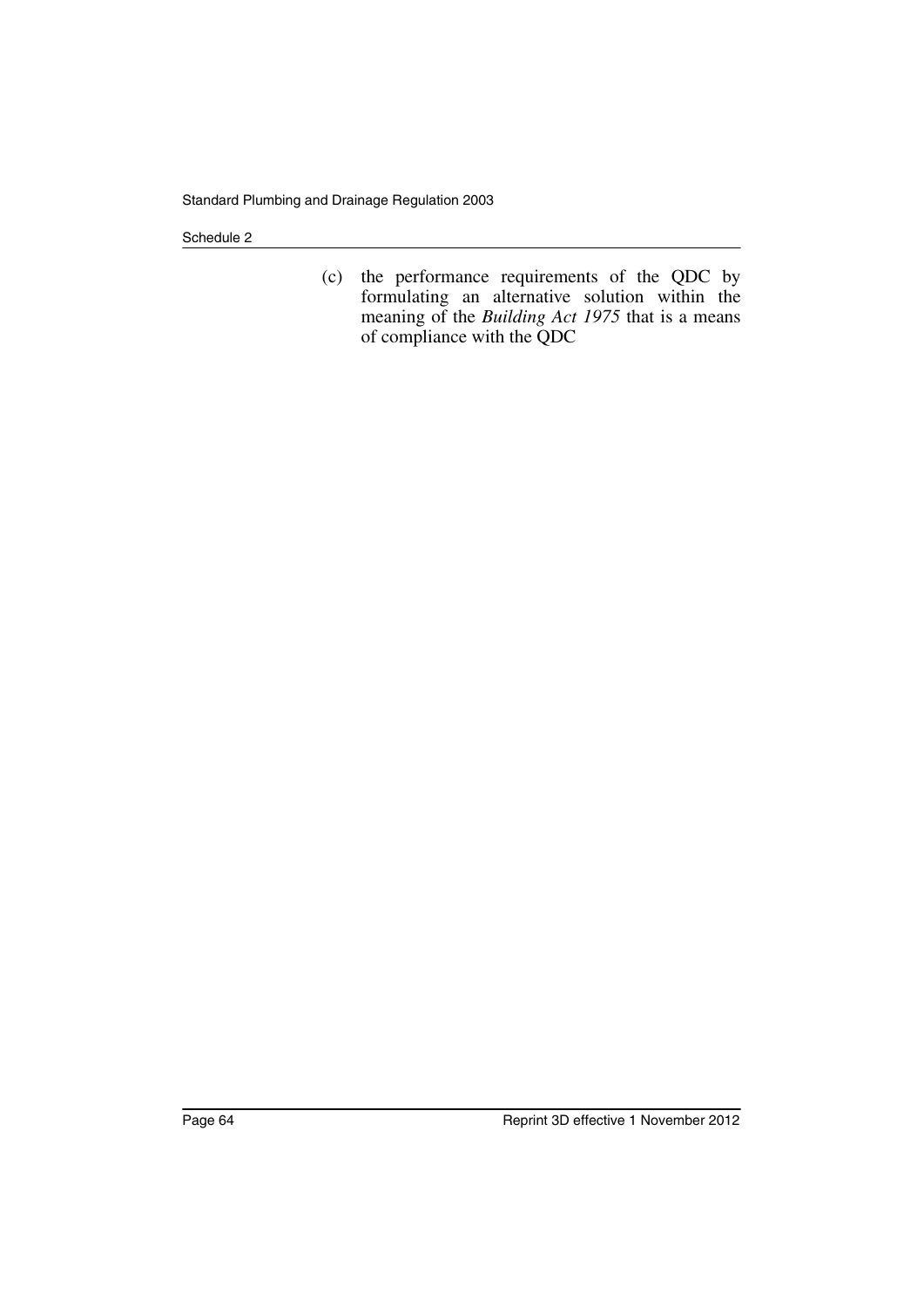(c) the performance requirements of the QDC by formulating an alternative solution within the meaning of the *Building Act 1975* that is a means of compliance with the QDC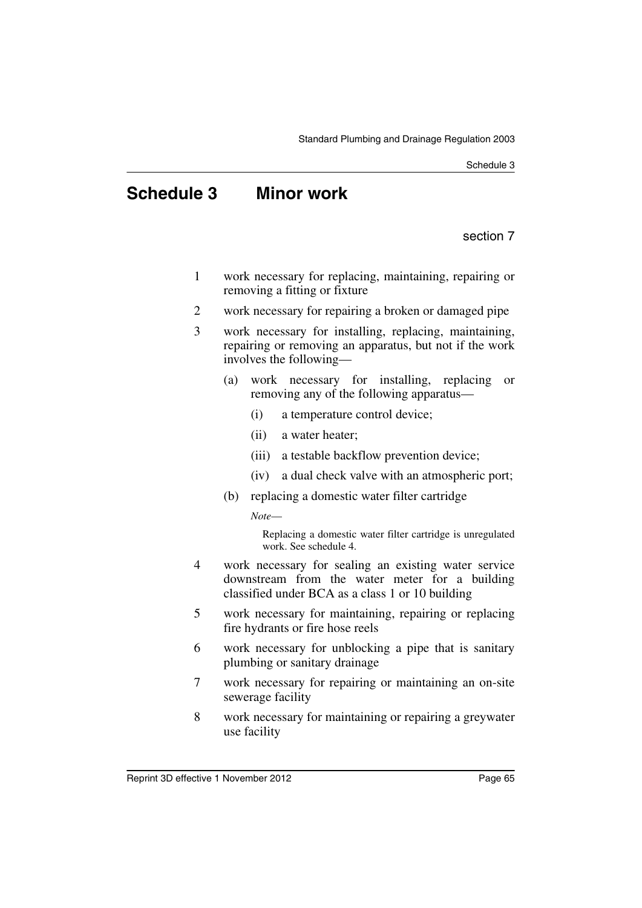# Schedule 3 Minor work

section 7

1 work necessary for replacing, maintaining, repairing or removing a fitting or fixture

2 work necessary for repairing a broken or damaged pipe

3 work necessary for installing, replacing, maintaining, repairing or removing an apparatus, but not if the work involves the following—

   (a) work necessary for installing, replacing or removing any of the following apparatus—

      (i) a temperature control device;

      (ii) a water heater;

      (iii) a testable backflow prevention device;

      (iv) a dual check valve with an atmospheric port;

   (b) replacing a domestic water filter cartridge

   *Note*—

   Replacing a domestic water filter cartridge is unregulated work. See schedule 4.

4 work necessary for sealing an existing water service downstream from the water meter for a building classified under BCA as a class 1 or 10 building

5 work necessary for maintaining, repairing or replacing fire hydrants or fire hose reels

6 work necessary for unblocking a pipe that is sanitary plumbing or sanitary drainage

7 work necessary for repairing or maintaining an on-site sewerage facility

8 work necessary for maintaining or repairing a greywater use facility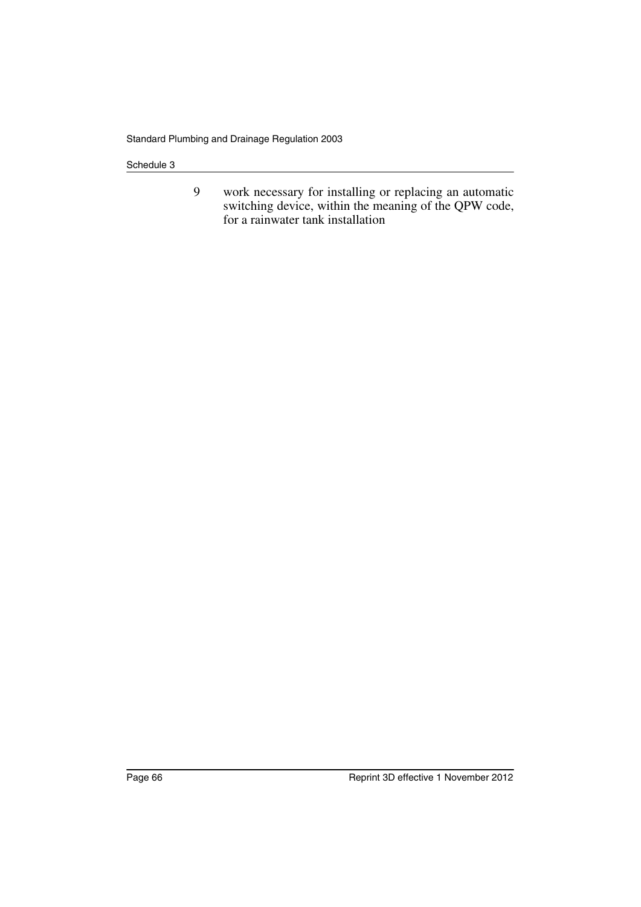9 work necessary for installing or replacing an automatic switching device, within the meaning of the QPW code, for a rainwater tank installation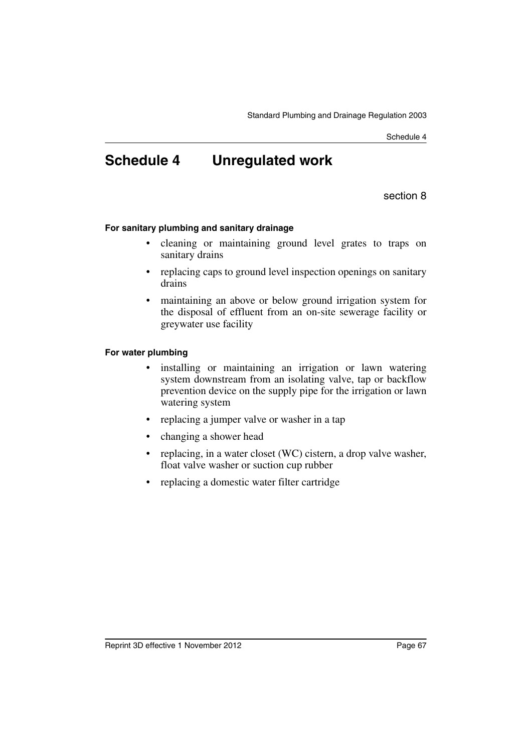# Schedule 4 Unregulated work

section 8

**For sanitary plumbing and sanitary drainage**

- cleaning or maintaining ground level grates to traps on sanitary drains
- replacing caps to ground level inspection openings on sanitary drains
- maintaining an above or below ground irrigation system for the disposal of effluent from an on-site sewerage facility or greywater use facility

**For water plumbing**

- installing or maintaining an irrigation or lawn watering system downstream from an isolating valve, tap or backflow prevention device on the supply pipe for the irrigation or lawn watering system
- replacing a jumper valve or washer in a tap
- changing a shower head
- replacing, in a water closet (WC) cistern, a drop valve washer, float valve washer or suction cup rubber
- replacing a domestic water filter cartridge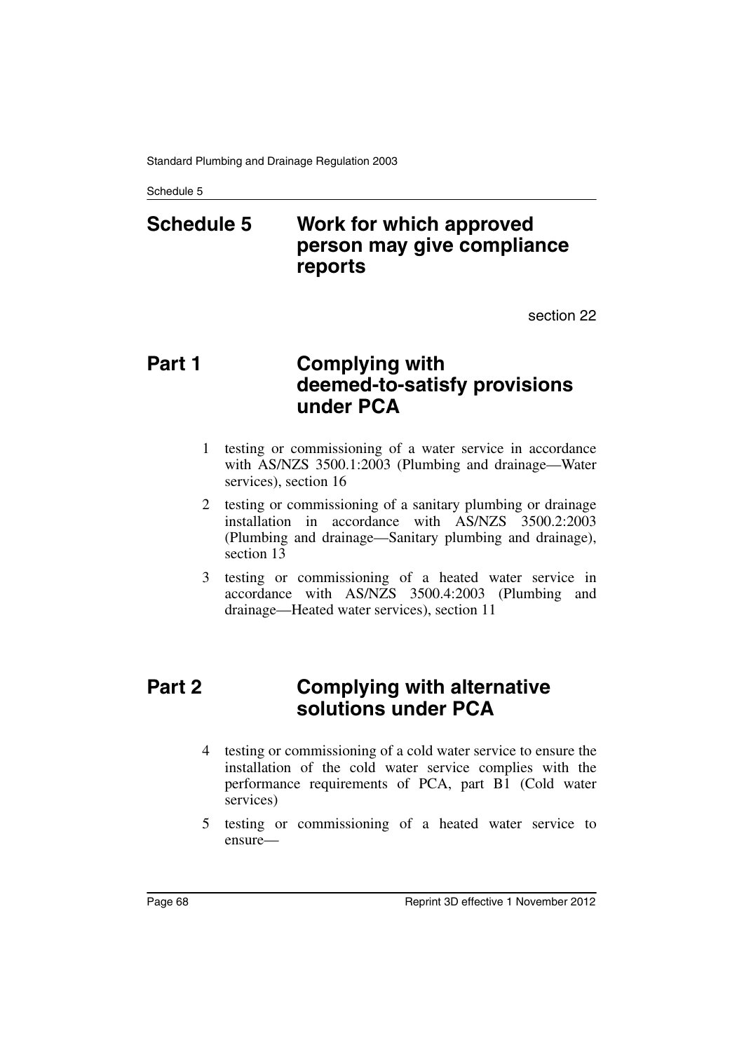# Schedule 5 Work for which approved person may give compliance reports

section 22

## Part 1 Complying with deemed-to-satisfy provisions under PCA

1 testing or commissioning of a water service in accordance with AS/NZS 3500.1:2003 (Plumbing and drainage—Water services), section 16

2 testing or commissioning of a sanitary plumbing or drainage installation in accordance with AS/NZS 3500.2:2003 (Plumbing and drainage—Sanitary plumbing and drainage), section 13

3 testing or commissioning of a heated water service in accordance with AS/NZS 3500.4:2003 (Plumbing and drainage—Heated water services), section 11

## Part 2 Complying with alternative solutions under PCA

4 testing or commissioning of a cold water service to ensure the installation of the cold water service complies with the performance requirements of PCA, part B1 (Cold water services)

5 testing or commissioning of a heated water service to ensure—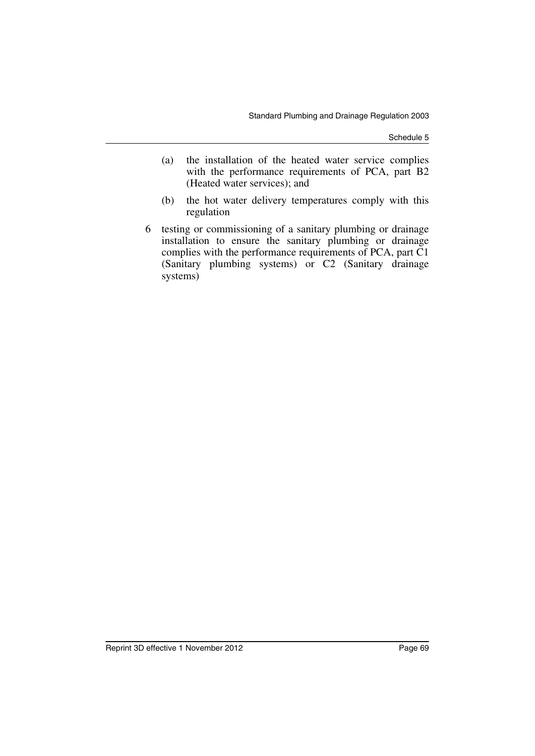(a) the installation of the heated water service complies with the performance requirements of PCA, part B2 (Heated water services); and

(b) the hot water delivery temperatures comply with this regulation

6 testing or commissioning of a sanitary plumbing or drainage installation to ensure the sanitary plumbing or drainage complies with the performance requirements of PCA, part C1 (Sanitary plumbing systems) or C2 (Sanitary drainage systems)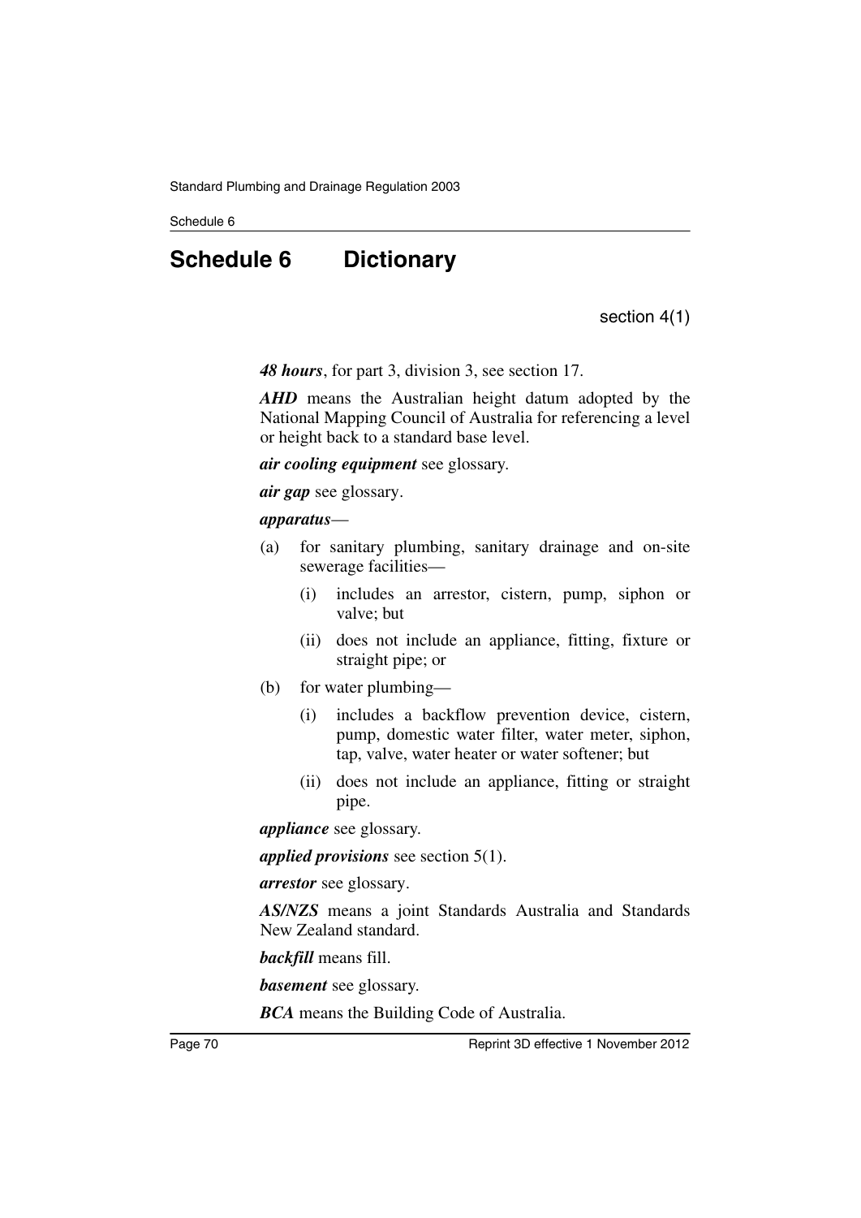# Schedule 6 Dictionary

section 4(1)

***48 hours***, for part 3, division 3, see section 17.

***AHD*** means the Australian height datum adopted by the National Mapping Council of Australia for referencing a level or height back to a standard base level.

***air cooling equipment*** see glossary.

***air gap*** see glossary.

***apparatus***—

(a) for sanitary plumbing, sanitary drainage and on-site sewerage facilities—

  (i) includes an arrestor, cistern, pump, siphon or valve; but

  (ii) does not include an appliance, fitting, fixture or straight pipe; or

(b) for water plumbing—

  (i) includes a backflow prevention device, cistern, pump, domestic water filter, water meter, siphon, tap, valve, water heater or water softener; but

  (ii) does not include an appliance, fitting or straight pipe.

***appliance*** see glossary.

***applied provisions*** see section 5(1).

***arrestor*** see glossary.

***AS/NZS*** means a joint Standards Australia and Standards New Zealand standard.

***backfill*** means fill.

***basement*** see glossary.

***BCA*** means the Building Code of Australia.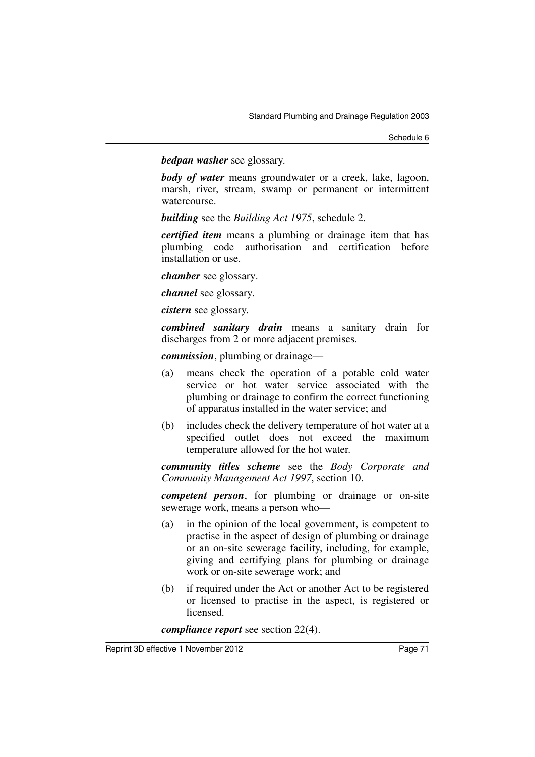***bedpan washer*** see glossary.

***body of water*** means groundwater or a creek, lake, lagoon, marsh, river, stream, swamp or permanent or intermittent watercourse.

***building*** see the *Building Act 1975*, schedule 2.

***certified item*** means a plumbing or drainage item that has plumbing code authorisation and certification before installation or use.

***chamber*** see glossary.

***channel*** see glossary.

***cistern*** see glossary.

***combined sanitary drain*** means a sanitary drain for discharges from 2 or more adjacent premises.

***commission***, plumbing or drainage—

(a) means check the operation of a potable cold water service or hot water service associated with the plumbing or drainage to confirm the correct functioning of apparatus installed in the water service; and

(b) includes check the delivery temperature of hot water at a specified outlet does not exceed the maximum temperature allowed for the hot water.

***community titles scheme*** see the *Body Corporate and Community Management Act 1997*, section 10.

***competent person***, for plumbing or drainage or on-site sewerage work, means a person who—

(a) in the opinion of the local government, is competent to practise in the aspect of design of plumbing or drainage or an on-site sewerage facility, including, for example, giving and certifying plans for plumbing or drainage work or on-site sewerage work; and

(b) if required under the Act or another Act to be registered or licensed to practise in the aspect, is registered or licensed.

***compliance report*** see section 22(4).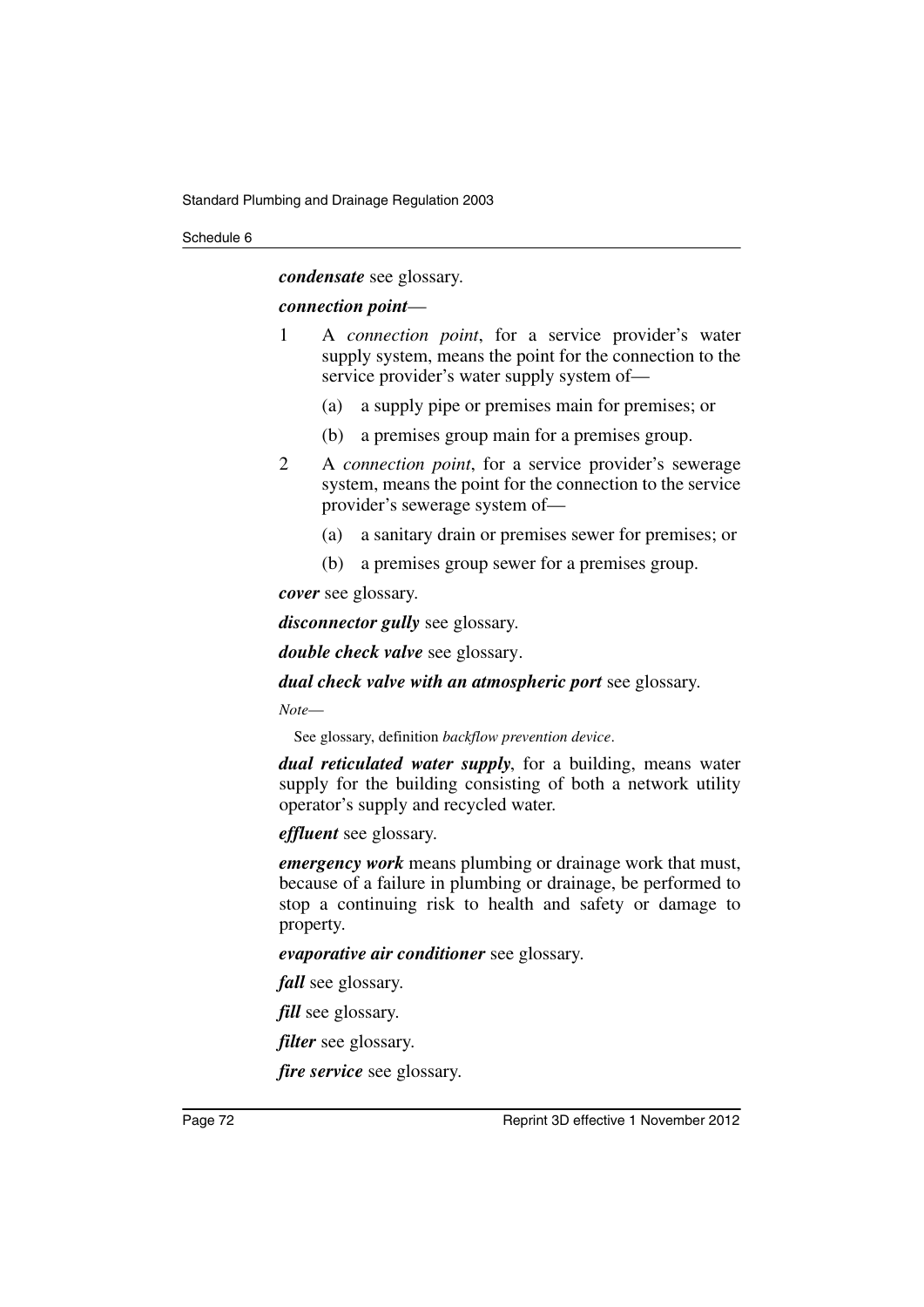***condensate*** see glossary.

***connection point***—

1 A *connection point*, for a service provider's water supply system, means the point for the connection to the service provider's water supply system of—

   (a) a supply pipe or premises main for premises; or

   (b) a premises group main for a premises group.

2 A *connection point*, for a service provider's sewerage system, means the point for the connection to the service provider's sewerage system of—

   (a) a sanitary drain or premises sewer for premises; or

   (b) a premises group sewer for a premises group.

***cover*** see glossary.

***disconnector gully*** see glossary.

***double check valve*** see glossary.

***dual check valve with an atmospheric port*** see glossary.

*Note*—

See glossary, definition *backflow prevention device*.

***dual reticulated water supply***, for a building, means water supply for the building consisting of both a network utility operator's supply and recycled water.

***effluent*** see glossary.

***emergency work*** means plumbing or drainage work that must, because of a failure in plumbing or drainage, be performed to stop a continuing risk to health and safety or damage to property.

***evaporative air conditioner*** see glossary.

***fall*** see glossary.

***fill*** see glossary.

***filter*** see glossary.

***fire service*** see glossary.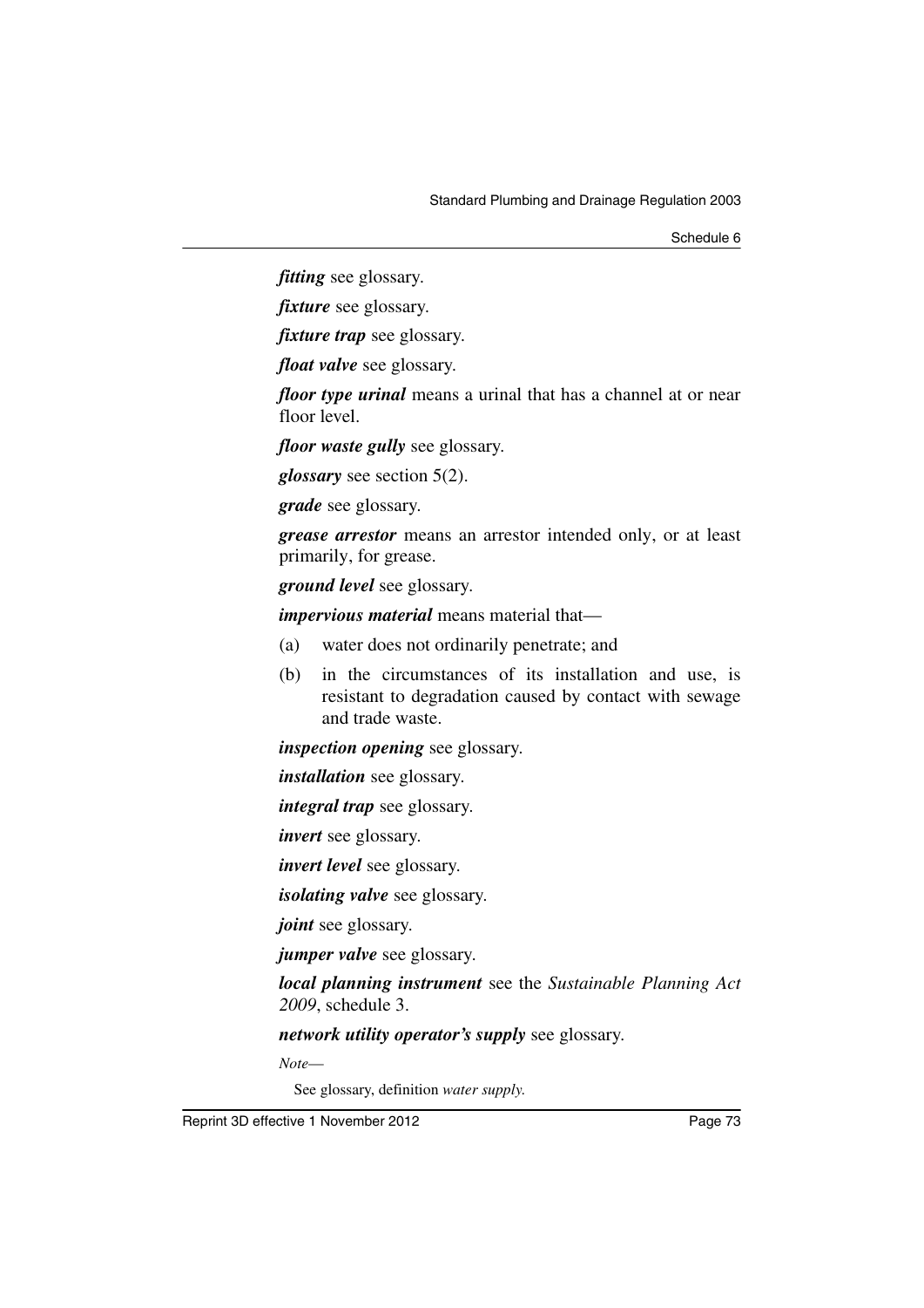***fitting*** see glossary.

***fixture*** see glossary.

***fixture trap*** see glossary.

***float valve*** see glossary.

***floor type urinal*** means a urinal that has a channel at or near floor level.

***floor waste gully*** see glossary.

***glossary*** see section 5(2).

***grade*** see glossary.

***grease arrestor*** means an arrestor intended only, or at least primarily, for grease.

***ground level*** see glossary.

***impervious material*** means material that—

(a) water does not ordinarily penetrate; and

(b) in the circumstances of its installation and use, is resistant to degradation caused by contact with sewage and trade waste.

***inspection opening*** see glossary.

***installation*** see glossary.

***integral trap*** see glossary.

***invert*** see glossary.

***invert level*** see glossary.

***isolating valve*** see glossary.

***joint*** see glossary.

***jumper valve*** see glossary.

***local planning instrument*** see the *Sustainable Planning Act 2009*, schedule 3.

***network utility operator's supply*** see glossary.

*Note*—

See glossary, definition *water supply*.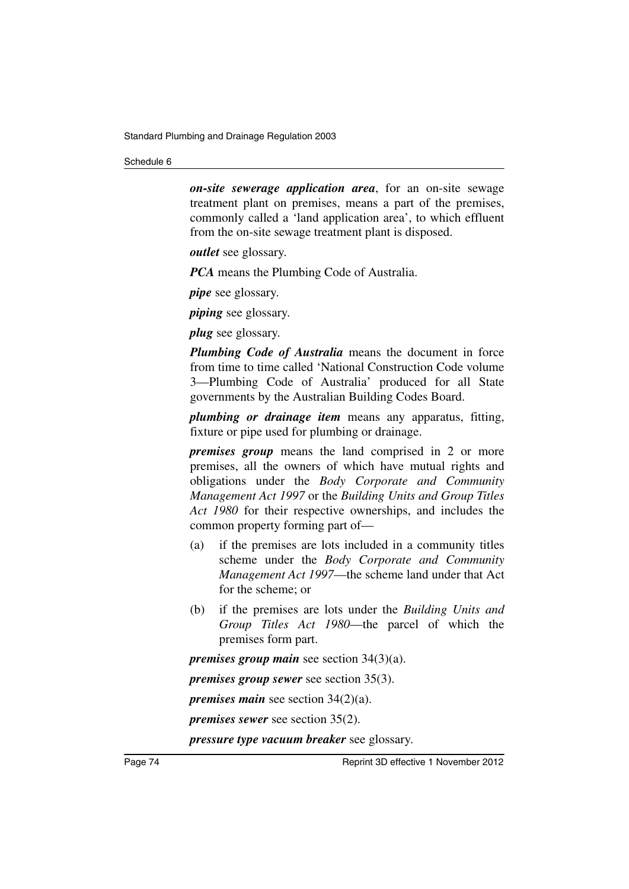***on-site sewerage application area***, for an on-site sewage treatment plant on premises, means a part of the premises, commonly called a 'land application area', to which effluent from the on-site sewage treatment plant is disposed.

***outlet*** see glossary.

***PCA*** means the Plumbing Code of Australia.

***pipe*** see glossary.

***piping*** see glossary.

***plug*** see glossary.

***Plumbing Code of Australia*** means the document in force from time to time called 'National Construction Code volume 3—Plumbing Code of Australia' produced for all State governments by the Australian Building Codes Board.

***plumbing or drainage item*** means any apparatus, fitting, fixture or pipe used for plumbing or drainage.

***premises group*** means the land comprised in 2 or more premises, all the owners of which have mutual rights and obligations under the *Body Corporate and Community Management Act 1997* or the *Building Units and Group Titles Act 1980* for their respective ownerships, and includes the common property forming part of—

(a) if the premises are lots included in a community titles scheme under the *Body Corporate and Community Management Act 1997*—the scheme land under that Act for the scheme; or

(b) if the premises are lots under the *Building Units and Group Titles Act 1980*—the parcel of which the premises form part.

***premises group main*** see section 34(3)(a).

***premises group sewer*** see section 35(3).

***premises main*** see section 34(2)(a).

***premises sewer*** see section 35(2).

***pressure type vacuum breaker*** see glossary.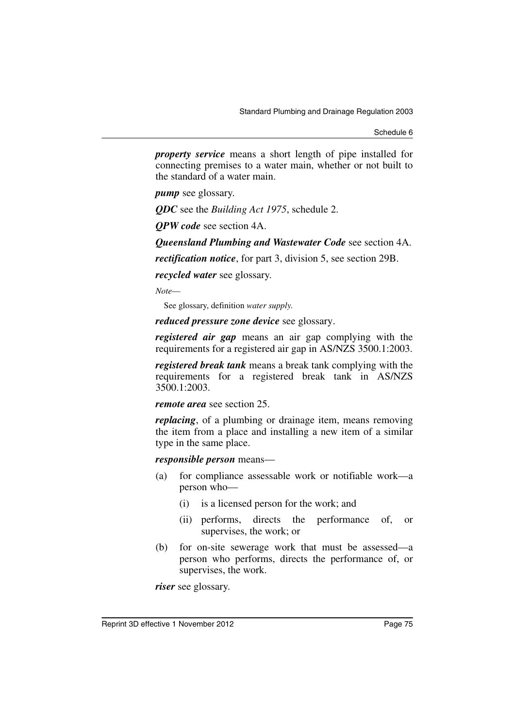***property service*** means a short length of pipe installed for connecting premises to a water main, whether or not built to the standard of a water main.

***pump*** see glossary.

***QDC*** see the *Building Act 1975*, schedule 2.

***QPW code*** see section 4A.

***Queensland Plumbing and Wastewater Code*** see section 4A.

***rectification notice***, for part 3, division 5, see section 29B.

***recycled water*** see glossary.

*Note*—

See glossary, definition *water supply*.

***reduced pressure zone device*** see glossary.

***registered air gap*** means an air gap complying with the requirements for a registered air gap in AS/NZS 3500.1:2003.

***registered break tank*** means a break tank complying with the requirements for a registered break tank in AS/NZS 3500.1:2003.

***remote area*** see section 25.

***replacing***, of a plumbing or drainage item, means removing the item from a place and installing a new item of a similar type in the same place.

***responsible person*** means—

(a) for compliance assessable work or notifiable work—a person who—

  (i) is a licensed person for the work; and

  (ii) performs, directs the performance of, or supervises, the work; or

(b) for on-site sewerage work that must be assessed—a person who performs, directs the performance of, or supervises, the work.

***riser*** see glossary.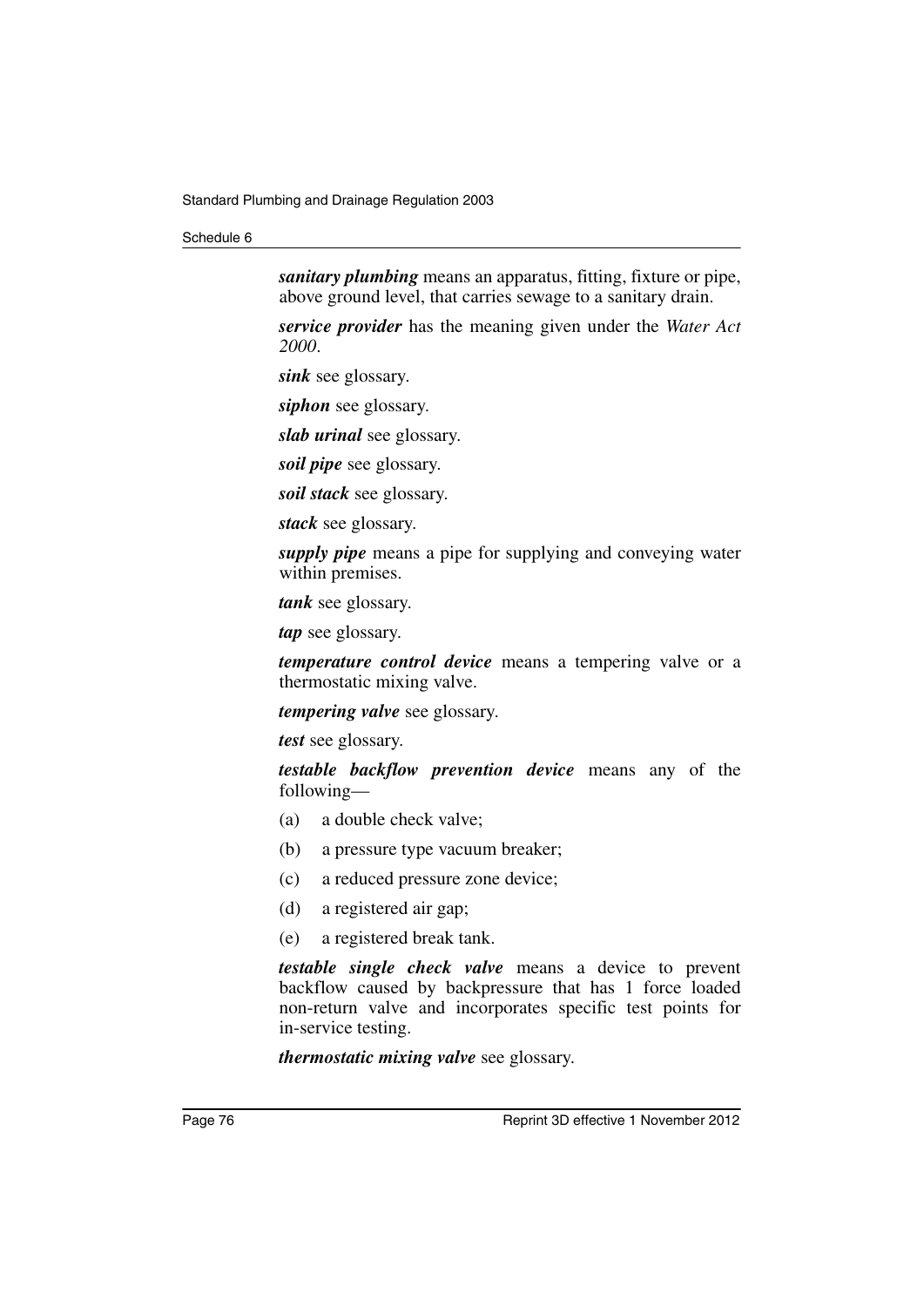***sanitary plumbing*** means an apparatus, fitting, fixture or pipe, above ground level, that carries sewage to a sanitary drain.

***service provider*** has the meaning given under the *Water Act 2000*.

***sink*** see glossary.

***siphon*** see glossary.

***slab urinal*** see glossary.

***soil pipe*** see glossary.

***soil stack*** see glossary.

***stack*** see glossary.

***supply pipe*** means a pipe for supplying and conveying water within premises.

***tank*** see glossary.

***tap*** see glossary.

***temperature control device*** means a tempering valve or a thermostatic mixing valve.

***tempering valve*** see glossary.

***test*** see glossary.

***testable backflow prevention device*** means any of the following—

(a) a double check valve;

(b) a pressure type vacuum breaker;

(c) a reduced pressure zone device;

(d) a registered air gap;

(e) a registered break tank.

***testable single check valve*** means a device to prevent backflow caused by backpressure that has 1 force loaded non-return valve and incorporates specific test points for in-service testing.

***thermostatic mixing valve*** see glossary.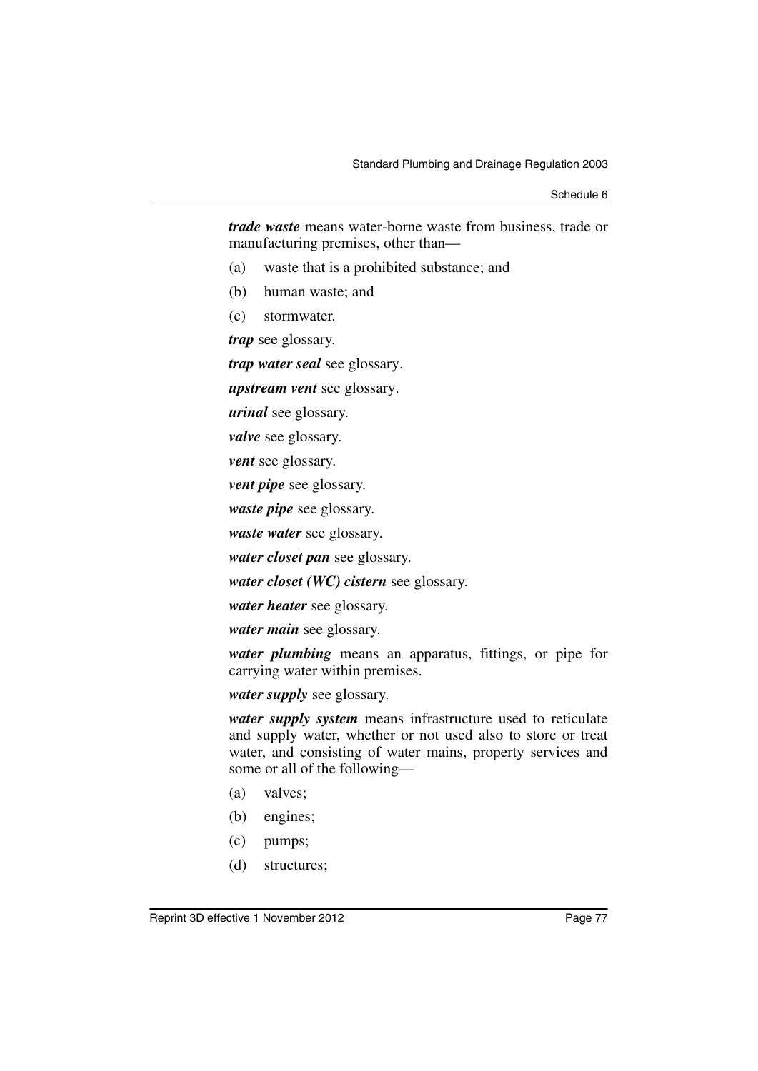***trade waste*** means water-borne waste from business, trade or manufacturing premises, other than—

(a) waste that is a prohibited substance; and

(b) human waste; and

(c) stormwater.

***trap*** see glossary.

***trap water seal*** see glossary.

***upstream vent*** see glossary.

***urinal*** see glossary.

***valve*** see glossary.

***vent*** see glossary.

***vent pipe*** see glossary.

***waste pipe*** see glossary.

***waste water*** see glossary.

***water closet pan*** see glossary.

***water closet (WC) cistern*** see glossary.

***water heater*** see glossary.

***water main*** see glossary.

***water plumbing*** means an apparatus, fittings, or pipe for carrying water within premises.

***water supply*** see glossary.

***water supply system*** means infrastructure used to reticulate and supply water, whether or not used also to store or treat water, and consisting of water mains, property services and some or all of the following—

(a) valves;

(b) engines;

(c) pumps;

(d) structures;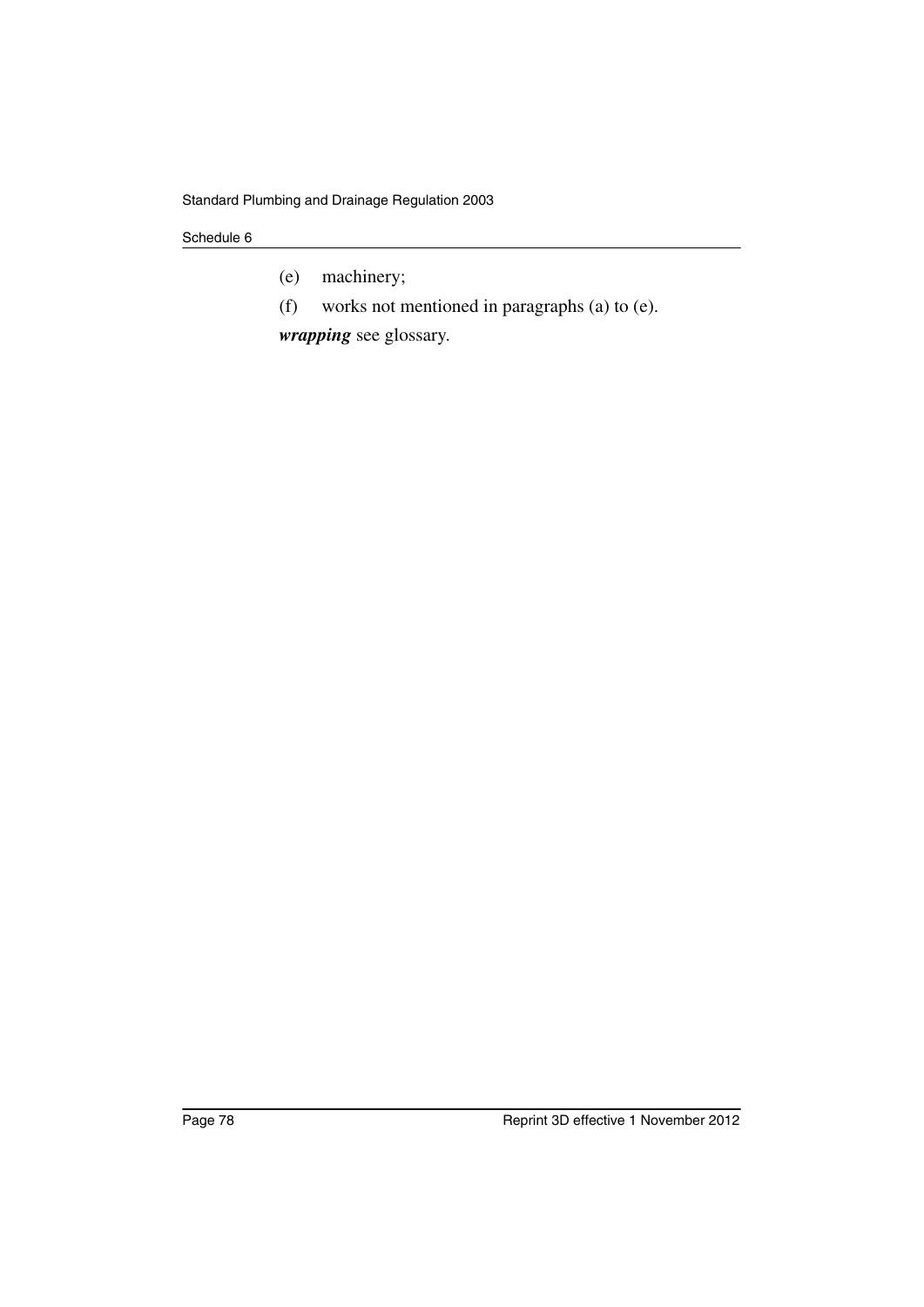(e) machinery;

(f) works not mentioned in paragraphs (a) to (e).

***wrapping*** see glossary.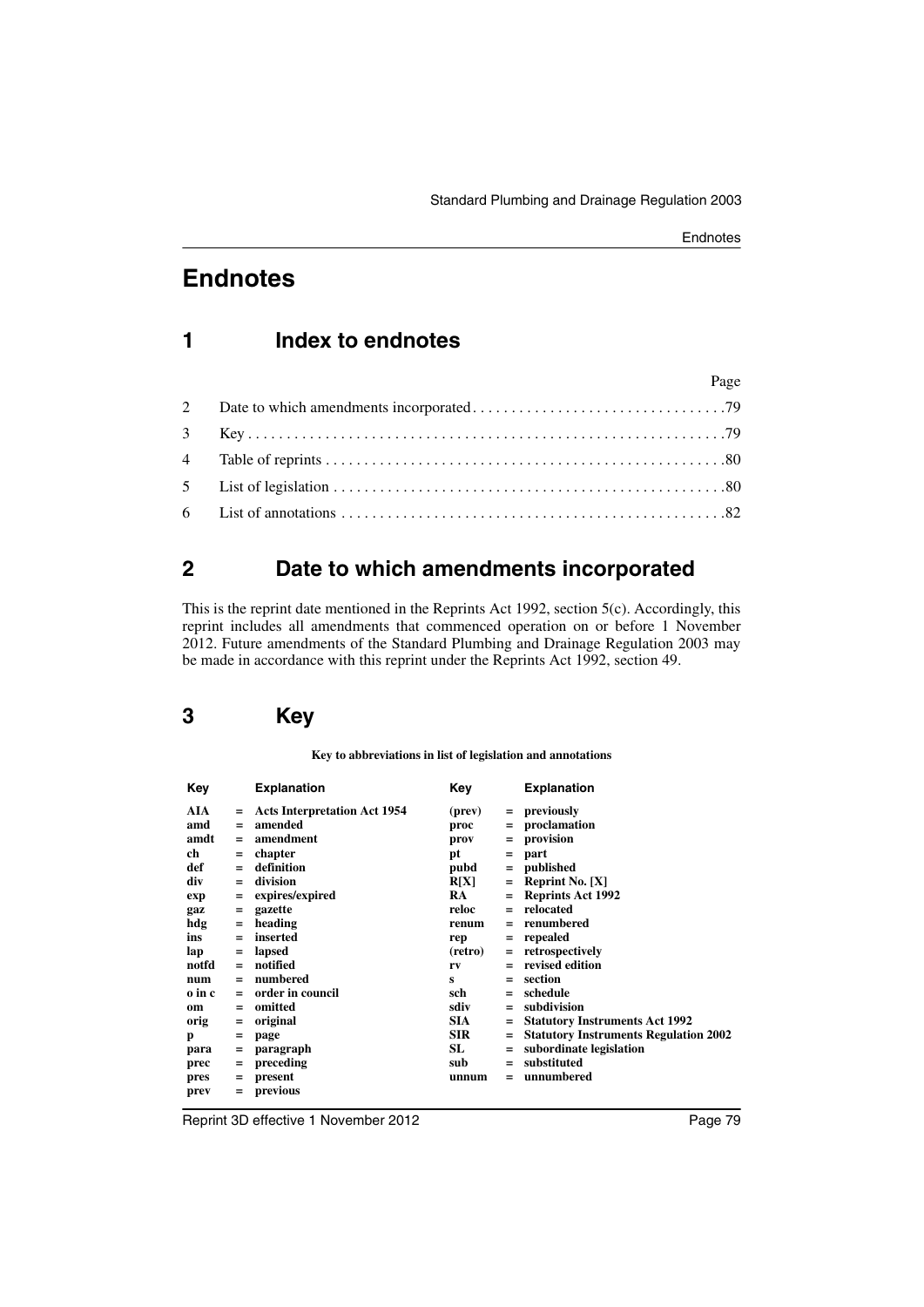# Endnotes

## 1 Index to endnotes

| | | Page |
|---|---|---|
| 2 | Date to which amendments incorporated | 79 |
| 3 | Key | 79 |
| 4 | Table of reprints | 80 |
| 5 | List of legislation | 80 |
| 6 | List of annotations | 82 |

## 2 Date to which amendments incorporated

This is the reprint date mentioned in the Reprints Act 1992, section 5(c). Accordingly, this reprint includes all amendments that commenced operation on or before 1 November 2012. Future amendments of the Standard Plumbing and Drainage Regulation 2003 may be made in accordance with this reprint under the Reprints Act 1992, section 49.

## 3 Key

**Key to abbreviations in list of legislation and annotations**

| Key | | Explanation | Key | | Explanation |
|---|---|---|---|---|---|
| **AIA** | = | **Acts Interpretation Act 1954** | **(prev)** | = | **previously** |
| **amd** | = | **amended** | **proc** | = | **proclamation** |
| **amdt** | = | **amendment** | **prov** | = | **provision** |
| **ch** | = | **chapter** | **pt** | = | **part** |
| **def** | = | **definition** | **pubd** | = | **published** |
| **div** | = | **division** | **R[X]** | = | **Reprint No. [X]** |
| **exp** | = | **expires/expired** | **RA** | = | **Reprints Act 1992** |
| **gaz** | = | **gazette** | **reloc** | = | **relocated** |
| **hdg** | = | **heading** | **renum** | = | **renumbered** |
| **ins** | = | **inserted** | **rep** | = | **repealed** |
| **lap** | = | **lapsed** | **(retro)** | = | **retrospectively** |
| **notfd** | = | **notified** | **rv** | = | **revised edition** |
| **num** | = | **numbered** | **s** | = | **section** |
| **o in c** | = | **order in council** | **sch** | = | **schedule** |
| **om** | = | **omitted** | **sdiv** | = | **subdivision** |
| **orig** | = | **original** | **SIA** | = | **Statutory Instruments Act 1992** |
| **p** | = | **page** | **SIR** | = | **Statutory Instruments Regulation 2002** |
| **para** | = | **paragraph** | **SL** | = | **subordinate legislation** |
| **prec** | = | **preceding** | **sub** | = | **substituted** |
| **pres** | = | **present** | **unnum** | = | **unnumbered** |
| **prev** | = | **previous** | | | |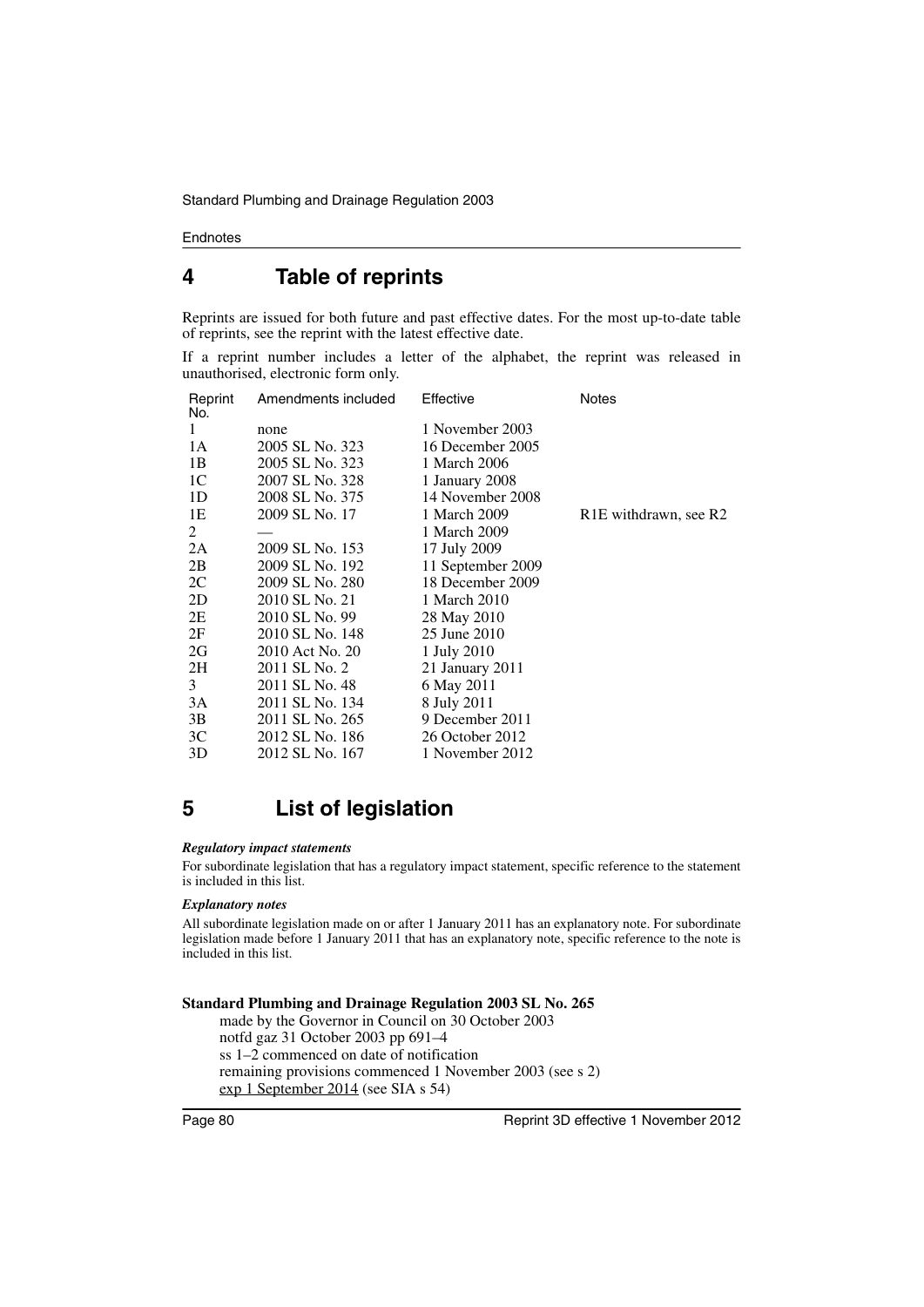# 4 Table of reprints

Reprints are issued for both future and past effective dates. For the most up-to-date table of reprints, see the reprint with the latest effective date.

If a reprint number includes a letter of the alphabet, the reprint was released in unauthorised, electronic form only.

| Reprint No. | Amendments included | Effective | Notes |
|---|---|---|---|
| 1 | none | 1 November 2003 | |
| 1A | 2005 SL No. 323 | 16 December 2005 | |
| 1B | 2005 SL No. 323 | 1 March 2006 | |
| 1C | 2007 SL No. 328 | 1 January 2008 | |
| 1D | 2008 SL No. 375 | 14 November 2008 | |
| 1E | 2009 SL No. 17 | 1 March 2009 | R1E withdrawn, see R2 |
| 2 | — | 1 March 2009 | |
| 2A | 2009 SL No. 153 | 17 July 2009 | |
| 2B | 2009 SL No. 192 | 11 September 2009 | |
| 2C | 2009 SL No. 280 | 18 December 2009 | |
| 2D | 2010 SL No. 21 | 1 March 2010 | |
| 2E | 2010 SL No. 99 | 28 May 2010 | |
| 2F | 2010 SL No. 148 | 25 June 2010 | |
| 2G | 2010 Act No. 20 | 1 July 2010 | |
| 2H | 2011 SL No. 2 | 21 January 2011 | |
| 3 | 2011 SL No. 48 | 6 May 2011 | |
| 3A | 2011 SL No. 134 | 8 July 2011 | |
| 3B | 2011 SL No. 265 | 9 December 2011 | |
| 3C | 2012 SL No. 186 | 26 October 2012 | |
| 3D | 2012 SL No. 167 | 1 November 2012 | |

# 5 List of legislation

***Regulatory impact statements***

For subordinate legislation that has a regulatory impact statement, specific reference to the statement is included in this list.

***Explanatory notes***

All subordinate legislation made on or after 1 January 2011 has an explanatory note. For subordinate legislation made before 1 January 2011 that has an explanatory note, specific reference to the note is included in this list.

**Standard Plumbing and Drainage Regulation 2003 SL No. 265**

made by the Governor in Council on 30 October 2003
notfd gaz 31 October 2003 pp 691–4
ss 1–2 commenced on date of notification
remaining provisions commenced 1 November 2003 (see s 2)
exp 1 September 2014 (see SIA s 54)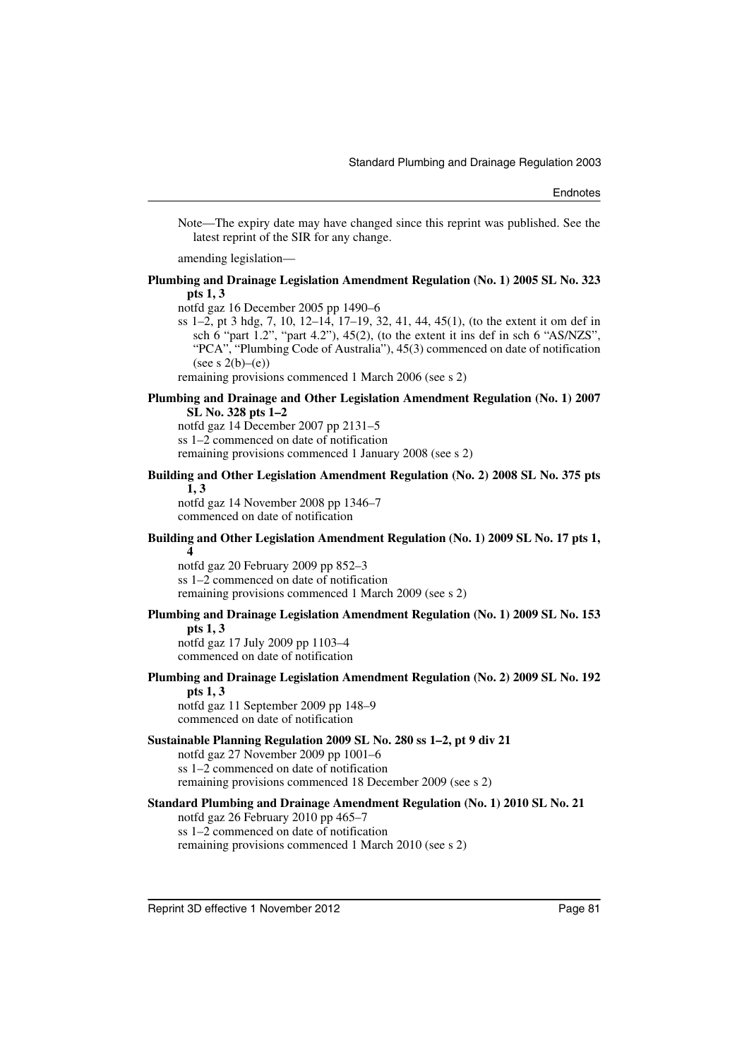Note—The expiry date may have changed since this reprint was published. See the latest reprint of the SIR for any change.

amending legislation—

**Plumbing and Drainage Legislation Amendment Regulation (No. 1) 2005 SL No. 323 pts 1, 3**

notfd gaz 16 December 2005 pp 1490–6

ss 1–2, pt 3 hdg, 7, 10, 12–14, 17–19, 32, 41, 44, 45(1), (to the extent it om def in sch 6 "part 1.2", "part 4.2"), 45(2), (to the extent it ins def in sch 6 "AS/NZS", "PCA", "Plumbing Code of Australia"), 45(3) commenced on date of notification (see s 2(b)–(e))

remaining provisions commenced 1 March 2006 (see s 2)

**Plumbing and Drainage and Other Legislation Amendment Regulation (No. 1) 2007 SL No. 328 pts 1–2**

notfd gaz 14 December 2007 pp 2131–5

ss 1–2 commenced on date of notification

remaining provisions commenced 1 January 2008 (see s 2)

**Building and Other Legislation Amendment Regulation (No. 2) 2008 SL No. 375 pts 1, 3**

notfd gaz 14 November 2008 pp 1346–7

commenced on date of notification

**Building and Other Legislation Amendment Regulation (No. 1) 2009 SL No. 17 pts 1, 4**

notfd gaz 20 February 2009 pp 852–3

ss 1–2 commenced on date of notification

remaining provisions commenced 1 March 2009 (see s 2)

**Plumbing and Drainage Legislation Amendment Regulation (No. 1) 2009 SL No. 153 pts 1, 3**

notfd gaz 17 July 2009 pp 1103–4

commenced on date of notification

**Plumbing and Drainage Legislation Amendment Regulation (No. 2) 2009 SL No. 192 pts 1, 3**

notfd gaz 11 September 2009 pp 148–9

commenced on date of notification

**Sustainable Planning Regulation 2009 SL No. 280 ss 1–2, pt 9 div 21**

notfd gaz 27 November 2009 pp 1001–6

ss 1–2 commenced on date of notification

remaining provisions commenced 18 December 2009 (see s 2)

**Standard Plumbing and Drainage Amendment Regulation (No. 1) 2010 SL No. 21**

notfd gaz 26 February 2010 pp 465–7

ss 1–2 commenced on date of notification

remaining provisions commenced 1 March 2010 (see s 2)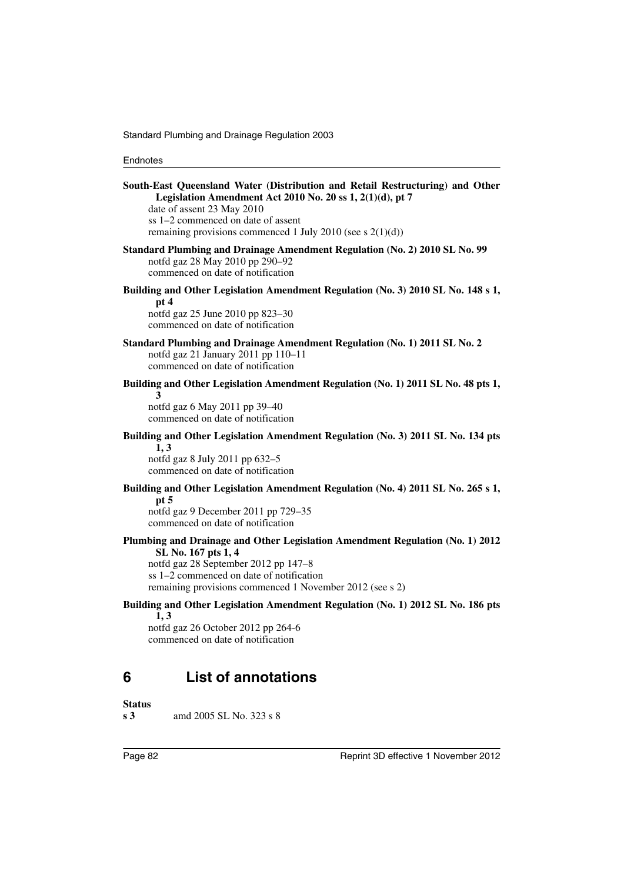**South-East Queensland Water (Distribution and Retail Restructuring) and Other Legislation Amendment Act 2010 No. 20 ss 1, 2(1)(d), pt 7**
date of assent 23 May 2010
ss 1–2 commenced on date of assent
remaining provisions commenced 1 July 2010 (see s 2(1)(d))

**Standard Plumbing and Drainage Amendment Regulation (No. 2) 2010 SL No. 99**
notfd gaz 28 May 2010 pp 290–92
commenced on date of notification

**Building and Other Legislation Amendment Regulation (No. 3) 2010 SL No. 148 s 1, pt 4**
notfd gaz 25 June 2010 pp 823–30
commenced on date of notification

**Standard Plumbing and Drainage Amendment Regulation (No. 1) 2011 SL No. 2**
notfd gaz 21 January 2011 pp 110–11
commenced on date of notification

**Building and Other Legislation Amendment Regulation (No. 1) 2011 SL No. 48 pts 1, 3**
notfd gaz 6 May 2011 pp 39–40
commenced on date of notification

**Building and Other Legislation Amendment Regulation (No. 3) 2011 SL No. 134 pts 1, 3**
notfd gaz 8 July 2011 pp 632–5
commenced on date of notification

**Building and Other Legislation Amendment Regulation (No. 4) 2011 SL No. 265 s 1, pt 5**
notfd gaz 9 December 2011 pp 729–35
commenced on date of notification

**Plumbing and Drainage and Other Legislation Amendment Regulation (No. 1) 2012 SL No. 167 pts 1, 4**
notfd gaz 28 September 2012 pp 147–8
ss 1–2 commenced on date of notification
remaining provisions commenced 1 November 2012 (see s 2)

**Building and Other Legislation Amendment Regulation (No. 1) 2012 SL No. 186 pts 1, 3**
notfd gaz 26 October 2012 pp 264-6
commenced on date of notification

## 6 List of annotations

**Status**
**s 3** amd 2005 SL No. 323 s 8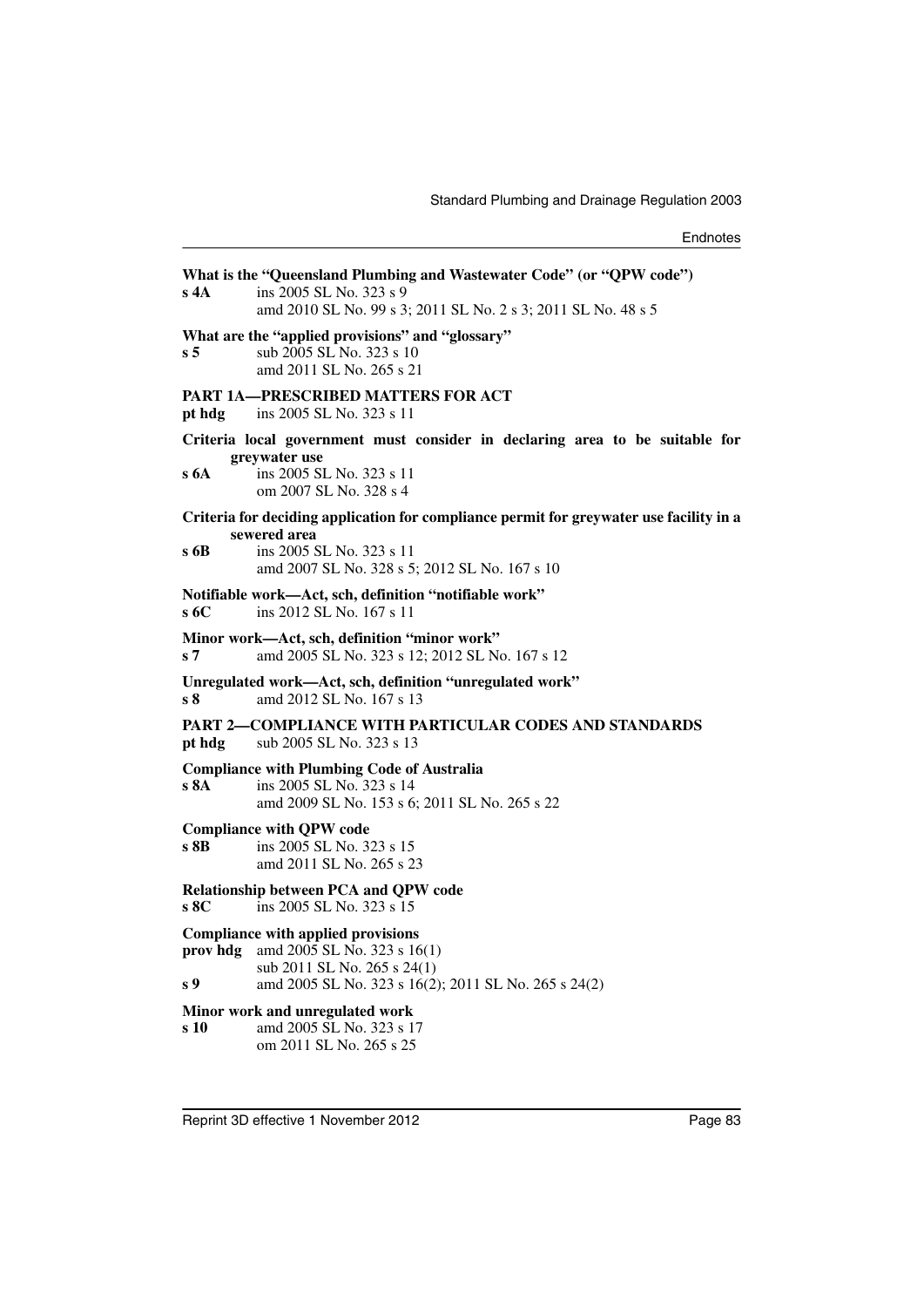**What is the "Queensland Plumbing and Wastewater Code" (or "QPW code")**

**s 4A** ins 2005 SL No. 323 s 9
amd 2010 SL No. 99 s 3; 2011 SL No. 2 s 3; 2011 SL No. 48 s 5

**What are the "applied provisions" and "glossary"**

**s 5** sub 2005 SL No. 323 s 10
amd 2011 SL No. 265 s 21

**PART 1A—PRESCRIBED MATTERS FOR ACT**

**pt hdg** ins 2005 SL No. 323 s 11

**Criteria local government must consider in declaring area to be suitable for greywater use**

**s 6A** ins 2005 SL No. 323 s 11
om 2007 SL No. 328 s 4

**Criteria for deciding application for compliance permit for greywater use facility in a sewered area**

**s 6B** ins 2005 SL No. 323 s 11
amd 2007 SL No. 328 s 5; 2012 SL No. 167 s 10

**Notifiable work—Act, sch, definition "notifiable work"**

**s 6C** ins 2012 SL No. 167 s 11

**Minor work—Act, sch, definition "minor work"**

**s 7** amd 2005 SL No. 323 s 12; 2012 SL No. 167 s 12

**Unregulated work—Act, sch, definition "unregulated work"**

**s 8** amd 2012 SL No. 167 s 13

**PART 2—COMPLIANCE WITH PARTICULAR CODES AND STANDARDS**

**pt hdg** sub 2005 SL No. 323 s 13

**Compliance with Plumbing Code of Australia**

**s 8A** ins 2005 SL No. 323 s 14
amd 2009 SL No. 153 s 6; 2011 SL No. 265 s 22

**Compliance with QPW code**

**s 8B** ins 2005 SL No. 323 s 15
amd 2011 SL No. 265 s 23

**Relationship between PCA and QPW code**

**s 8C** ins 2005 SL No. 323 s 15

**Compliance with applied provisions**

**prov hdg** amd 2005 SL No. 323 s 16(1)
sub 2011 SL No. 265 s 24(1)

**s 9** amd 2005 SL No. 323 s 16(2); 2011 SL No. 265 s 24(2)

**Minor work and unregulated work**

**s 10** amd 2005 SL No. 323 s 17
om 2011 SL No. 265 s 25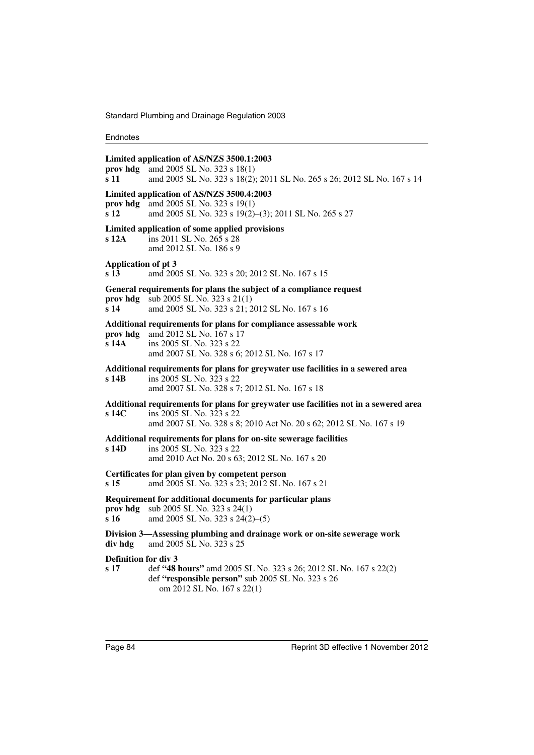**Limited application of AS/NZS 3500.1:2003**

**prov hdg** amd 2005 SL No. 323 s 18(1)

**s 11** amd 2005 SL No. 323 s 18(2); 2011 SL No. 265 s 26; 2012 SL No. 167 s 14

**Limited application of AS/NZS 3500.4:2003**

**prov hdg** amd 2005 SL No. 323 s 19(1)

**s 12** amd 2005 SL No. 323 s 19(2)–(3); 2011 SL No. 265 s 27

**Limited application of some applied provisions**

**s 12A** ins 2011 SL No. 265 s 28
amd 2012 SL No. 186 s 9

**Application of pt 3**

**s 13** amd 2005 SL No. 323 s 20; 2012 SL No. 167 s 15

**General requirements for plans the subject of a compliance request**

**prov hdg** sub 2005 SL No. 323 s 21(1)

**s 14** amd 2005 SL No. 323 s 21; 2012 SL No. 167 s 16

**Additional requirements for plans for compliance assessable work**

**prov hdg** amd 2012 SL No. 167 s 17

**s 14A** ins 2005 SL No. 323 s 22
amd 2007 SL No. 328 s 6; 2012 SL No. 167 s 17

**Additional requirements for plans for greywater use facilities in a sewered area**

**s 14B** ins 2005 SL No. 323 s 22
amd 2007 SL No. 328 s 7; 2012 SL No. 167 s 18

**Additional requirements for plans for greywater use facilities not in a sewered area**

**s 14C** ins 2005 SL No. 323 s 22
amd 2007 SL No. 328 s 8; 2010 Act No. 20 s 62; 2012 SL No. 167 s 19

**Additional requirements for plans for on-site sewerage facilities**

**s 14D** ins 2005 SL No. 323 s 22
amd 2010 Act No. 20 s 63; 2012 SL No. 167 s 20

**Certificates for plan given by competent person**

**s 15** amd 2005 SL No. 323 s 23; 2012 SL No. 167 s 21

**Requirement for additional documents for particular plans**

**prov hdg** sub 2005 SL No. 323 s 24(1)

**s 16** amd 2005 SL No. 323 s 24(2)–(5)

**Division 3—Assessing plumbing and drainage work or on-site sewerage work**

**div hdg** amd 2005 SL No. 323 s 25

**Definition for div 3**

**s 17** def **"48 hours"** amd 2005 SL No. 323 s 26; 2012 SL No. 167 s 22(2)
def **"responsible person"** sub 2005 SL No. 323 s 26
om 2012 SL No. 167 s 22(1)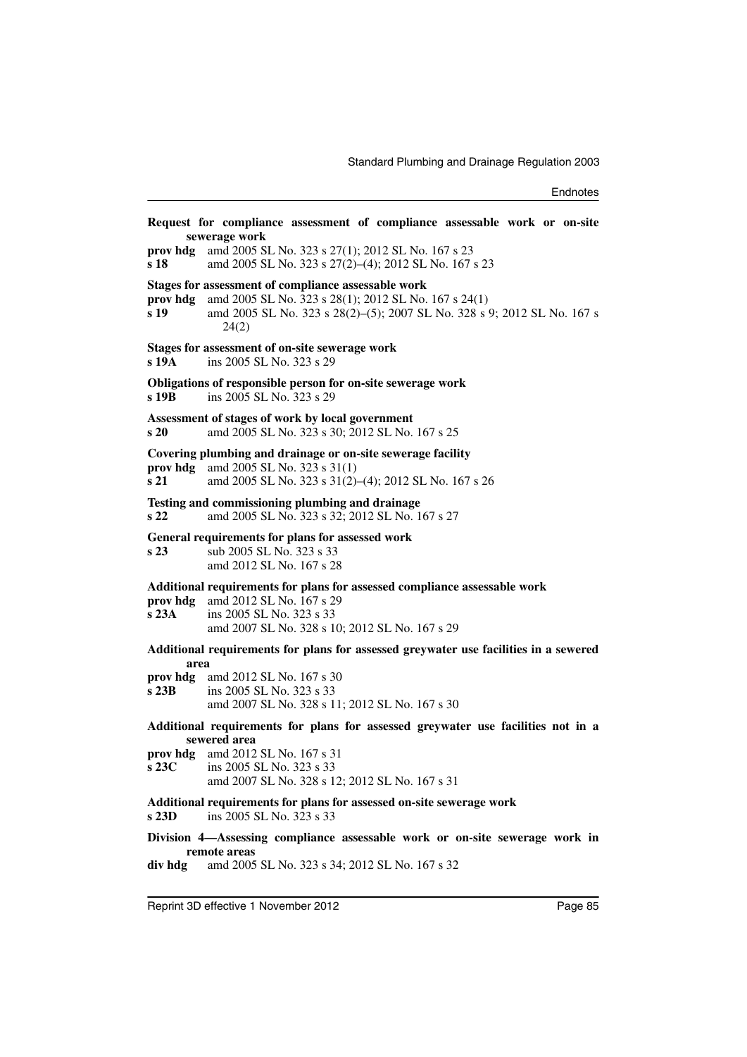**Request for compliance assessment of compliance assessable work or on-site sewerage work**

**prov hdg** amd 2005 SL No. 323 s 27(1); 2012 SL No. 167 s 23

**s 18** amd 2005 SL No. 323 s 27(2)–(4); 2012 SL No. 167 s 23

**Stages for assessment of compliance assessable work**

**prov hdg** amd 2005 SL No. 323 s 28(1); 2012 SL No. 167 s 24(1)

**s 19** amd 2005 SL No. 323 s 28(2)–(5); 2007 SL No. 328 s 9; 2012 SL No. 167 s 24(2)

**Stages for assessment of on-site sewerage work**

**s 19A** ins 2005 SL No. 323 s 29

**Obligations of responsible person for on-site sewerage work**

**s 19B** ins 2005 SL No. 323 s 29

**Assessment of stages of work by local government**

**s 20** amd 2005 SL No. 323 s 30; 2012 SL No. 167 s 25

**Covering plumbing and drainage or on-site sewerage facility**

**prov hdg** amd 2005 SL No. 323 s 31(1)

**s 21** amd 2005 SL No. 323 s 31(2)–(4); 2012 SL No. 167 s 26

**Testing and commissioning plumbing and drainage**

**s 22** amd 2005 SL No. 323 s 32; 2012 SL No. 167 s 27

**General requirements for plans for assessed work**

**s 23** sub 2005 SL No. 323 s 33
amd 2012 SL No. 167 s 28

**Additional requirements for plans for assessed compliance assessable work**

**prov hdg** amd 2012 SL No. 167 s 29

**s 23A** ins 2005 SL No. 323 s 33
amd 2007 SL No. 328 s 10; 2012 SL No. 167 s 29

**Additional requirements for plans for assessed greywater use facilities in a sewered area**

**prov hdg** amd 2012 SL No. 167 s 30

**s 23B** ins 2005 SL No. 323 s 33
amd 2007 SL No. 328 s 11; 2012 SL No. 167 s 30

**Additional requirements for plans for assessed greywater use facilities not in a sewered area**

**prov hdg** amd 2012 SL No. 167 s 31

**s 23C** ins 2005 SL No. 323 s 33
amd 2007 SL No. 328 s 12; 2012 SL No. 167 s 31

**Additional requirements for plans for assessed on-site sewerage work**

**s 23D** ins 2005 SL No. 323 s 33

**Division 4—Assessing compliance assessable work or on-site sewerage work in remote areas**

**div hdg** amd 2005 SL No. 323 s 34; 2012 SL No. 167 s 32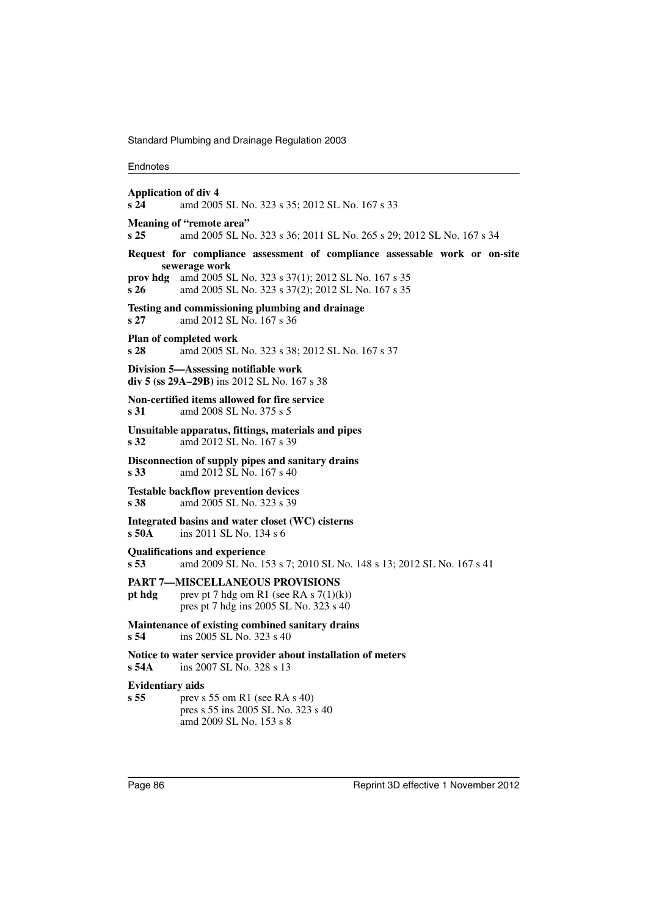**Application of div 4**
**s 24** amd 2005 SL No. 323 s 35; 2012 SL No. 167 s 33

**Meaning of "remote area"**
**s 25** amd 2005 SL No. 323 s 36; 2011 SL No. 265 s 29; 2012 SL No. 167 s 34

**Request for compliance assessment of compliance assessable work or on-site sewerage work**
**prov hdg** amd 2005 SL No. 323 s 37(1); 2012 SL No. 167 s 35
**s 26** amd 2005 SL No. 323 s 37(2); 2012 SL No. 167 s 35

**Testing and commissioning plumbing and drainage**
**s 27** amd 2012 SL No. 167 s 36

**Plan of completed work**
**s 28** amd 2005 SL No. 323 s 38; 2012 SL No. 167 s 37

**Division 5—Assessing notifiable work**
**div 5 (ss 29A–29B)** ins 2012 SL No. 167 s 38

**Non-certified items allowed for fire service**
**s 31** amd 2008 SL No. 375 s 5

**Unsuitable apparatus, fittings, materials and pipes**
**s 32** amd 2012 SL No. 167 s 39

**Disconnection of supply pipes and sanitary drains**
**s 33** amd 2012 SL No. 167 s 40

**Testable backflow prevention devices**
**s 38** amd 2005 SL No. 323 s 39

**Integrated basins and water closet (WC) cisterns**
**s 50A** ins 2011 SL No. 134 s 6

**Qualifications and experience**
**s 53** amd 2009 SL No. 153 s 7; 2010 SL No. 148 s 13; 2012 SL No. 167 s 41

**PART 7—MISCELLANEOUS PROVISIONS**
**pt hdg** prev pt 7 hdg om R1 (see RA s 7(1)(k))
pres pt 7 hdg ins 2005 SL No. 323 s 40

**Maintenance of existing combined sanitary drains**
**s 54** ins 2005 SL No. 323 s 40

**Notice to water service provider about installation of meters**
**s 54A** ins 2007 SL No. 328 s 13

**Evidentiary aids**
**s 55** prev s 55 om R1 (see RA s 40)
pres s 55 ins 2005 SL No. 323 s 40
amd 2009 SL No. 153 s 8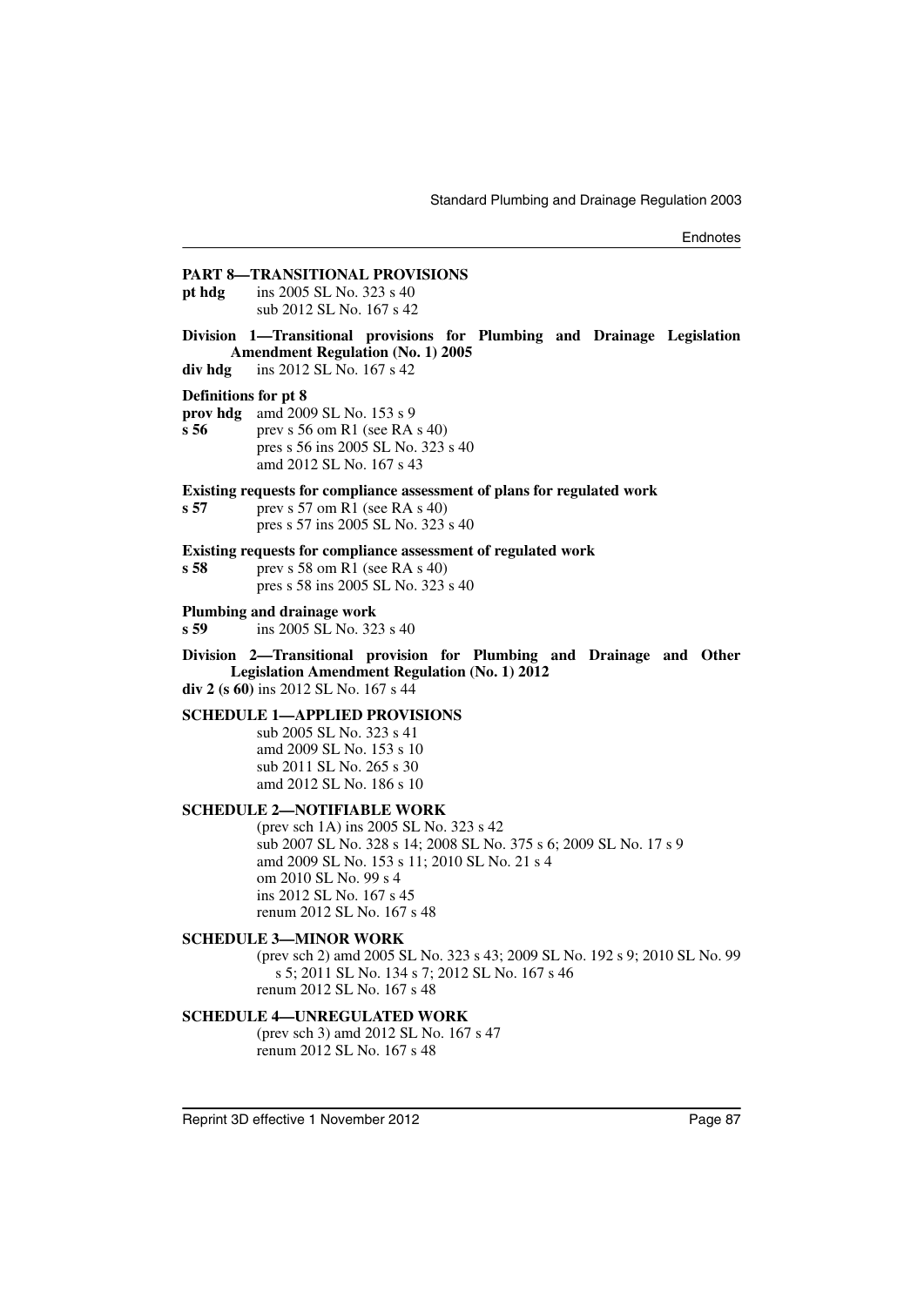**PART 8—TRANSITIONAL PROVISIONS**

**pt hdg** ins 2005 SL No. 323 s 40
sub 2012 SL No. 167 s 42

**Division 1—Transitional provisions for Plumbing and Drainage Legislation Amendment Regulation (No. 1) 2005**

**div hdg** ins 2012 SL No. 167 s 42

**Definitions for pt 8**

**prov hdg** amd 2009 SL No. 153 s 9

**s 56** prev s 56 om R1 (see RA s 40)
pres s 56 ins 2005 SL No. 323 s 40
amd 2012 SL No. 167 s 43

**Existing requests for compliance assessment of plans for regulated work**

**s 57** prev s 57 om R1 (see RA s 40)
pres s 57 ins 2005 SL No. 323 s 40

**Existing requests for compliance assessment of regulated work**

**s 58** prev s 58 om R1 (see RA s 40)
pres s 58 ins 2005 SL No. 323 s 40

**Plumbing and drainage work**

**s 59** ins 2005 SL No. 323 s 40

**Division 2—Transitional provision for Plumbing and Drainage and Other Legislation Amendment Regulation (No. 1) 2012**

**div 2 (s 60)** ins 2012 SL No. 167 s 44

**SCHEDULE 1—APPLIED PROVISIONS**

sub 2005 SL No. 323 s 41
amd 2009 SL No. 153 s 10
sub 2011 SL No. 265 s 30
amd 2012 SL No. 186 s 10

**SCHEDULE 2—NOTIFIABLE WORK**

(prev sch 1A) ins 2005 SL No. 323 s 42
sub 2007 SL No. 328 s 14; 2008 SL No. 375 s 6; 2009 SL No. 17 s 9
amd 2009 SL No. 153 s 11; 2010 SL No. 21 s 4
om 2010 SL No. 99 s 4
ins 2012 SL No. 167 s 45
renum 2012 SL No. 167 s 48

**SCHEDULE 3—MINOR WORK**

(prev sch 2) amd 2005 SL No. 323 s 43; 2009 SL No. 192 s 9; 2010 SL No. 99 s 5; 2011 SL No. 134 s 7; 2012 SL No. 167 s 46
renum 2012 SL No. 167 s 48

**SCHEDULE 4—UNREGULATED WORK**

(prev sch 3) amd 2012 SL No. 167 s 47
renum 2012 SL No. 167 s 48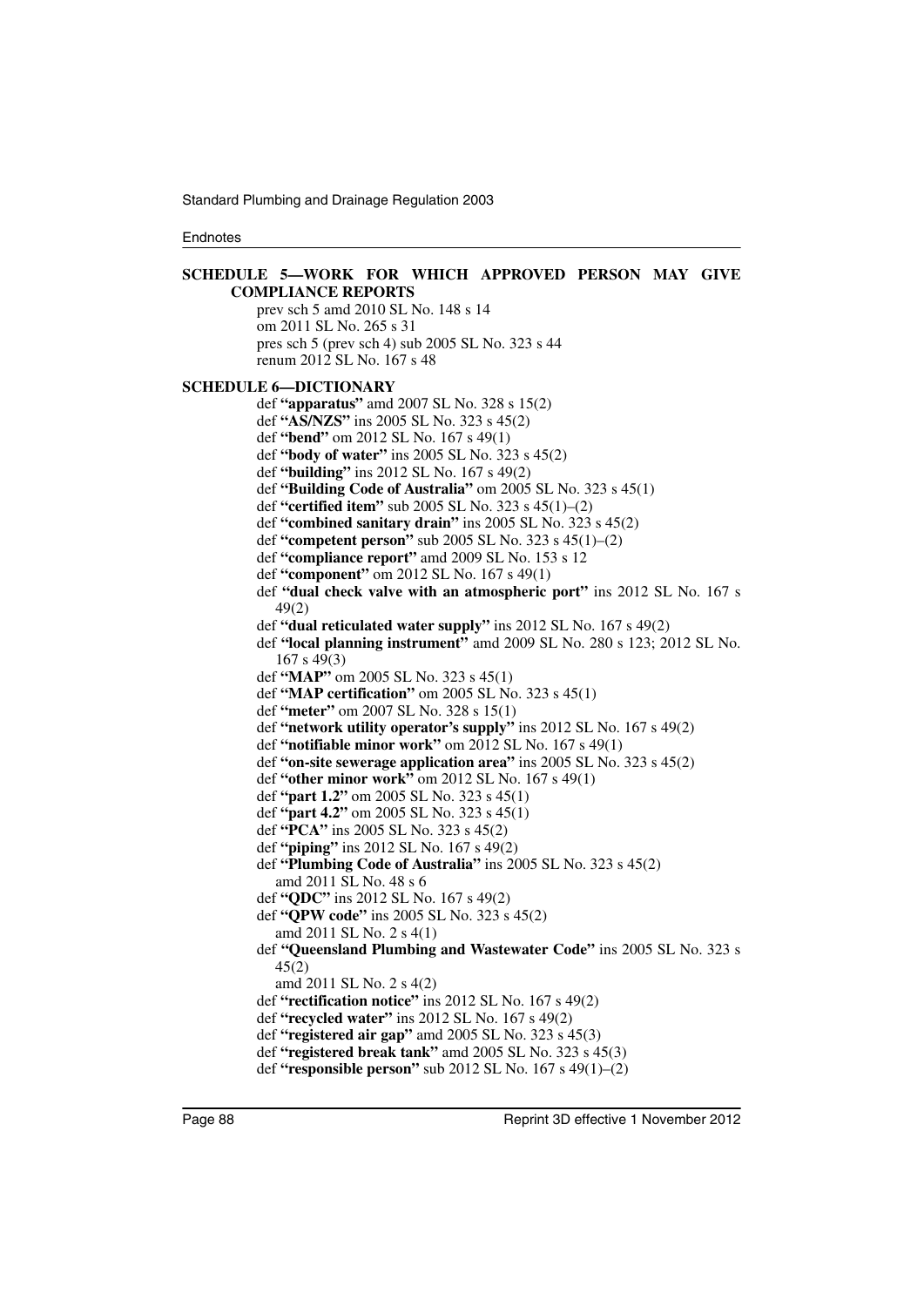**SCHEDULE 5—WORK FOR WHICH APPROVED PERSON MAY GIVE COMPLIANCE REPORTS**

prev sch 5 amd 2010 SL No. 148 s 14
om 2011 SL No. 265 s 31
pres sch 5 (prev sch 4) sub 2005 SL No. 323 s 44
renum 2012 SL No. 167 s 48

**SCHEDULE 6—DICTIONARY**

def **"apparatus"** amd 2007 SL No. 328 s 15(2)
def **"AS/NZS"** ins 2005 SL No. 323 s 45(2)
def **"bend"** om 2012 SL No. 167 s 49(1)
def **"body of water"** ins 2005 SL No. 323 s 45(2)
def **"building"** ins 2012 SL No. 167 s 49(2)
def **"Building Code of Australia"** om 2005 SL No. 323 s 45(1)
def **"certified item"** sub 2005 SL No. 323 s 45(1)–(2)
def **"combined sanitary drain"** ins 2005 SL No. 323 s 45(2)
def **"competent person"** sub 2005 SL No. 323 s 45(1)–(2)
def **"compliance report"** amd 2009 SL No. 153 s 12
def **"component"** om 2012 SL No. 167 s 49(1)
def **"dual check valve with an atmospheric port"** ins 2012 SL No. 167 s 49(2)
def **"dual reticulated water supply"** ins 2012 SL No. 167 s 49(2)
def **"local planning instrument"** amd 2009 SL No. 280 s 123; 2012 SL No. 167 s 49(3)
def **"MAP"** om 2005 SL No. 323 s 45(1)
def **"MAP certification"** om 2005 SL No. 323 s 45(1)
def **"meter"** om 2007 SL No. 328 s 15(1)
def **"network utility operator's supply"** ins 2012 SL No. 167 s 49(2)
def **"notifiable minor work"** om 2012 SL No. 167 s 49(1)
def **"on-site sewerage application area"** ins 2005 SL No. 323 s 45(2)
def **"other minor work"** om 2012 SL No. 167 s 49(1)
def **"part 1.2"** om 2005 SL No. 323 s 45(1)
def **"part 4.2"** om 2005 SL No. 323 s 45(1)
def **"PCA"** ins 2005 SL No. 323 s 45(2)
def **"piping"** ins 2012 SL No. 167 s 49(2)
def **"Plumbing Code of Australia"** ins 2005 SL No. 323 s 45(2)
amd 2011 SL No. 48 s 6
def **"QDC"** ins 2012 SL No. 167 s 49(2)
def **"QPW code"** ins 2005 SL No. 323 s 45(2)
amd 2011 SL No. 2 s 4(1)
def **"Queensland Plumbing and Wastewater Code"** ins 2005 SL No. 323 s 45(2)
amd 2011 SL No. 2 s 4(2)
def **"rectification notice"** ins 2012 SL No. 167 s 49(2)
def **"recycled water"** ins 2012 SL No. 167 s 49(2)
def **"registered air gap"** amd 2005 SL No. 323 s 45(3)
def **"registered break tank"** amd 2005 SL No. 323 s 45(3)
def **"responsible person"** sub 2012 SL No. 167 s 49(1)–(2)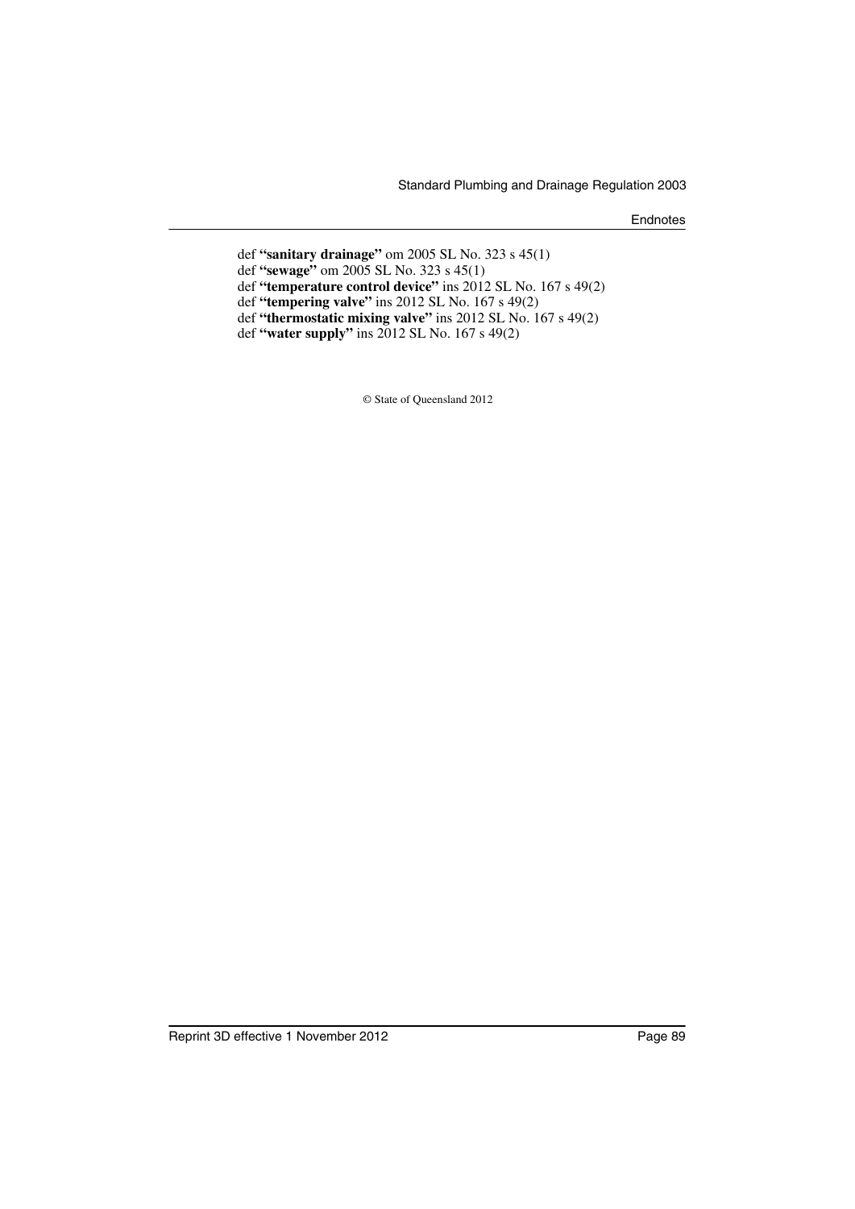def **“sanitary drainage”** om 2005 SL No. 323 s 45(1)
def **“sewage”** om 2005 SL No. 323 s 45(1)
def **“temperature control device”** ins 2012 SL No. 167 s 49(2)
def **“tempering valve”** ins 2012 SL No. 167 s 49(2)
def **“thermostatic mixing valve”** ins 2012 SL No. 167 s 49(2)
def **“water supply”** ins 2012 SL No. 167 s 49(2)

© State of Queensland 2012